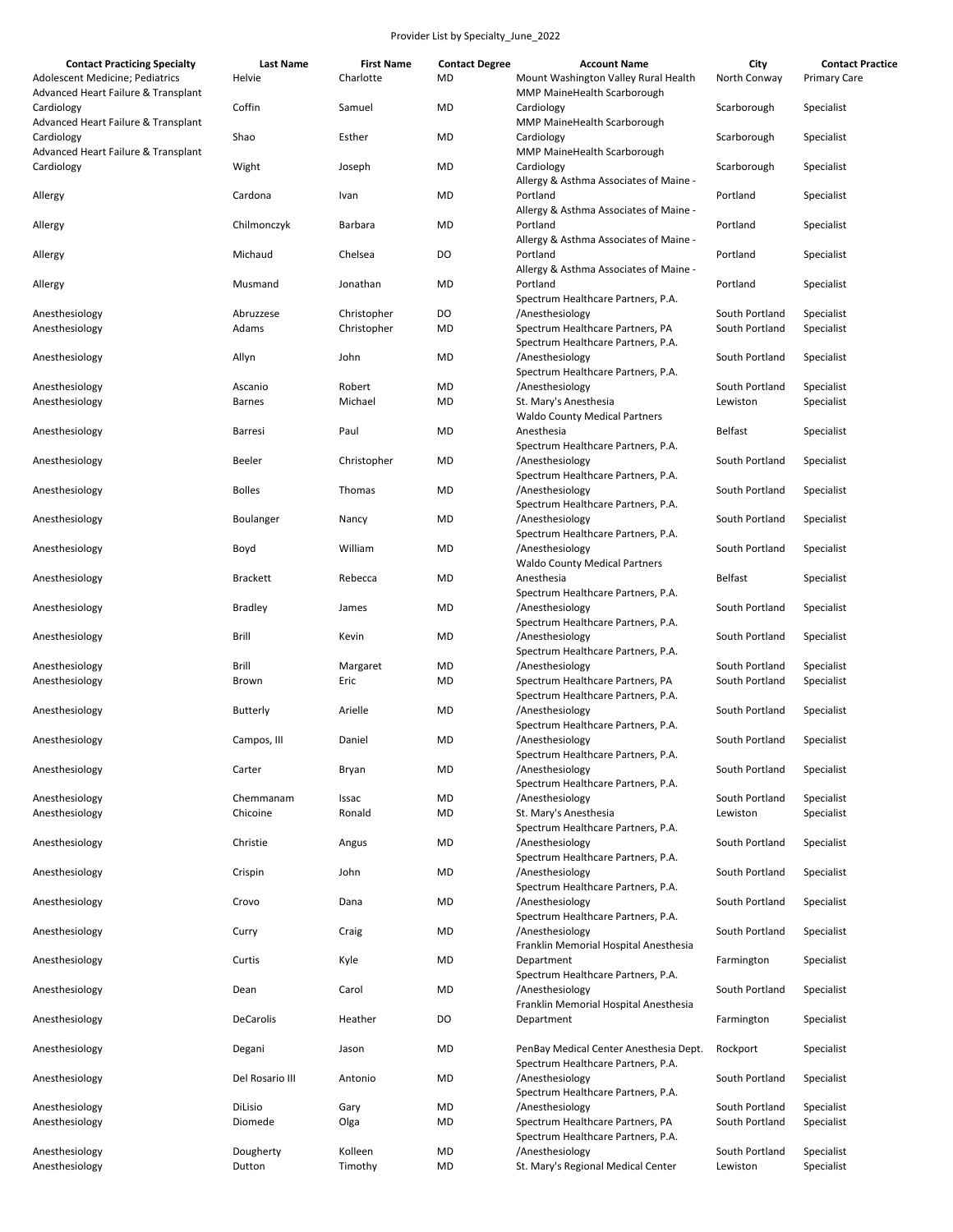Provider List by Specialty_June_2022

| Contact Practicing Specialty | Last Name | First Name | Contact Degree | Account Name | City | Contact Practice |
|---|---|---|---|---|---|---|
| Adolescent Medicine; Pediatrics | Helvie | Charlotte | MD | Mount Washington Valley Rural Health | North Conway | Primary Care |
| Advanced Heart Failure & Transplant Cardiology | Coffin | Samuel | MD | MMP MaineHealth Scarborough Cardiology | Scarborough | Specialist |
| Advanced Heart Failure & Transplant Cardiology | Shao | Esther | MD | MMP MaineHealth Scarborough Cardiology | Scarborough | Specialist |
| Advanced Heart Failure & Transplant Cardiology | Wight | Joseph | MD | MMP MaineHealth Scarborough Cardiology | Scarborough | Specialist |
| Allergy | Cardona | Ivan | MD | Allergy & Asthma Associates of Maine - Portland | Portland | Specialist |
| Allergy | Chilmonczyk | Barbara | MD | Allergy & Asthma Associates of Maine - Portland | Portland | Specialist |
| Allergy | Michaud | Chelsea | DO | Allergy & Asthma Associates of Maine - Portland | Portland | Specialist |
| Allergy | Musmand | Jonathan | MD | Allergy & Asthma Associates of Maine - Portland | Portland | Specialist |
| Anesthesiology | Abruzzese | Christopher | DO | Spectrum Healthcare Partners, P.A. /Anesthesiology | South Portland | Specialist |
| Anesthesiology | Adams | Christopher | MD | Spectrum Healthcare Partners, PA | South Portland | Specialist |
| Anesthesiology | Allyn | John | MD | Spectrum Healthcare Partners, P.A. /Anesthesiology | South Portland | Specialist |
| Anesthesiology | Ascanio | Robert | MD | Spectrum Healthcare Partners, P.A. /Anesthesiology | South Portland | Specialist |
| Anesthesiology | Barnes | Michael | MD | St. Mary's Anesthesia | Lewiston | Specialist |
| Anesthesiology | Barresi | Paul | MD | Waldo County Medical Partners Anesthesia | Belfast | Specialist |
| Anesthesiology | Beeler | Christopher | MD | Spectrum Healthcare Partners, P.A. /Anesthesiology | South Portland | Specialist |
| Anesthesiology | Bolles | Thomas | MD | Spectrum Healthcare Partners, P.A. /Anesthesiology | South Portland | Specialist |
| Anesthesiology | Boulanger | Nancy | MD | Spectrum Healthcare Partners, P.A. /Anesthesiology | South Portland | Specialist |
| Anesthesiology | Boyd | William | MD | Spectrum Healthcare Partners, P.A. /Anesthesiology | South Portland | Specialist |
| Anesthesiology | Brackett | Rebecca | MD | Waldo County Medical Partners Anesthesia | Belfast | Specialist |
| Anesthesiology | Bradley | James | MD | Spectrum Healthcare Partners, P.A. /Anesthesiology | South Portland | Specialist |
| Anesthesiology | Brill | Kevin | MD | Spectrum Healthcare Partners, P.A. /Anesthesiology | South Portland | Specialist |
| Anesthesiology | Brill | Margaret | MD | Spectrum Healthcare Partners, P.A. /Anesthesiology | South Portland | Specialist |
| Anesthesiology | Brown | Eric | MD | Spectrum Healthcare Partners, PA | South Portland | Specialist |
| Anesthesiology | Butterly | Arielle | MD | Spectrum Healthcare Partners, P.A. /Anesthesiology | South Portland | Specialist |
| Anesthesiology | Campos, III | Daniel | MD | Spectrum Healthcare Partners, P.A. /Anesthesiology | South Portland | Specialist |
| Anesthesiology | Carter | Bryan | MD | Spectrum Healthcare Partners, P.A. /Anesthesiology | South Portland | Specialist |
| Anesthesiology | Chemmanam | Issac | MD | Spectrum Healthcare Partners, P.A. /Anesthesiology | South Portland | Specialist |
| Anesthesiology | Chicoine | Ronald | MD | St. Mary's Anesthesia | Lewiston | Specialist |
| Anesthesiology | Christie | Angus | MD | Spectrum Healthcare Partners, P.A. /Anesthesiology | South Portland | Specialist |
| Anesthesiology | Crispin | John | MD | Spectrum Healthcare Partners, P.A. /Anesthesiology | South Portland | Specialist |
| Anesthesiology | Crovo | Dana | MD | Spectrum Healthcare Partners, P.A. /Anesthesiology | South Portland | Specialist |
| Anesthesiology | Curry | Craig | MD | Spectrum Healthcare Partners, P.A. /Anesthesiology | South Portland | Specialist |
| Anesthesiology | Curtis | Kyle | MD | Franklin Memorial Hospital Anesthesia Department | Farmington | Specialist |
| Anesthesiology | Dean | Carol | MD | Spectrum Healthcare Partners, P.A. /Anesthesiology | South Portland | Specialist |
| Anesthesiology | DeCarolis | Heather | DO | Franklin Memorial Hospital Anesthesia Department | Farmington | Specialist |
| Anesthesiology | Degani | Jason | MD | PenBay Medical Center Anesthesia Dept. | Rockport | Specialist |
| Anesthesiology | Del Rosario III | Antonio | MD | Spectrum Healthcare Partners, P.A. /Anesthesiology | South Portland | Specialist |
| Anesthesiology | DiLisio | Gary | MD | Spectrum Healthcare Partners, P.A. /Anesthesiology | South Portland | Specialist |
| Anesthesiology | Diomede | Olga | MD | Spectrum Healthcare Partners, PA | South Portland | Specialist |
| Anesthesiology | Dougherty | Kolleen | MD | Spectrum Healthcare Partners, P.A. /Anesthesiology | South Portland | Specialist |
| Anesthesiology | Dutton | Timothy | MD | St. Mary's Regional Medical Center | Lewiston | Specialist |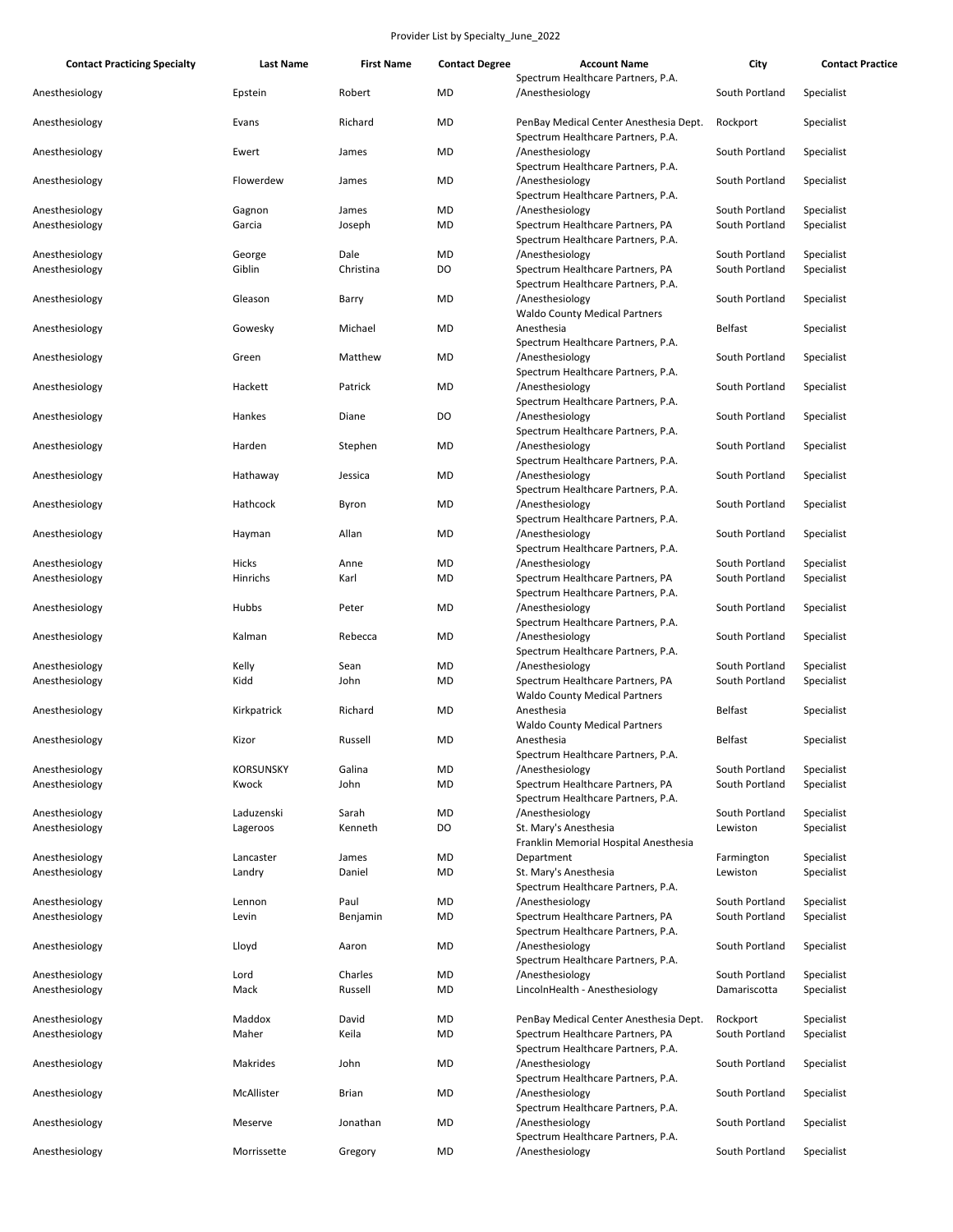| Contact Practicing Specialty | Last Name | First Name | Contact Degree | Account Name | City | Contact Practice |
|---|---|---|---|---|---|---|
| Anesthesiology | Epstein | Robert | MD | Spectrum Healthcare Partners, P.A. /Anesthesiology | South Portland | Specialist |
| Anesthesiology | Evans | Richard | MD | PenBay Medical Center Anesthesia Dept. | Rockport | Specialist |
| Anesthesiology | Ewert | James | MD | Spectrum Healthcare Partners, P.A. /Anesthesiology | South Portland | Specialist |
| Anesthesiology | Flowerdew | James | MD | Spectrum Healthcare Partners, P.A. /Anesthesiology | South Portland | Specialist |
| Anesthesiology | Gagnon | James | MD | Spectrum Healthcare Partners, P.A. /Anesthesiology | South Portland | Specialist |
| Anesthesiology | Garcia | Joseph | MD | Spectrum Healthcare Partners, PA | South Portland | Specialist |
| Anesthesiology | George | Dale | MD | Spectrum Healthcare Partners, P.A. /Anesthesiology | South Portland | Specialist |
| Anesthesiology | Giblin | Christina | DO | Spectrum Healthcare Partners, PA | South Portland | Specialist |
| Anesthesiology | Gleason | Barry | MD | Spectrum Healthcare Partners, P.A. /Anesthesiology | South Portland | Specialist |
| Anesthesiology | Gowesky | Michael | MD | Waldo County Medical Partners Anesthesia | Belfast | Specialist |
| Anesthesiology | Green | Matthew | MD | Spectrum Healthcare Partners, P.A. /Anesthesiology | South Portland | Specialist |
| Anesthesiology | Hackett | Patrick | MD | Spectrum Healthcare Partners, P.A. /Anesthesiology | South Portland | Specialist |
| Anesthesiology | Hankes | Diane | DO | Spectrum Healthcare Partners, P.A. /Anesthesiology | South Portland | Specialist |
| Anesthesiology | Harden | Stephen | MD | Spectrum Healthcare Partners, P.A. /Anesthesiology | South Portland | Specialist |
| Anesthesiology | Hathaway | Jessica | MD | Spectrum Healthcare Partners, P.A. /Anesthesiology | South Portland | Specialist |
| Anesthesiology | Hathcock | Byron | MD | Spectrum Healthcare Partners, P.A. /Anesthesiology | South Portland | Specialist |
| Anesthesiology | Hayman | Allan | MD | Spectrum Healthcare Partners, P.A. /Anesthesiology | South Portland | Specialist |
| Anesthesiology | Hicks | Anne | MD | Spectrum Healthcare Partners, P.A. /Anesthesiology | South Portland | Specialist |
| Anesthesiology | Hinrichs | Karl | MD | Spectrum Healthcare Partners, PA | South Portland | Specialist |
| Anesthesiology | Hubbs | Peter | MD | Spectrum Healthcare Partners, P.A. /Anesthesiology | South Portland | Specialist |
| Anesthesiology | Kalman | Rebecca | MD | Spectrum Healthcare Partners, P.A. /Anesthesiology | South Portland | Specialist |
| Anesthesiology | Kelly | Sean | MD | Spectrum Healthcare Partners, P.A. /Anesthesiology | South Portland | Specialist |
| Anesthesiology | Kidd | John | MD | Spectrum Healthcare Partners, PA | South Portland | Specialist |
| Anesthesiology | Kirkpatrick | Richard | MD | Waldo County Medical Partners Anesthesia | Belfast | Specialist |
| Anesthesiology | Kizor | Russell | MD | Waldo County Medical Partners Anesthesia | Belfast | Specialist |
| Anesthesiology | KORSUNSKY | Galina | MD | Spectrum Healthcare Partners, P.A. /Anesthesiology | South Portland | Specialist |
| Anesthesiology | Kwock | John | MD | Spectrum Healthcare Partners, PA | South Portland | Specialist |
| Anesthesiology | Laduzenski | Sarah | MD | Spectrum Healthcare Partners, P.A. /Anesthesiology | South Portland | Specialist |
| Anesthesiology | Lageroos | Kenneth | DO | St. Mary's Anesthesia | Lewiston | Specialist |
| Anesthesiology | Lancaster | James | MD | Franklin Memorial Hospital Anesthesia Department | Farmington | Specialist |
| Anesthesiology | Landry | Daniel | MD | St. Mary's Anesthesia | Lewiston | Specialist |
| Anesthesiology | Lennon | Paul | MD | Spectrum Healthcare Partners, P.A. /Anesthesiology | South Portland | Specialist |
| Anesthesiology | Levin | Benjamin | MD | Spectrum Healthcare Partners, PA | South Portland | Specialist |
| Anesthesiology | Lloyd | Aaron | MD | Spectrum Healthcare Partners, P.A. /Anesthesiology | South Portland | Specialist |
| Anesthesiology | Lord | Charles | MD | Spectrum Healthcare Partners, P.A. /Anesthesiology | South Portland | Specialist |
| Anesthesiology | Mack | Russell | MD | LincolnHealth - Anesthesiology | Damariscotta | Specialist |
| Anesthesiology | Maddox | David | MD | PenBay Medical Center Anesthesia Dept. | Rockport | Specialist |
| Anesthesiology | Maher | Keila | MD | Spectrum Healthcare Partners, PA | South Portland | Specialist |
| Anesthesiology | Makrides | John | MD | Spectrum Healthcare Partners, P.A. /Anesthesiology | South Portland | Specialist |
| Anesthesiology | McAllister | Brian | MD | Spectrum Healthcare Partners, P.A. /Anesthesiology | South Portland | Specialist |
| Anesthesiology | Meserve | Jonathan | MD | Spectrum Healthcare Partners, P.A. /Anesthesiology | South Portland | Specialist |
| Anesthesiology | Morrissette | Gregory | MD | Spectrum Healthcare Partners, P.A. /Anesthesiology | South Portland | Specialist |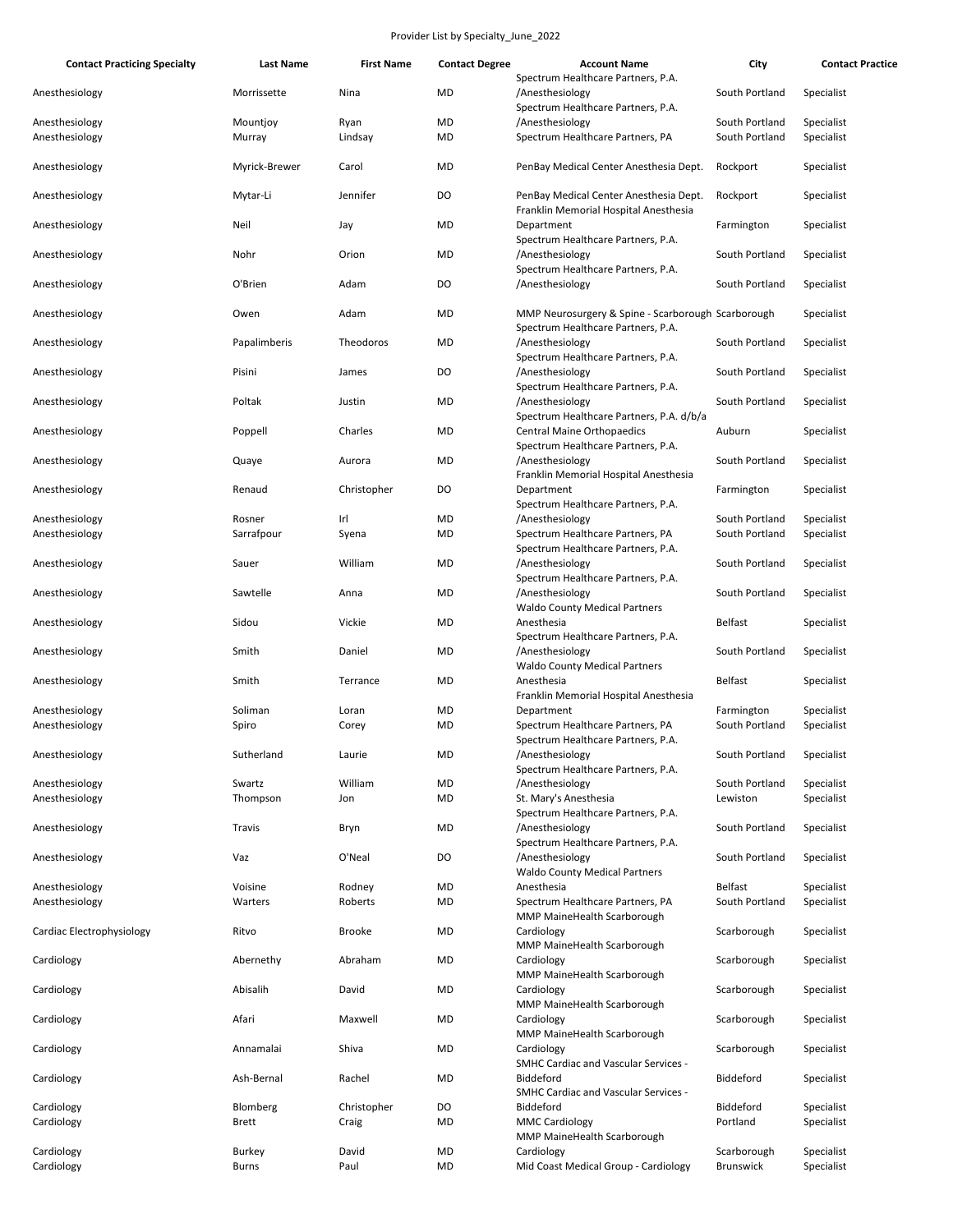Provider List by Specialty_June_2022

| Contact Practicing Specialty | Last Name | First Name | Contact Degree | Account Name | City | Contact Practice |
|---|---|---|---|---|---|---|
| Anesthesiology | Morrissette | Nina | MD | Spectrum Healthcare Partners, P.A. /Anesthesiology | South Portland | Specialist |
| Anesthesiology | Mountjoy | Ryan | MD | Spectrum Healthcare Partners, P.A. /Anesthesiology | South Portland | Specialist |
| Anesthesiology | Murray | Lindsay | MD | Spectrum Healthcare Partners, PA | South Portland | Specialist |
| Anesthesiology | Myrick-Brewer | Carol | MD | PenBay Medical Center Anesthesia Dept. | Rockport | Specialist |
| Anesthesiology | Mytar-Li | Jennifer | DO | PenBay Medical Center Anesthesia Dept. | Rockport | Specialist |
| Anesthesiology | Neil | Jay | MD | Franklin Memorial Hospital Anesthesia Department | Farmington | Specialist |
| Anesthesiology | Nohr | Orion | MD | Spectrum Healthcare Partners, P.A. /Anesthesiology | South Portland | Specialist |
| Anesthesiology | O'Brien | Adam | DO | Spectrum Healthcare Partners, P.A. /Anesthesiology | South Portland | Specialist |
| Anesthesiology | Owen | Adam | MD | MMP Neurosurgery & Spine - Scarborough | Scarborough | Specialist |
| Anesthesiology | Papalimberis | Theodoros | MD | Spectrum Healthcare Partners, P.A. /Anesthesiology | South Portland | Specialist |
| Anesthesiology | Pisini | James | DO | Spectrum Healthcare Partners, P.A. /Anesthesiology | South Portland | Specialist |
| Anesthesiology | Poltak | Justin | MD | Spectrum Healthcare Partners, P.A. /Anesthesiology | South Portland | Specialist |
| Anesthesiology | Poppell | Charles | MD | Spectrum Healthcare Partners, P.A. d/b/a Central Maine Orthopaedics | Auburn | Specialist |
| Anesthesiology | Quaye | Aurora | MD | Spectrum Healthcare Partners, P.A. /Anesthesiology | South Portland | Specialist |
| Anesthesiology | Renaud | Christopher | DO | Franklin Memorial Hospital Anesthesia Department | Farmington | Specialist |
| Anesthesiology | Rosner | Irl | MD | Spectrum Healthcare Partners, P.A. /Anesthesiology | South Portland | Specialist |
| Anesthesiology | Sarrafpour | Syena | MD | Spectrum Healthcare Partners, PA | South Portland | Specialist |
| Anesthesiology | Sauer | William | MD | Spectrum Healthcare Partners, P.A. /Anesthesiology | South Portland | Specialist |
| Anesthesiology | Sawtelle | Anna | MD | Spectrum Healthcare Partners, P.A. /Anesthesiology | South Portland | Specialist |
| Anesthesiology | Sidou | Vickie | MD | Waldo County Medical Partners Anesthesia | Belfast | Specialist |
| Anesthesiology | Smith | Daniel | MD | Spectrum Healthcare Partners, P.A. /Anesthesiology | South Portland | Specialist |
| Anesthesiology | Smith | Terrance | MD | Waldo County Medical Partners Anesthesia | Belfast | Specialist |
| Anesthesiology | Soliman | Loran | MD | Franklin Memorial Hospital Anesthesia Department | Farmington | Specialist |
| Anesthesiology | Spiro | Corey | MD | Spectrum Healthcare Partners, PA | South Portland | Specialist |
| Anesthesiology | Sutherland | Laurie | MD | Spectrum Healthcare Partners, P.A. /Anesthesiology | South Portland | Specialist |
| Anesthesiology | Swartz | William | MD | Spectrum Healthcare Partners, P.A. /Anesthesiology | South Portland | Specialist |
| Anesthesiology | Thompson | Jon | MD | St. Mary's Anesthesia | Lewiston | Specialist |
| Anesthesiology | Travis | Bryn | MD | Spectrum Healthcare Partners, P.A. /Anesthesiology | South Portland | Specialist |
| Anesthesiology | Vaz | O'Neal | DO | Spectrum Healthcare Partners, P.A. /Anesthesiology | South Portland | Specialist |
| Anesthesiology | Voisine | Rodney | MD | Waldo County Medical Partners Anesthesia | Belfast | Specialist |
| Anesthesiology | Warters | Roberts | MD | Spectrum Healthcare Partners, PA | South Portland | Specialist |
| Cardiac Electrophysiology | Ritvo | Brooke | MD | MMP MaineHealth Scarborough Cardiology | Scarborough | Specialist |
| Cardiology | Abernethy | Abraham | MD | MMP MaineHealth Scarborough Cardiology | Scarborough | Specialist |
| Cardiology | Abisalih | David | MD | MMP MaineHealth Scarborough Cardiology | Scarborough | Specialist |
| Cardiology | Afari | Maxwell | MD | MMP MaineHealth Scarborough Cardiology | Scarborough | Specialist |
| Cardiology | Annamalai | Shiva | MD | MMP MaineHealth Scarborough Cardiology | Scarborough | Specialist |
| Cardiology | Ash-Bernal | Rachel | MD | SMHC Cardiac and Vascular Services - Biddeford | Biddeford | Specialist |
| Cardiology | Blomberg | Christopher | DO | SMHC Cardiac and Vascular Services - Biddeford | Biddeford | Specialist |
| Cardiology | Brett | Craig | MD | MMC Cardiology | Portland | Specialist |
| Cardiology | Burkey | David | MD | MMP MaineHealth Scarborough Cardiology | Scarborough | Specialist |
| Cardiology | Burns | Paul | MD | Mid Coast Medical Group - Cardiology | Brunswick | Specialist |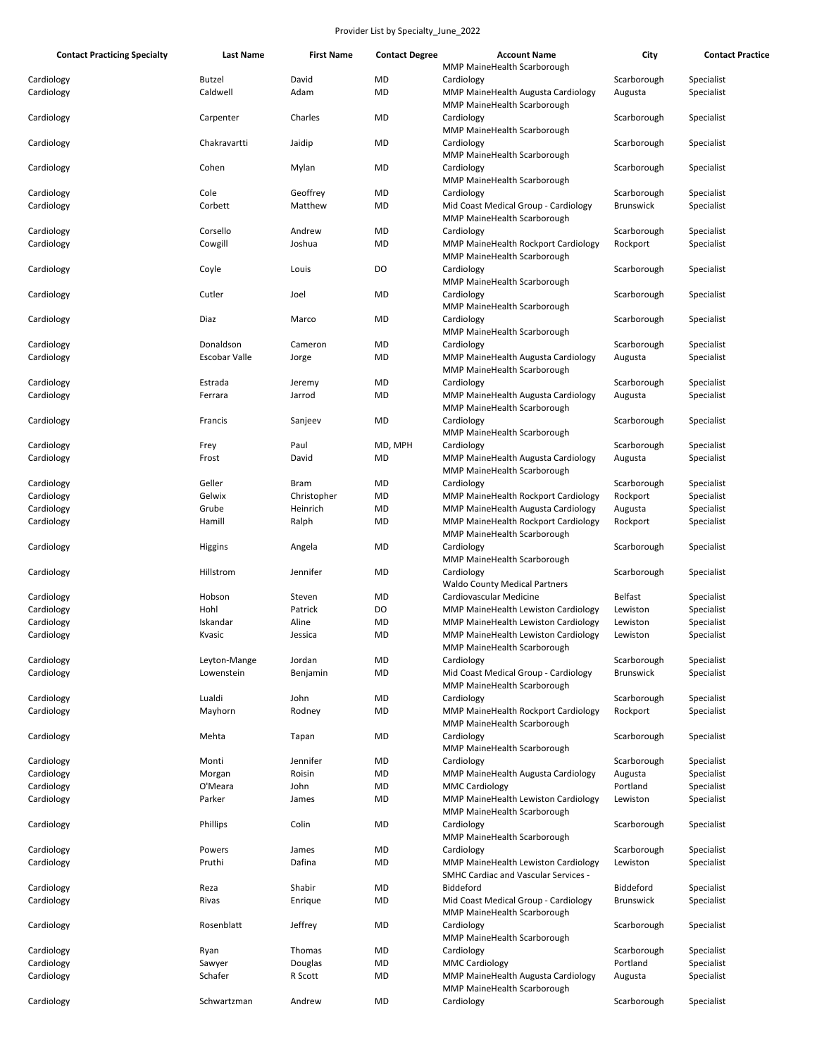Provider List by Specialty_June_2022

| Contact Practicing Specialty | Last Name | First Name | Contact Degree | Account Name | City | Contact Practice |
|---|---|---|---|---|---|---|
| Cardiology | Butzel | David | MD | MMP MaineHealth Scarborough Cardiology | Scarborough | Specialist |
| Cardiology | Caldwell | Adam | MD | MMP MaineHealth Augusta Cardiology | Augusta | Specialist |
| Cardiology | Carpenter | Charles | MD | MMP MaineHealth Scarborough Cardiology | Scarborough | Specialist |
| Cardiology | Chakravartti | Jaidip | MD | MMP MaineHealth Scarborough Cardiology | Scarborough | Specialist |
| Cardiology | Cohen | Mylan | MD | MMP MaineHealth Scarborough Cardiology | Scarborough | Specialist |
| Cardiology | Cole | Geoffrey | MD | MMP MaineHealth Scarborough Cardiology | Scarborough | Specialist |
| Cardiology | Corbett | Matthew | MD | Mid Coast Medical Group - Cardiology | Brunswick | Specialist |
| Cardiology | Corsello | Andrew | MD | MMP MaineHealth Scarborough Cardiology | Scarborough | Specialist |
| Cardiology | Cowgill | Joshua | MD | MMP MaineHealth Rockport Cardiology | Rockport | Specialist |
| Cardiology | Coyle | Louis | DO | MMP MaineHealth Scarborough Cardiology | Scarborough | Specialist |
| Cardiology | Cutler | Joel | MD | MMP MaineHealth Scarborough Cardiology | Scarborough | Specialist |
| Cardiology | Diaz | Marco | MD | MMP MaineHealth Scarborough Cardiology | Scarborough | Specialist |
| Cardiology | Donaldson | Cameron | MD | MMP MaineHealth Scarborough Cardiology | Scarborough | Specialist |
| Cardiology | Escobar Valle | Jorge | MD | MMP MaineHealth Augusta Cardiology | Augusta | Specialist |
| Cardiology | Estrada | Jeremy | MD | MMP MaineHealth Scarborough Cardiology | Scarborough | Specialist |
| Cardiology | Ferrara | Jarrod | MD | MMP MaineHealth Augusta Cardiology | Augusta | Specialist |
| Cardiology | Francis | Sanjeev | MD | MMP MaineHealth Scarborough Cardiology | Scarborough | Specialist |
| Cardiology | Frey | Paul | MD, MPH | MMP MaineHealth Scarborough Cardiology | Scarborough | Specialist |
| Cardiology | Frost | David | MD | MMP MaineHealth Augusta Cardiology | Augusta | Specialist |
| Cardiology | Geller | Bram | MD | MMP MaineHealth Scarborough Cardiology | Scarborough | Specialist |
| Cardiology | Gelwix | Christopher | MD | MMP MaineHealth Rockport Cardiology | Rockport | Specialist |
| Cardiology | Grube | Heinrich | MD | MMP MaineHealth Augusta Cardiology | Augusta | Specialist |
| Cardiology | Hamill | Ralph | MD | MMP MaineHealth Rockport Cardiology | Rockport | Specialist |
| Cardiology | Higgins | Angela | MD | MMP MaineHealth Scarborough Cardiology | Scarborough | Specialist |
| Cardiology | Hillstrom | Jennifer | MD | MMP MaineHealth Scarborough Cardiology | Scarborough | Specialist |
| Cardiology | Hobson | Steven | MD | Waldo County Medical Partners Cardiovascular Medicine | Belfast | Specialist |
| Cardiology | Hohl | Patrick | DO | MMP MaineHealth Lewiston Cardiology | Lewiston | Specialist |
| Cardiology | Iskandar | Aline | MD | MMP MaineHealth Lewiston Cardiology | Lewiston | Specialist |
| Cardiology | Kvasic | Jessica | MD | MMP MaineHealth Lewiston Cardiology | Lewiston | Specialist |
| Cardiology | Leyton-Mange | Jordan | MD | MMP MaineHealth Scarborough Cardiology | Scarborough | Specialist |
| Cardiology | Lowenstein | Benjamin | MD | Mid Coast Medical Group - Cardiology | Brunswick | Specialist |
| Cardiology | Lualdi | John | MD | MMP MaineHealth Scarborough Cardiology | Scarborough | Specialist |
| Cardiology | Mayhorn | Rodney | MD | MMP MaineHealth Rockport Cardiology | Rockport | Specialist |
| Cardiology | Mehta | Tapan | MD | MMP MaineHealth Scarborough Cardiology | Scarborough | Specialist |
| Cardiology | Monti | Jennifer | MD | MMP MaineHealth Scarborough Cardiology | Scarborough | Specialist |
| Cardiology | Morgan | Roisin | MD | MMP MaineHealth Augusta Cardiology | Augusta | Specialist |
| Cardiology | O'Meara | John | MD | MMC Cardiology | Portland | Specialist |
| Cardiology | Parker | James | MD | MMP MaineHealth Lewiston Cardiology | Lewiston | Specialist |
| Cardiology | Phillips | Colin | MD | MMP MaineHealth Scarborough Cardiology | Scarborough | Specialist |
| Cardiology | Powers | James | MD | MMP MaineHealth Scarborough Cardiology | Scarborough | Specialist |
| Cardiology | Pruthi | Dafina | MD | MMP MaineHealth Lewiston Cardiology | Lewiston | Specialist |
| Cardiology | Reza | Shabir | MD | SMHC Cardiac and Vascular Services - Biddeford | Biddeford | Specialist |
| Cardiology | Rivas | Enrique | MD | Mid Coast Medical Group - Cardiology | Brunswick | Specialist |
| Cardiology | Rosenblatt | Jeffrey | MD | MMP MaineHealth Scarborough Cardiology | Scarborough | Specialist |
| Cardiology | Ryan | Thomas | MD | MMP MaineHealth Scarborough Cardiology | Scarborough | Specialist |
| Cardiology | Sawyer | Douglas | MD | MMC Cardiology | Portland | Specialist |
| Cardiology | Schafer | R Scott | MD | MMP MaineHealth Augusta Cardiology | Augusta | Specialist |
| Cardiology | Schwartzman | Andrew | MD | MMP MaineHealth Scarborough Cardiology | Scarborough | Specialist |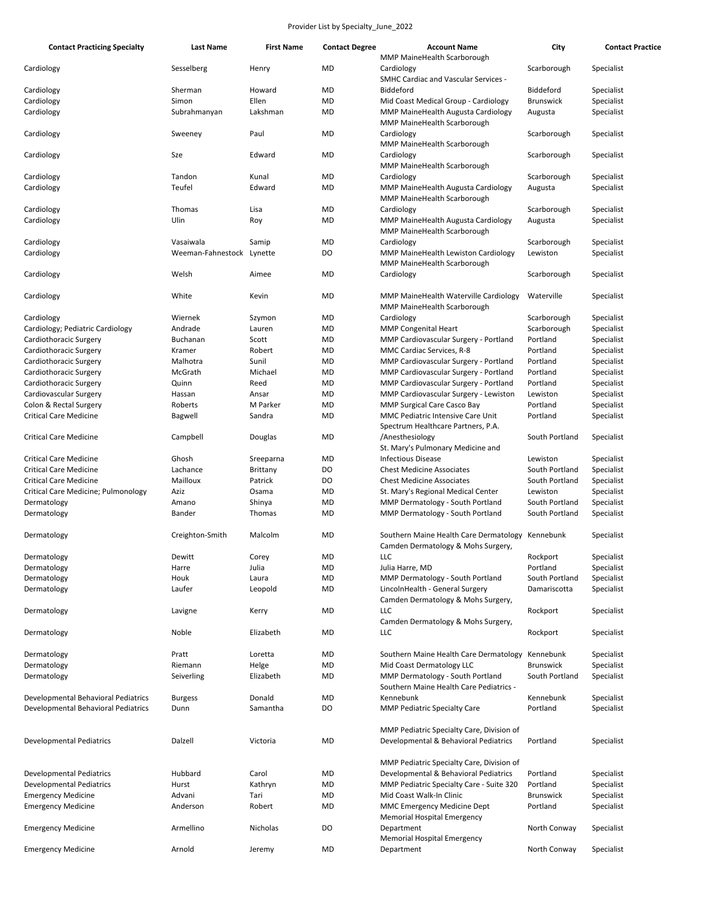Provider List by Specialty_June_2022

| Contact Practicing Specialty | Last Name | First Name | Contact Degree | Account Name | City | Contact Practice |
|---|---|---|---|---|---|---|
| Cardiology | Sesselberg | Henry | MD | MMP MaineHealth Scarborough Cardiology | Scarborough | Specialist |
| Cardiology | Sherman | Howard | MD | SMHC Cardiac and Vascular Services - Biddeford | Biddeford | Specialist |
| Cardiology | Simon | Ellen | MD | Mid Coast Medical Group - Cardiology | Brunswick | Specialist |
| Cardiology | Subrahmanyan | Lakshman | MD | MMP MaineHealth Augusta Cardiology | Augusta | Specialist |
| Cardiology | Sweeney | Paul | MD | MMP MaineHealth Scarborough Cardiology | Scarborough | Specialist |
| Cardiology | Sze | Edward | MD | MMP MaineHealth Scarborough Cardiology | Scarborough | Specialist |
| Cardiology | Tandon | Kunal | MD | MMP MaineHealth Scarborough Cardiology | Scarborough | Specialist |
| Cardiology | Teufel | Edward | MD | MMP MaineHealth Augusta Cardiology | Augusta | Specialist |
| Cardiology | Thomas | Lisa | MD | MMP MaineHealth Scarborough Cardiology | Scarborough | Specialist |
| Cardiology | Ulin | Roy | MD | MMP MaineHealth Augusta Cardiology | Augusta | Specialist |
| Cardiology | Vasaiwala | Samip | MD | MMP MaineHealth Scarborough Cardiology | Scarborough | Specialist |
| Cardiology | Weeman-Fahnestock | Lynette | DO | MMP MaineHealth Lewiston Cardiology | Lewiston | Specialist |
| Cardiology | Welsh | Aimee | MD | MMP MaineHealth Scarborough Cardiology | Scarborough | Specialist |
| Cardiology | White | Kevin | MD | MMP MaineHealth Waterville Cardiology | Waterville | Specialist |
| Cardiology | Wiernek | Szymon | MD | MMP MaineHealth Scarborough Cardiology | Scarborough | Specialist |
| Cardiology; Pediatric Cardiology | Andrade | Lauren | MD | MMP Congenital Heart | Scarborough | Specialist |
| Cardiothoracic Surgery | Buchanan | Scott | MD | MMP Cardiovascular Surgery - Portland | Portland | Specialist |
| Cardiothoracic Surgery | Kramer | Robert | MD | MMC Cardiac Services, R-8 | Portland | Specialist |
| Cardiothoracic Surgery | Malhotra | Sunil | MD | MMP Cardiovascular Surgery - Portland | Portland | Specialist |
| Cardiothoracic Surgery | McGrath | Michael | MD | MMP Cardiovascular Surgery - Portland | Portland | Specialist |
| Cardiothoracic Surgery | Quinn | Reed | MD | MMP Cardiovascular Surgery - Portland | Portland | Specialist |
| Cardiovascular Surgery | Hassan | Ansar | MD | MMP Cardiovascular Surgery - Lewiston | Lewiston | Specialist |
| Colon & Rectal Surgery | Roberts | M Parker | MD | MMP Surgical Care Casco Bay | Portland | Specialist |
| Critical Care Medicine | Bagwell | Sandra | MD | MMC Pediatric Intensive Care Unit | Portland | Specialist |
| Critical Care Medicine | Campbell | Douglas | MD | Spectrum Healthcare Partners, P.A. /Anesthesiology | South Portland | Specialist |
| Critical Care Medicine | Ghosh | Sreeparna | MD | St. Mary's Pulmonary Medicine and Infectious Disease | Lewiston | Specialist |
| Critical Care Medicine | Lachance | Brittany | DO | Chest Medicine Associates | South Portland | Specialist |
| Critical Care Medicine | Mailloux | Patrick | DO | Chest Medicine Associates | South Portland | Specialist |
| Critical Care Medicine; Pulmonology | Aziz | Osama | MD | St. Mary's Regional Medical Center | Lewiston | Specialist |
| Dermatology | Amano | Shinya | MD | MMP Dermatology - South Portland | South Portland | Specialist |
| Dermatology | Bander | Thomas | MD | MMP Dermatology - South Portland | South Portland | Specialist |
| Dermatology | Creighton-Smith | Malcolm | MD | Southern Maine Health Care Dermatology | Kennebunk | Specialist |
| Dermatology | Dewitt | Corey | MD | Camden Dermatology & Mohs Surgery, LLC | Rockport | Specialist |
| Dermatology | Harre | Julia | MD | Julia Harre, MD | Portland | Specialist |
| Dermatology | Houk | Laura | MD | MMP Dermatology - South Portland | South Portland | Specialist |
| Dermatology | Laufer | Leopold | MD | LincolnHealth - General Surgery | Damariscotta | Specialist |
| Dermatology | Lavigne | Kerry | MD | Camden Dermatology & Mohs Surgery, LLC | Rockport | Specialist |
| Dermatology | Noble | Elizabeth | MD | Camden Dermatology & Mohs Surgery, LLC | Rockport | Specialist |
| Dermatology | Pratt | Loretta | MD | Southern Maine Health Care Dermatology | Kennebunk | Specialist |
| Dermatology | Riemann | Helge | MD | Mid Coast Dermatology LLC | Brunswick | Specialist |
| Dermatology | Seiverling | Elizabeth | MD | MMP Dermatology - South Portland | South Portland | Specialist |
| Developmental Behavioral Pediatrics | Burgess | Donald | MD | Southern Maine Health Care Pediatrics - Kennebunk | Kennebunk | Specialist |
| Developmental Behavioral Pediatrics | Dunn | Samantha | DO | MMP Pediatric Specialty Care | Portland | Specialist |
| Developmental Pediatrics | Dalzell | Victoria | MD | MMP Pediatric Specialty Care, Division of Developmental & Behavioral Pediatrics | Portland | Specialist |
| Developmental Pediatrics | Hubbard | Carol | MD | MMP Pediatric Specialty Care, Division of Developmental & Behavioral Pediatrics | Portland | Specialist |
| Developmental Pediatrics | Hurst | Kathryn | MD | MMP Pediatric Specialty Care - Suite 320 | Portland | Specialist |
| Emergency Medicine | Advani | Tari | MD | Mid Coast Walk-In Clinic | Brunswick | Specialist |
| Emergency Medicine | Anderson | Robert | MD | MMC Emergency Medicine Dept | Portland | Specialist |
| Emergency Medicine | Armellino | Nicholas | DO | Memorial Hospital Emergency Department | North Conway | Specialist |
| Emergency Medicine | Arnold | Jeremy | MD | Memorial Hospital Emergency Department | North Conway | Specialist |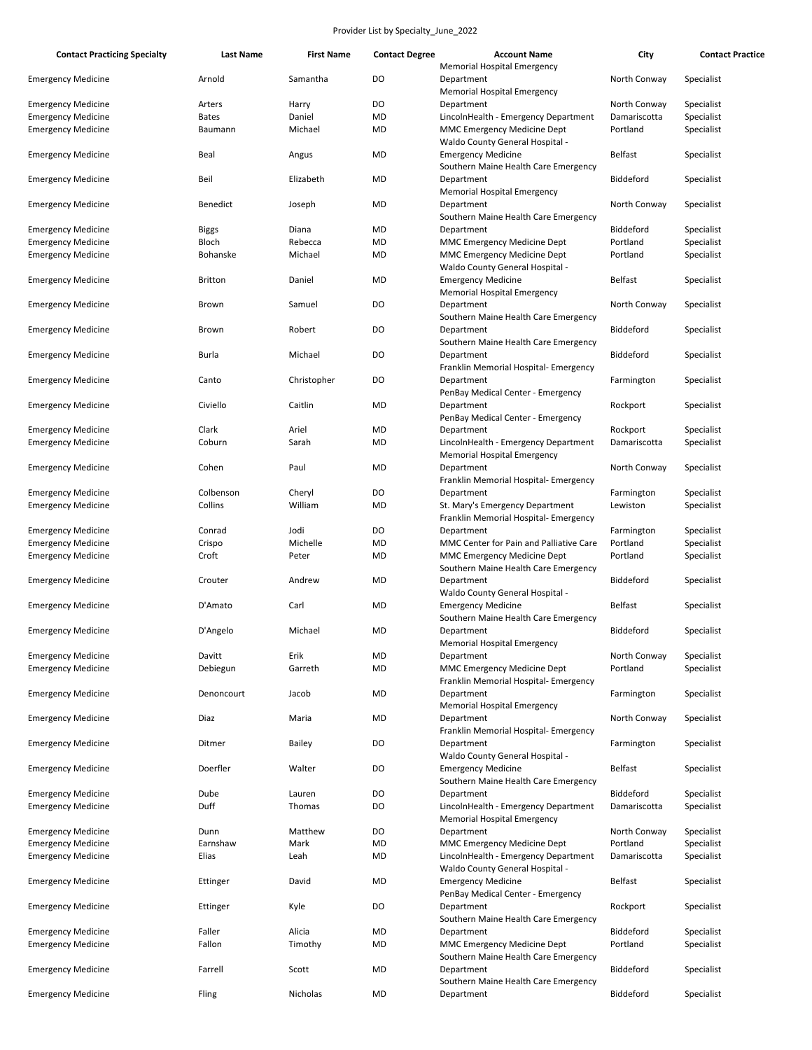Provider List by Specialty_June_2022

| Contact Practicing Specialty | Last Name | First Name | Contact Degree | Account Name | City | Contact Practice |
|---|---|---|---|---|---|---|
| Emergency Medicine | Arnold | Samantha | DO | Memorial Hospital Emergency Department | North Conway | Specialist |
| Emergency Medicine | Arters | Harry | DO | Memorial Hospital Emergency Department | North Conway | Specialist |
| Emergency Medicine | Bates | Daniel | MD | LincolnHealth - Emergency Department | Damariscotta | Specialist |
| Emergency Medicine | Baumann | Michael | MD | MMC Emergency Medicine Dept | Portland | Specialist |
| Emergency Medicine | Beal | Angus | MD | Waldo County General Hospital - Emergency Medicine | Belfast | Specialist |
| Emergency Medicine | Beil | Elizabeth | MD | Southern Maine Health Care Emergency Department | Biddeford | Specialist |
| Emergency Medicine | Benedict | Joseph | MD | Memorial Hospital Emergency Department | North Conway | Specialist |
| Emergency Medicine | Biggs | Diana | MD | Southern Maine Health Care Emergency Department | Biddeford | Specialist |
| Emergency Medicine | Bloch | Rebecca | MD | MMC Emergency Medicine Dept | Portland | Specialist |
| Emergency Medicine | Bohanske | Michael | MD | MMC Emergency Medicine Dept | Portland | Specialist |
| Emergency Medicine | Britton | Daniel | MD | Waldo County General Hospital - Emergency Medicine | Belfast | Specialist |
| Emergency Medicine | Brown | Samuel | DO | Memorial Hospital Emergency Department | North Conway | Specialist |
| Emergency Medicine | Brown | Robert | DO | Southern Maine Health Care Emergency Department | Biddeford | Specialist |
| Emergency Medicine | Burla | Michael | DO | Southern Maine Health Care Emergency Department | Biddeford | Specialist |
| Emergency Medicine | Canto | Christopher | DO | Franklin Memorial Hospital- Emergency Department | Farmington | Specialist |
| Emergency Medicine | Civiello | Caitlin | MD | PenBay Medical Center - Emergency Department | Rockport | Specialist |
| Emergency Medicine | Clark | Ariel | MD | PenBay Medical Center - Emergency Department | Rockport | Specialist |
| Emergency Medicine | Coburn | Sarah | MD | LincolnHealth - Emergency Department | Damariscotta | Specialist |
| Emergency Medicine | Cohen | Paul | MD | Memorial Hospital Emergency Department | North Conway | Specialist |
| Emergency Medicine | Colbenson | Cheryl | DO | Franklin Memorial Hospital- Emergency Department | Farmington | Specialist |
| Emergency Medicine | Collins | William | MD | St. Mary's Emergency Department | Lewiston | Specialist |
| Emergency Medicine | Conrad | Jodi | DO | Franklin Memorial Hospital- Emergency Department | Farmington | Specialist |
| Emergency Medicine | Crispo | Michelle | MD | MMC Center for Pain and Palliative Care | Portland | Specialist |
| Emergency Medicine | Croft | Peter | MD | MMC Emergency Medicine Dept | Portland | Specialist |
| Emergency Medicine | Crouter | Andrew | MD | Southern Maine Health Care Emergency Department | Biddeford | Specialist |
| Emergency Medicine | D'Amato | Carl | MD | Waldo County General Hospital - Emergency Medicine | Belfast | Specialist |
| Emergency Medicine | D'Angelo | Michael | MD | Southern Maine Health Care Emergency Department | Biddeford | Specialist |
| Emergency Medicine | Davitt | Erik | MD | Memorial Hospital Emergency Department | North Conway | Specialist |
| Emergency Medicine | Debiegun | Garreth | MD | MMC Emergency Medicine Dept | Portland | Specialist |
| Emergency Medicine | Denoncourt | Jacob | MD | Franklin Memorial Hospital- Emergency Department | Farmington | Specialist |
| Emergency Medicine | Diaz | Maria | MD | Memorial Hospital Emergency Department | North Conway | Specialist |
| Emergency Medicine | Ditmer | Bailey | DO | Franklin Memorial Hospital- Emergency Department | Farmington | Specialist |
| Emergency Medicine | Doerfler | Walter | DO | Waldo County General Hospital - Emergency Medicine | Belfast | Specialist |
| Emergency Medicine | Dube | Lauren | DO | Southern Maine Health Care Emergency Department | Biddeford | Specialist |
| Emergency Medicine | Duff | Thomas | DO | LincolnHealth - Emergency Department | Damariscotta | Specialist |
| Emergency Medicine | Dunn | Matthew | DO | Memorial Hospital Emergency Department | North Conway | Specialist |
| Emergency Medicine | Earnshaw | Mark | MD | MMC Emergency Medicine Dept | Portland | Specialist |
| Emergency Medicine | Elias | Leah | MD | LincolnHealth - Emergency Department | Damariscotta | Specialist |
| Emergency Medicine | Ettinger | David | MD | Waldo County General Hospital - Emergency Medicine | Belfast | Specialist |
| Emergency Medicine | Ettinger | Kyle | DO | PenBay Medical Center - Emergency Department | Rockport | Specialist |
| Emergency Medicine | Faller | Alicia | MD | Southern Maine Health Care Emergency Department | Biddeford | Specialist |
| Emergency Medicine | Fallon | Timothy | MD | MMC Emergency Medicine Dept | Portland | Specialist |
| Emergency Medicine | Farrell | Scott | MD | Southern Maine Health Care Emergency Department | Biddeford | Specialist |
| Emergency Medicine | Fling | Nicholas | MD | Southern Maine Health Care Emergency Department | Biddeford | Specialist |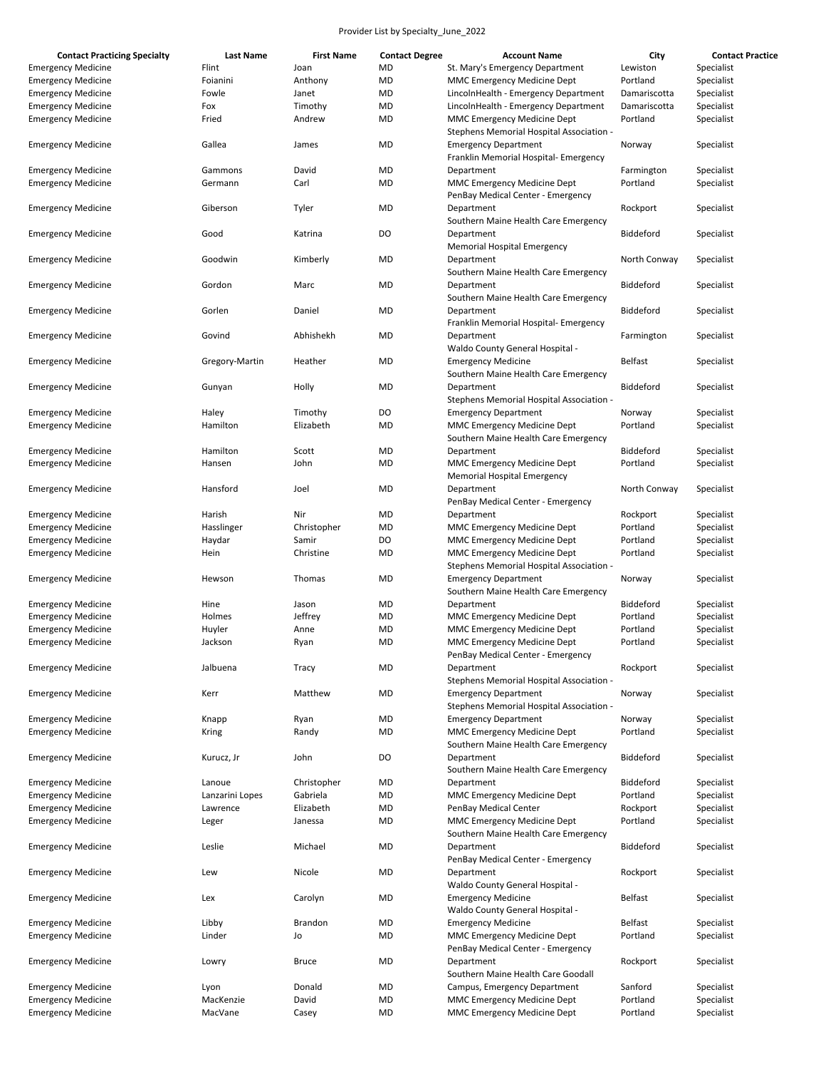Provider List by Specialty_June_2022

| Contact Practicing Specialty | Last Name | First Name | Contact Degree | Account Name | City | Contact Practice |
|---|---|---|---|---|---|---|
| Emergency Medicine | Flint | Joan | MD | St. Mary's Emergency Department | Lewiston | Specialist |
| Emergency Medicine | Foianini | Anthony | MD | MMC Emergency Medicine Dept | Portland | Specialist |
| Emergency Medicine | Fowle | Janet | MD | LincolnHealth - Emergency Department | Damariscotta | Specialist |
| Emergency Medicine | Fox | Timothy | MD | LincolnHealth - Emergency Department | Damariscotta | Specialist |
| Emergency Medicine | Fried | Andrew | MD | MMC Emergency Medicine Dept | Portland | Specialist |
| Emergency Medicine | Gallea | James | MD | Stephens Memorial Hospital Association - Emergency Department | Norway | Specialist |
| Emergency Medicine | Gammons | David | MD | Franklin Memorial Hospital- Emergency Department | Farmington | Specialist |
| Emergency Medicine | Germann | Carl | MD | MMC Emergency Medicine Dept | Portland | Specialist |
| Emergency Medicine | Giberson | Tyler | MD | PenBay Medical Center - Emergency Department | Rockport | Specialist |
| Emergency Medicine | Good | Katrina | DO | Southern Maine Health Care Emergency Department | Biddeford | Specialist |
| Emergency Medicine | Goodwin | Kimberly | MD | Memorial Hospital Emergency Department | North Conway | Specialist |
| Emergency Medicine | Gordon | Marc | MD | Southern Maine Health Care Emergency Department | Biddeford | Specialist |
| Emergency Medicine | Gorlen | Daniel | MD | Southern Maine Health Care Emergency Department | Biddeford | Specialist |
| Emergency Medicine | Govind | Abhishekh | MD | Franklin Memorial Hospital- Emergency Department | Farmington | Specialist |
| Emergency Medicine | Gregory-Martin | Heather | MD | Waldo County General Hospital - Emergency Medicine | Belfast | Specialist |
| Emergency Medicine | Gunyan | Holly | MD | Southern Maine Health Care Emergency Department | Biddeford | Specialist |
| Emergency Medicine | Haley | Timothy | DO | Stephens Memorial Hospital Association - Emergency Department | Norway | Specialist |
| Emergency Medicine | Hamilton | Elizabeth | MD | MMC Emergency Medicine Dept | Portland | Specialist |
| Emergency Medicine | Hamilton | Scott | MD | Southern Maine Health Care Emergency Department | Biddeford | Specialist |
| Emergency Medicine | Hansen | John | MD | MMC Emergency Medicine Dept | Portland | Specialist |
| Emergency Medicine | Hansford | Joel | MD | Memorial Hospital Emergency Department | North Conway | Specialist |
| Emergency Medicine | Harish | Nir | MD | PenBay Medical Center - Emergency Department | Rockport | Specialist |
| Emergency Medicine | Hasslinger | Christopher | MD | MMC Emergency Medicine Dept | Portland | Specialist |
| Emergency Medicine | Haydar | Samir | DO | MMC Emergency Medicine Dept | Portland | Specialist |
| Emergency Medicine | Hein | Christine | MD | MMC Emergency Medicine Dept | Portland | Specialist |
| Emergency Medicine | Hewson | Thomas | MD | Stephens Memorial Hospital Association - Emergency Department | Norway | Specialist |
| Emergency Medicine | Hine | Jason | MD | Southern Maine Health Care Emergency Department | Biddeford | Specialist |
| Emergency Medicine | Holmes | Jeffrey | MD | MMC Emergency Medicine Dept | Portland | Specialist |
| Emergency Medicine | Huyler | Anne | MD | MMC Emergency Medicine Dept | Portland | Specialist |
| Emergency Medicine | Jackson | Ryan | MD | MMC Emergency Medicine Dept | Portland | Specialist |
| Emergency Medicine | Jalbuena | Tracy | MD | PenBay Medical Center - Emergency Department | Rockport | Specialist |
| Emergency Medicine | Kerr | Matthew | MD | Stephens Memorial Hospital Association - Emergency Department | Norway | Specialist |
| Emergency Medicine | Knapp | Ryan | MD | Stephens Memorial Hospital Association - Emergency Department | Norway | Specialist |
| Emergency Medicine | Kring | Randy | MD | MMC Emergency Medicine Dept | Portland | Specialist |
| Emergency Medicine | Kurucz, Jr | John | DO | Southern Maine Health Care Emergency Department | Biddeford | Specialist |
| Emergency Medicine | Lanoue | Christopher | MD | Southern Maine Health Care Emergency Department | Biddeford | Specialist |
| Emergency Medicine | Lanzarini Lopes | Gabriela | MD | MMC Emergency Medicine Dept | Portland | Specialist |
| Emergency Medicine | Lawrence | Elizabeth | MD | PenBay Medical Center | Rockport | Specialist |
| Emergency Medicine | Leger | Janessa | MD | MMC Emergency Medicine Dept | Portland | Specialist |
| Emergency Medicine | Leslie | Michael | MD | Southern Maine Health Care Emergency Department | Biddeford | Specialist |
| Emergency Medicine | Lew | Nicole | MD | PenBay Medical Center - Emergency Department | Rockport | Specialist |
| Emergency Medicine | Lex | Carolyn | MD | Waldo County General Hospital - Emergency Medicine | Belfast | Specialist |
| Emergency Medicine | Libby | Brandon | MD | Waldo County General Hospital - Emergency Medicine | Belfast | Specialist |
| Emergency Medicine | Linder | Jo | MD | MMC Emergency Medicine Dept | Portland | Specialist |
| Emergency Medicine | Lowry | Bruce | MD | PenBay Medical Center - Emergency Department | Rockport | Specialist |
| Emergency Medicine | Lyon | Donald | MD | Southern Maine Health Care Goodall Campus, Emergency Department | Sanford | Specialist |
| Emergency Medicine | MacKenzie | David | MD | MMC Emergency Medicine Dept | Portland | Specialist |
| Emergency Medicine | MacVane | Casey | MD | MMC Emergency Medicine Dept | Portland | Specialist |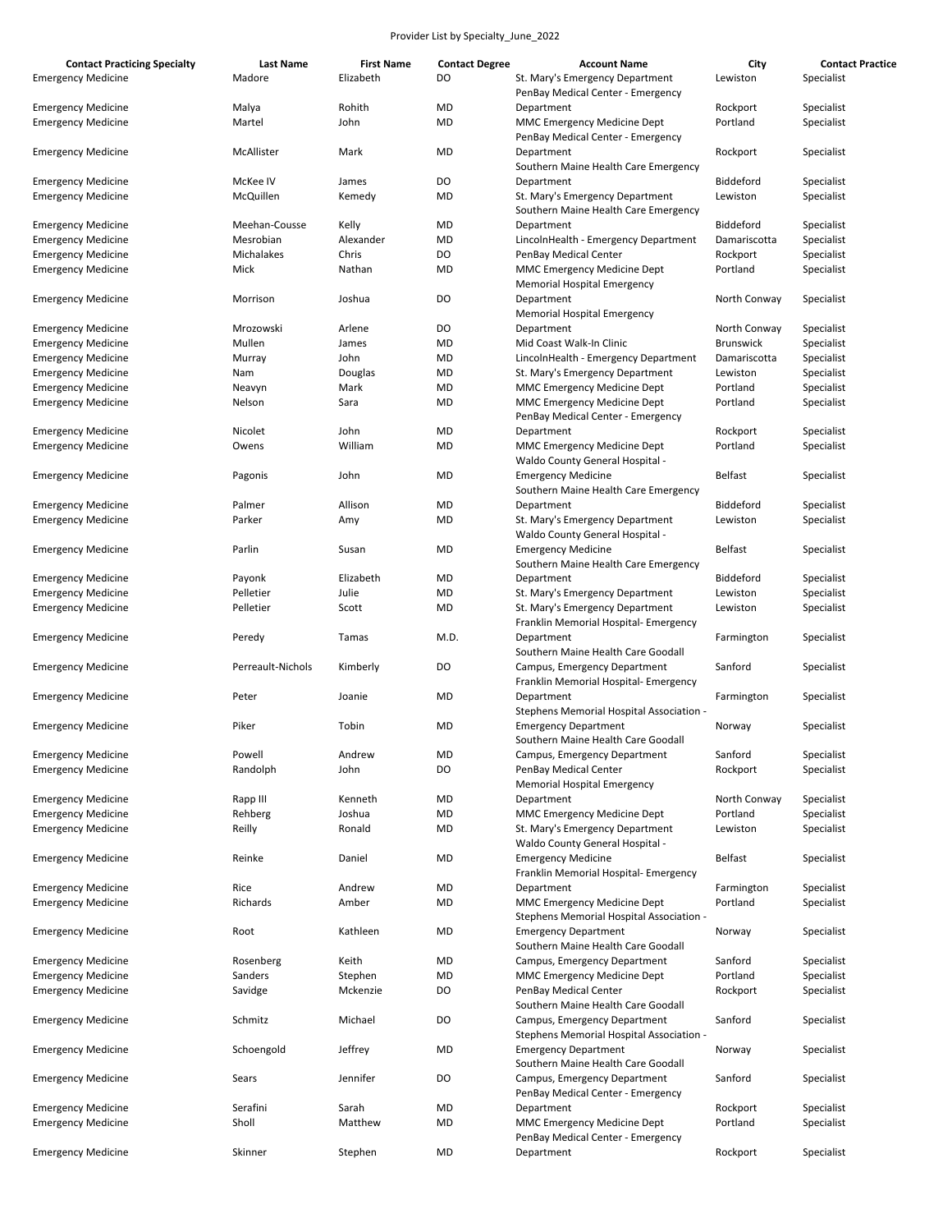Provider List by Specialty_June_2022

| Contact Practicing Specialty | Last Name | First Name | Contact Degree | Account Name | City | Contact Practice |
|---|---|---|---|---|---|---|
| Emergency Medicine | Madore | Elizabeth | DO | St. Mary's Emergency Department | Lewiston | Specialist |
| Emergency Medicine | Malya | Rohith | MD | PenBay Medical Center - Emergency Department | Rockport | Specialist |
| Emergency Medicine | Martel | John | MD | MMC Emergency Medicine Dept | Portland | Specialist |
| Emergency Medicine | McAllister | Mark | MD | PenBay Medical Center - Emergency Department | Rockport | Specialist |
| Emergency Medicine | McKee IV | James | DO | Southern Maine Health Care Emergency Department | Biddeford | Specialist |
| Emergency Medicine | McQuillen | Kemedy | MD | St. Mary's Emergency Department | Lewiston | Specialist |
| Emergency Medicine | Meehan-Cousse | Kelly | MD | Southern Maine Health Care Emergency Department | Biddeford | Specialist |
| Emergency Medicine | Mesrobian | Alexander | MD | LincolnHealth - Emergency Department | Damariscotta | Specialist |
| Emergency Medicine | Michalakes | Chris | DO | PenBay Medical Center | Rockport | Specialist |
| Emergency Medicine | Mick | Nathan | MD | MMC Emergency Medicine Dept | Portland | Specialist |
| Emergency Medicine | Morrison | Joshua | DO | Memorial Hospital Emergency Department | North Conway | Specialist |
| Emergency Medicine | Mrozowski | Arlene | DO | Memorial Hospital Emergency Department | North Conway | Specialist |
| Emergency Medicine | Mullen | James | MD | Mid Coast Walk-In Clinic | Brunswick | Specialist |
| Emergency Medicine | Murray | John | MD | LincolnHealth - Emergency Department | Damariscotta | Specialist |
| Emergency Medicine | Nam | Douglas | MD | St. Mary's Emergency Department | Lewiston | Specialist |
| Emergency Medicine | Neavyn | Mark | MD | MMC Emergency Medicine Dept | Portland | Specialist |
| Emergency Medicine | Nelson | Sara | MD | MMC Emergency Medicine Dept | Portland | Specialist |
| Emergency Medicine | Nicolet | John | MD | PenBay Medical Center - Emergency Department | Rockport | Specialist |
| Emergency Medicine | Owens | William | MD | MMC Emergency Medicine Dept | Portland | Specialist |
| Emergency Medicine | Pagonis | John | MD | Waldo County General Hospital - Emergency Medicine | Belfast | Specialist |
| Emergency Medicine | Palmer | Allison | MD | Southern Maine Health Care Emergency Department | Biddeford | Specialist |
| Emergency Medicine | Parker | Amy | MD | St. Mary's Emergency Department | Lewiston | Specialist |
| Emergency Medicine | Parlin | Susan | MD | Waldo County General Hospital - Emergency Medicine | Belfast | Specialist |
| Emergency Medicine | Payonk | Elizabeth | MD | Southern Maine Health Care Emergency Department | Biddeford | Specialist |
| Emergency Medicine | Pelletier | Julie | MD | St. Mary's Emergency Department | Lewiston | Specialist |
| Emergency Medicine | Pelletier | Scott | MD | St. Mary's Emergency Department | Lewiston | Specialist |
| Emergency Medicine | Peredy | Tamas | M.D. | Franklin Memorial Hospital- Emergency Department | Farmington | Specialist |
| Emergency Medicine | Perreault-Nichols | Kimberly | DO | Southern Maine Health Care Goodall Campus, Emergency Department | Sanford | Specialist |
| Emergency Medicine | Peter | Joanie | MD | Franklin Memorial Hospital- Emergency Department | Farmington | Specialist |
| Emergency Medicine | Piker | Tobin | MD | Stephens Memorial Hospital Association - Emergency Department | Norway | Specialist |
| Emergency Medicine | Powell | Andrew | MD | Southern Maine Health Care Goodall Campus, Emergency Department | Sanford | Specialist |
| Emergency Medicine | Randolph | John | DO | PenBay Medical Center | Rockport | Specialist |
| Emergency Medicine | Rapp III | Kenneth | MD | Memorial Hospital Emergency Department | North Conway | Specialist |
| Emergency Medicine | Rehberg | Joshua | MD | MMC Emergency Medicine Dept | Portland | Specialist |
| Emergency Medicine | Reilly | Ronald | MD | St. Mary's Emergency Department | Lewiston | Specialist |
| Emergency Medicine | Reinke | Daniel | MD | Waldo County General Hospital - Emergency Medicine | Belfast | Specialist |
| Emergency Medicine | Rice | Andrew | MD | Franklin Memorial Hospital- Emergency Department | Farmington | Specialist |
| Emergency Medicine | Richards | Amber | MD | MMC Emergency Medicine Dept | Portland | Specialist |
| Emergency Medicine | Root | Kathleen | MD | Stephens Memorial Hospital Association - Emergency Department | Norway | Specialist |
| Emergency Medicine | Rosenberg | Keith | MD | Southern Maine Health Care Goodall Campus, Emergency Department | Sanford | Specialist |
| Emergency Medicine | Sanders | Stephen | MD | MMC Emergency Medicine Dept | Portland | Specialist |
| Emergency Medicine | Savidge | Mckenzie | DO | PenBay Medical Center | Rockport | Specialist |
| Emergency Medicine | Schmitz | Michael | DO | Southern Maine Health Care Goodall Campus, Emergency Department | Sanford | Specialist |
| Emergency Medicine | Schoengold | Jeffrey | MD | Stephens Memorial Hospital Association - Emergency Department | Norway | Specialist |
| Emergency Medicine | Sears | Jennifer | DO | Southern Maine Health Care Goodall Campus, Emergency Department | Sanford | Specialist |
| Emergency Medicine | Serafini | Sarah | MD | PenBay Medical Center - Emergency Department | Rockport | Specialist |
| Emergency Medicine | Sholl | Matthew | MD | MMC Emergency Medicine Dept | Portland | Specialist |
| Emergency Medicine | Skinner | Stephen | MD | PenBay Medical Center - Emergency Department | Rockport | Specialist |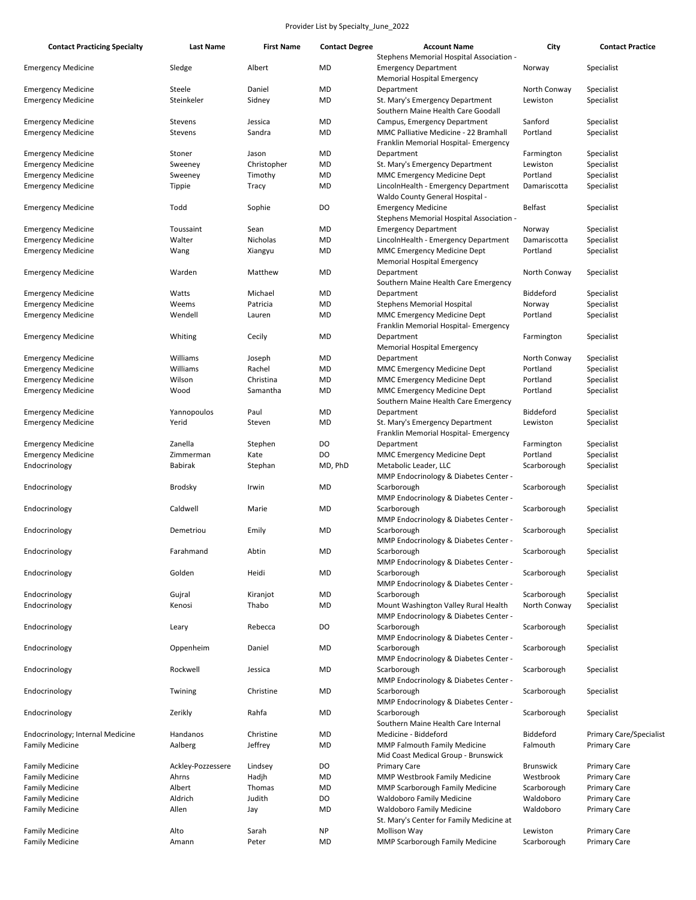Provider List by Specialty_June_2022

| Contact Practicing Specialty | Last Name | First Name | Contact Degree | Account Name | City | Contact Practice |
|---|---|---|---|---|---|---|
| Emergency Medicine | Sledge | Albert | MD | Stephens Memorial Hospital Association - Emergency Department | Norway | Specialist |
| Emergency Medicine | Steele | Daniel | MD | Memorial Hospital Emergency Department | North Conway | Specialist |
| Emergency Medicine | Steinkeler | Sidney | MD | St. Mary's Emergency Department | Lewiston | Specialist |
| Emergency Medicine | Stevens | Jessica | MD | Southern Maine Health Care Goodall Campus, Emergency Department | Sanford | Specialist |
| Emergency Medicine | Stevens | Sandra | MD | MMC Palliative Medicine - 22 Bramhall | Portland | Specialist |
| Emergency Medicine | Stoner | Jason | MD | Franklin Memorial Hospital- Emergency Department | Farmington | Specialist |
| Emergency Medicine | Sweeney | Christopher | MD | St. Mary's Emergency Department | Lewiston | Specialist |
| Emergency Medicine | Sweeney | Timothy | MD | MMC Emergency Medicine Dept | Portland | Specialist |
| Emergency Medicine | Tippie | Tracy | MD | LincolnHealth - Emergency Department | Damariscotta | Specialist |
| Emergency Medicine | Todd | Sophie | DO | Waldo County General Hospital - Emergency Medicine | Belfast | Specialist |
| Emergency Medicine | Toussaint | Sean | MD | Stephens Memorial Hospital Association - Emergency Department | Norway | Specialist |
| Emergency Medicine | Walter | Nicholas | MD | LincolnHealth - Emergency Department | Damariscotta | Specialist |
| Emergency Medicine | Wang | Xiangyu | MD | MMC Emergency Medicine Dept | Portland | Specialist |
| Emergency Medicine | Warden | Matthew | MD | Memorial Hospital Emergency Department | North Conway | Specialist |
| Emergency Medicine | Watts | Michael | MD | Southern Maine Health Care Emergency Department | Biddeford | Specialist |
| Emergency Medicine | Weems | Patricia | MD | Stephens Memorial Hospital | Norway | Specialist |
| Emergency Medicine | Wendell | Lauren | MD | MMC Emergency Medicine Dept | Portland | Specialist |
| Emergency Medicine | Whiting | Cecily | MD | Franklin Memorial Hospital- Emergency Department | Farmington | Specialist |
| Emergency Medicine | Williams | Joseph | MD | Memorial Hospital Emergency Department | North Conway | Specialist |
| Emergency Medicine | Williams | Rachel | MD | MMC Emergency Medicine Dept | Portland | Specialist |
| Emergency Medicine | Wilson | Christina | MD | MMC Emergency Medicine Dept | Portland | Specialist |
| Emergency Medicine | Wood | Samantha | MD | MMC Emergency Medicine Dept | Portland | Specialist |
| Emergency Medicine | Yannopoulos | Paul | MD | Southern Maine Health Care Emergency Department | Biddeford | Specialist |
| Emergency Medicine | Yerid | Steven | MD | St. Mary's Emergency Department | Lewiston | Specialist |
| Emergency Medicine | Zanella | Stephen | DO | Franklin Memorial Hospital- Emergency Department | Farmington | Specialist |
| Emergency Medicine | Zimmerman | Kate | DO | MMC Emergency Medicine Dept | Portland | Specialist |
| Endocrinology | Babirak | Stephan | MD, PhD | Metabolic Leader, LLC | Scarborough | Specialist |
| Endocrinology | Brodsky | Irwin | MD | MMP Endocrinology & Diabetes Center - Scarborough | Scarborough | Specialist |
| Endocrinology | Caldwell | Marie | MD | MMP Endocrinology & Diabetes Center - Scarborough | Scarborough | Specialist |
| Endocrinology | Demetriou | Emily | MD | MMP Endocrinology & Diabetes Center - Scarborough | Scarborough | Specialist |
| Endocrinology | Farahmand | Abtin | MD | MMP Endocrinology & Diabetes Center - Scarborough | Scarborough | Specialist |
| Endocrinology | Golden | Heidi | MD | MMP Endocrinology & Diabetes Center - Scarborough | Scarborough | Specialist |
| Endocrinology | Gujral | Kiranjot | MD | MMP Endocrinology & Diabetes Center - Scarborough | Scarborough | Specialist |
| Endocrinology | Kenosi | Thabo | MD | Mount Washington Valley Rural Health | North Conway | Specialist |
| Endocrinology | Leary | Rebecca | DO | MMP Endocrinology & Diabetes Center - Scarborough | Scarborough | Specialist |
| Endocrinology | Oppenheim | Daniel | MD | MMP Endocrinology & Diabetes Center - Scarborough | Scarborough | Specialist |
| Endocrinology | Rockwell | Jessica | MD | MMP Endocrinology & Diabetes Center - Scarborough | Scarborough | Specialist |
| Endocrinology | Twining | Christine | MD | MMP Endocrinology & Diabetes Center - Scarborough | Scarborough | Specialist |
| Endocrinology | Zerikly | Rahfa | MD | MMP Endocrinology & Diabetes Center - Scarborough | Scarborough | Specialist |
| Endocrinology; Internal Medicine | Handanos | Christine | MD | Southern Maine Health Care Internal Medicine - Biddeford | Biddeford | Primary Care/Specialist |
| Family Medicine | Aalberg | Jeffrey | MD | MMP Falmouth Family Medicine | Falmouth | Primary Care |
| Family Medicine | Ackley-Pozzessere | Lindsey | DO | Mid Coast Medical Group - Brunswick Primary Care | Brunswick | Primary Care |
| Family Medicine | Ahrns | Hadjh | MD | MMP Westbrook Family Medicine | Westbrook | Primary Care |
| Family Medicine | Albert | Thomas | MD | MMP Scarborough Family Medicine | Scarborough | Primary Care |
| Family Medicine | Aldrich | Judith | DO | Waldoboro Family Medicine | Waldoboro | Primary Care |
| Family Medicine | Allen | Jay | MD | Waldoboro Family Medicine | Waldoboro | Primary Care |
| Family Medicine | Alto | Sarah | NP | St. Mary's Center for Family Medicine at Mollison Way | Lewiston | Primary Care |
| Family Medicine | Amann | Peter | MD | MMP Scarborough Family Medicine | Scarborough | Primary Care |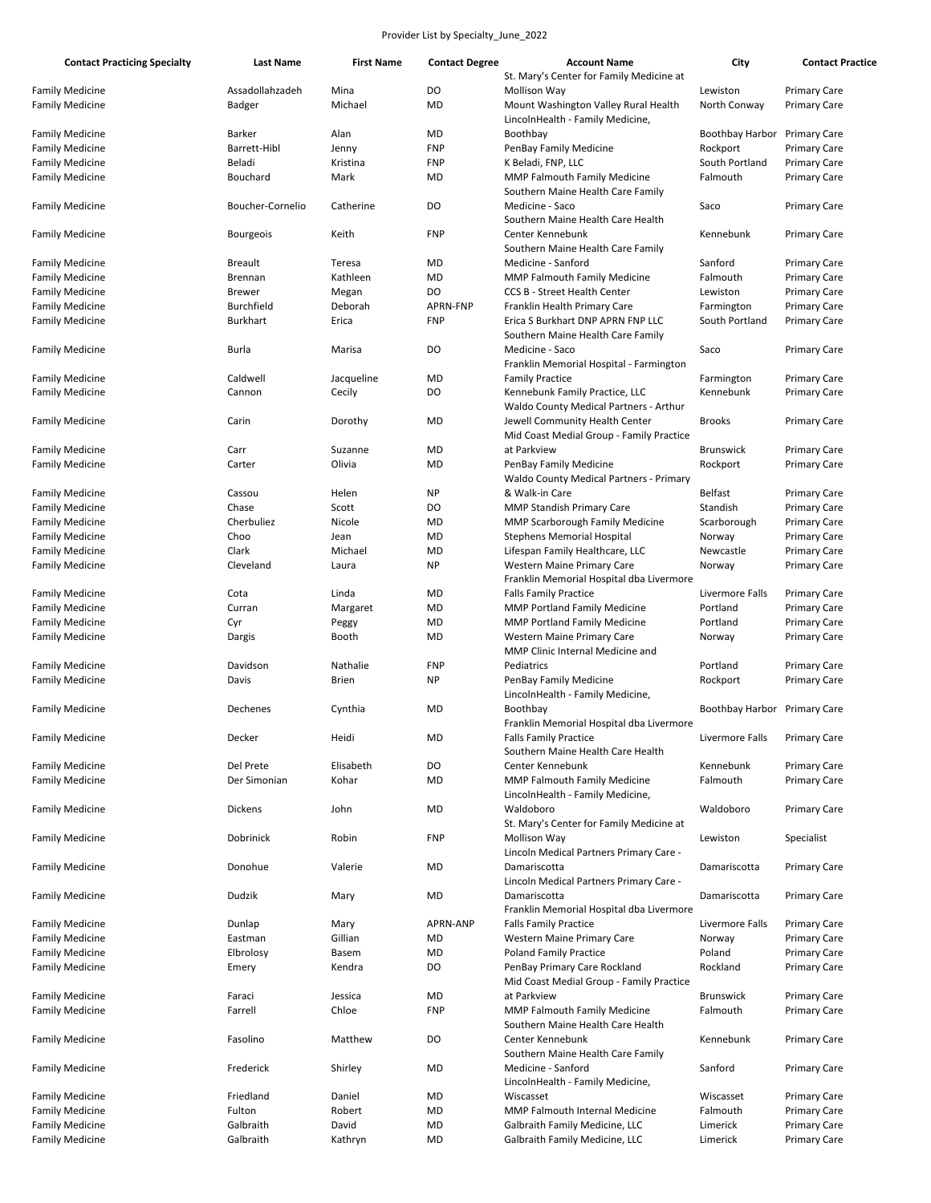Provider List by Specialty_June_2022

| Contact Practicing Specialty | Last Name | First Name | Contact Degree | Account Name | City | Contact Practice |
|---|---|---|---|---|---|---|
| Family Medicine | Assadollahzadeh | Mina | DO | St. Mary's Center for Family Medicine at Mollison Way | Lewiston | Primary Care |
| Family Medicine | Badger | Michael | MD | Mount Washington Valley Rural Health | North Conway | Primary Care |
| Family Medicine | Barker | Alan | MD | LincolnHealth - Family Medicine, Boothbay | Boothbay Harbor | Primary Care |
| Family Medicine | Barrett-Hibl | Jenny | FNP | PenBay Family Medicine | Rockport | Primary Care |
| Family Medicine | Beladi | Kristina | FNP | K Beladi, FNP, LLC | South Portland | Primary Care |
| Family Medicine | Bouchard | Mark | MD | MMP Falmouth Family Medicine | Falmouth | Primary Care |
| Family Medicine | Boucher-Cornelio | Catherine | DO | Southern Maine Health Care Family Medicine - Saco | Saco | Primary Care |
| Family Medicine | Bourgeois | Keith | FNP | Southern Maine Health Care Health Center Kennebunk | Kennebunk | Primary Care |
| Family Medicine | Breault | Teresa | MD | Southern Maine Health Care Family Medicine - Sanford | Sanford | Primary Care |
| Family Medicine | Brennan | Kathleen | MD | MMP Falmouth Family Medicine | Falmouth | Primary Care |
| Family Medicine | Brewer | Megan | DO | CCS B - Street Health Center | Lewiston | Primary Care |
| Family Medicine | Burchfield | Deborah | APRN-FNP | Franklin Health Primary Care | Farmington | Primary Care |
| Family Medicine | Burkhart | Erica | FNP | Erica S Burkhart DNP APRN FNP LLC | South Portland | Primary Care |
| Family Medicine | Burla | Marisa | DO | Southern Maine Health Care Family Medicine - Saco | Saco | Primary Care |
| Family Medicine | Caldwell | Jacqueline | MD | Franklin Memorial Hospital - Farmington Family Practice | Farmington | Primary Care |
| Family Medicine | Cannon | Cecily | DO | Kennebunk Family Practice, LLC | Kennebunk | Primary Care |
| Family Medicine | Carin | Dorothy | MD | Waldo County Medical Partners - Arthur Jewell Community Health Center | Brooks | Primary Care |
| Family Medicine | Carr | Suzanne | MD | Mid Coast Medial Group - Family Practice at Parkview | Brunswick | Primary Care |
| Family Medicine | Carter | Olivia | MD | PenBay Family Medicine | Rockport | Primary Care |
| Family Medicine | Cassou | Helen | NP | Waldo County Medical Partners - Primary & Walk-in Care | Belfast | Primary Care |
| Family Medicine | Chase | Scott | DO | MMP Standish Primary Care | Standish | Primary Care |
| Family Medicine | Cherbuliez | Nicole | MD | MMP Scarborough Family Medicine | Scarborough | Primary Care |
| Family Medicine | Choo | Jean | MD | Stephens Memorial Hospital | Norway | Primary Care |
| Family Medicine | Clark | Michael | MD | Lifespan Family Healthcare, LLC | Newcastle | Primary Care |
| Family Medicine | Cleveland | Laura | NP | Western Maine Primary Care | Norway | Primary Care |
| Family Medicine | Cota | Linda | MD | Franklin Memorial Hospital dba Livermore Falls Family Practice | Livermore Falls | Primary Care |
| Family Medicine | Curran | Margaret | MD | MMP Portland Family Medicine | Portland | Primary Care |
| Family Medicine | Cyr | Peggy | MD | MMP Portland Family Medicine | Portland | Primary Care |
| Family Medicine | Dargis | Booth | MD | Western Maine Primary Care | Norway | Primary Care |
| Family Medicine | Davidson | Nathalie | FNP | MMP Clinic Internal Medicine and Pediatrics | Portland | Primary Care |
| Family Medicine | Davis | Brien | NP | PenBay Family Medicine | Rockport | Primary Care |
| Family Medicine | Dechenes | Cynthia | MD | LincolnHealth - Family Medicine, Boothbay | Boothbay Harbor | Primary Care |
| Family Medicine | Decker | Heidi | MD | Franklin Memorial Hospital dba Livermore Falls Family Practice | Livermore Falls | Primary Care |
| Family Medicine | Del Prete | Elisabeth | DO | Southern Maine Health Care Health Center Kennebunk | Kennebunk | Primary Care |
| Family Medicine | Der Simonian | Kohar | MD | MMP Falmouth Family Medicine | Falmouth | Primary Care |
| Family Medicine | Dickens | John | MD | LincolnHealth - Family Medicine, Waldoboro | Waldoboro | Primary Care |
| Family Medicine | Dobrinick | Robin | FNP | St. Mary's Center for Family Medicine at Mollison Way | Lewiston | Specialist |
| Family Medicine | Donohue | Valerie | MD | Lincoln Medical Partners Primary Care - Damariscotta | Damariscotta | Primary Care |
| Family Medicine | Dudzik | Mary | MD | Lincoln Medical Partners Primary Care - Damariscotta | Damariscotta | Primary Care |
| Family Medicine | Dunlap | Mary | APRN-ANP | Franklin Memorial Hospital dba Livermore Falls Family Practice | Livermore Falls | Primary Care |
| Family Medicine | Eastman | Gillian | MD | Western Maine Primary Care | Norway | Primary Care |
| Family Medicine | Elbrolosy | Basem | MD | Poland Family Practice | Poland | Primary Care |
| Family Medicine | Emery | Kendra | DO | PenBay Primary Care Rockland | Rockland | Primary Care |
| Family Medicine | Faraci | Jessica | MD | Mid Coast Medial Group - Family Practice at Parkview | Brunswick | Primary Care |
| Family Medicine | Farrell | Chloe | FNP | MMP Falmouth Family Medicine | Falmouth | Primary Care |
| Family Medicine | Fasolino | Matthew | DO | Southern Maine Health Care Health Center Kennebunk | Kennebunk | Primary Care |
| Family Medicine | Frederick | Shirley | MD | Southern Maine Health Care Family Medicine - Sanford | Sanford | Primary Care |
| Family Medicine | Friedland | Daniel | MD | LincolnHealth - Family Medicine, Wiscasset | Wiscasset | Primary Care |
| Family Medicine | Fulton | Robert | MD | MMP Falmouth Internal Medicine | Falmouth | Primary Care |
| Family Medicine | Galbraith | David | MD | Galbraith Family Medicine, LLC | Limerick | Primary Care |
| Family Medicine | Galbraith | Kathryn | MD | Galbraith Family Medicine, LLC | Limerick | Primary Care |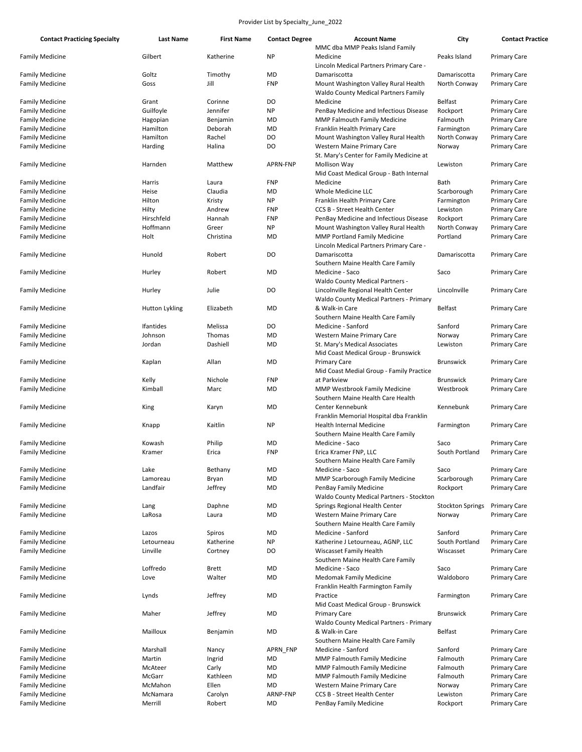Provider List by Specialty_June_2022

| Contact Practicing Specialty | Last Name | First Name | Contact Degree | Account Name | City | Contact Practice |
|---|---|---|---|---|---|---|
| Family Medicine | Gilbert | Katherine | NP | MMC dba MMP Peaks Island Family Medicine | Peaks Island | Primary Care |
| Family Medicine | Goltz | Timothy | MD | Lincoln Medical Partners Primary Care - Damariscotta | Damariscotta | Primary Care |
| Family Medicine | Goss | Jill | FNP | Mount Washington Valley Rural Health | North Conway | Primary Care |
| Family Medicine | Grant | Corinne | DO | Waldo County Medical Partners Family Medicine | Belfast | Primary Care |
| Family Medicine | Guilfoyle | Jennifer | NP | PenBay Medicine and Infectious Disease | Rockport | Primary Care |
| Family Medicine | Hagopian | Benjamin | MD | MMP Falmouth Family Medicine | Falmouth | Primary Care |
| Family Medicine | Hamilton | Deborah | MD | Franklin Health Primary Care | Farmington | Primary Care |
| Family Medicine | Hamilton | Rachel | DO | Mount Washington Valley Rural Health | North Conway | Primary Care |
| Family Medicine | Harding | Halina | DO | Western Maine Primary Care | Norway | Primary Care |
| Family Medicine | Harnden | Matthew | APRN-FNP | St. Mary's Center for Family Medicine at Mollison Way | Lewiston | Primary Care |
| Family Medicine | Harris | Laura | FNP | Mid Coast Medical Group - Bath Internal Medicine | Bath | Primary Care |
| Family Medicine | Heise | Claudia | MD | Whole Medicine LLC | Scarborough | Primary Care |
| Family Medicine | Hilton | Kristy | NP | Franklin Health Primary Care | Farmington | Primary Care |
| Family Medicine | Hilty | Andrew | FNP | CCS B - Street Health Center | Lewiston | Primary Care |
| Family Medicine | Hirschfeld | Hannah | FNP | PenBay Medicine and Infectious Disease | Rockport | Primary Care |
| Family Medicine | Hoffmann | Greer | NP | Mount Washington Valley Rural Health | North Conway | Primary Care |
| Family Medicine | Holt | Christina | MD | MMP Portland Family Medicine | Portland | Primary Care |
| Family Medicine | Hunold | Robert | DO | Lincoln Medical Partners Primary Care - Damariscotta | Damariscotta | Primary Care |
| Family Medicine | Hurley | Robert | MD | Southern Maine Health Care Family Medicine - Saco | Saco | Primary Care |
| Family Medicine | Hurley | Julie | DO | Waldo County Medical Partners - Lincolnville Regional Health Center | Lincolnville | Primary Care |
| Family Medicine | Hutton Lykling | Elizabeth | MD | Waldo County Medical Partners - Primary & Walk-in Care | Belfast | Primary Care |
| Family Medicine | Ifantides | Melissa | DO | Southern Maine Health Care Family Medicine - Sanford | Sanford | Primary Care |
| Family Medicine | Johnson | Thomas | MD | Western Maine Primary Care | Norway | Primary Care |
| Family Medicine | Jordan | Dashiell | MD | St. Mary's Medical Associates | Lewiston | Primary Care |
| Family Medicine | Kaplan | Allan | MD | Mid Coast Medical Group - Brunswick Primary Care | Brunswick | Primary Care |
| Family Medicine | Kelly | Nichole | FNP | Mid Coast Medial Group - Family Practice at Parkview | Brunswick | Primary Care |
| Family Medicine | Kimball | Marc | MD | MMP Westbrook Family Medicine | Westbrook | Primary Care |
| Family Medicine | King | Karyn | MD | Southern Maine Health Care Health Center Kennebunk | Kennebunk | Primary Care |
| Family Medicine | Knapp | Kaitlin | NP | Franklin Memorial Hospital dba Franklin Health Internal Medicine | Farmington | Primary Care |
| Family Medicine | Kowash | Philip | MD | Southern Maine Health Care Family Medicine - Saco | Saco | Primary Care |
| Family Medicine | Kramer | Erica | FNP | Erica Kramer FNP, LLC | South Portland | Primary Care |
| Family Medicine | Lake | Bethany | MD | Southern Maine Health Care Family Medicine - Saco | Saco | Primary Care |
| Family Medicine | Lamoreau | Bryan | MD | MMP Scarborough Family Medicine | Scarborough | Primary Care |
| Family Medicine | Landfair | Jeffrey | MD | PenBay Family Medicine | Rockport | Primary Care |
| Family Medicine | Lang | Daphne | MD | Waldo County Medical Partners - Stockton Springs Regional Health Center | Stockton Springs | Primary Care |
| Family Medicine | LaRosa | Laura | MD | Western Maine Primary Care | Norway | Primary Care |
| Family Medicine | Lazos | Spiros | MD | Southern Maine Health Care Family Medicine - Sanford | Sanford | Primary Care |
| Family Medicine | Letourneau | Katherine | NP | Katherine J Letourneau, AGNP, LLC | South Portland | Primary Care |
| Family Medicine | Linville | Cortney | DO | Wiscasset Family Health | Wiscasset | Primary Care |
| Family Medicine | Loffredo | Brett | MD | Southern Maine Health Care Family Medicine - Saco | Saco | Primary Care |
| Family Medicine | Love | Walter | MD | Medomak Family Medicine | Waldoboro | Primary Care |
| Family Medicine | Lynds | Jeffrey | MD | Franklin Health Farmington Family Practice | Farmington | Primary Care |
| Family Medicine | Maher | Jeffrey | MD | Mid Coast Medical Group - Brunswick Primary Care | Brunswick | Primary Care |
| Family Medicine | Mailloux | Benjamin | MD | Waldo County Medical Partners - Primary & Walk-in Care | Belfast | Primary Care |
| Family Medicine | Marshall | Nancy | APRN_FNP | Southern Maine Health Care Family Medicine - Sanford | Sanford | Primary Care |
| Family Medicine | Martin | Ingrid | MD | MMP Falmouth Family Medicine | Falmouth | Primary Care |
| Family Medicine | McAteer | Carly | MD | MMP Falmouth Family Medicine | Falmouth | Primary Care |
| Family Medicine | McGarr | Kathleen | MD | MMP Falmouth Family Medicine | Falmouth | Primary Care |
| Family Medicine | McMahon | Ellen | MD | Western Maine Primary Care | Norway | Primary Care |
| Family Medicine | McNamara | Carolyn | ARNP-FNP | CCS B - Street Health Center | Lewiston | Primary Care |
| Family Medicine | Merrill | Robert | MD | PenBay Family Medicine | Rockport | Primary Care |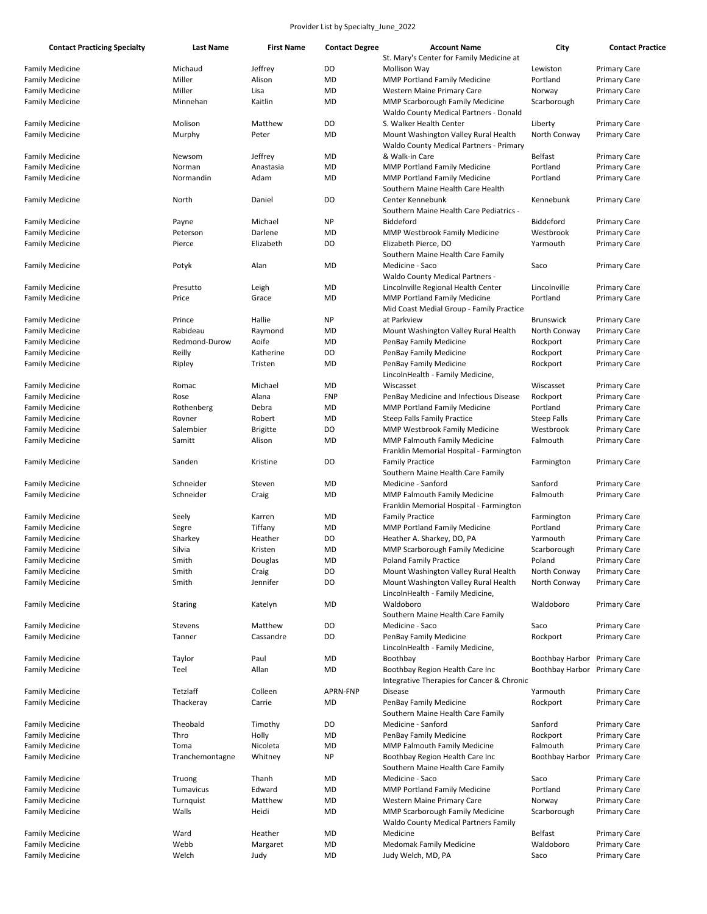Provider List by Specialty_June_2022

| Contact Practicing Specialty | Last Name | First Name | Contact Degree | Account Name | City | Contact Practice |
|---|---|---|---|---|---|---|
| Family Medicine | Michaud | Jeffrey | DO | St. Mary's Center for Family Medicine at Mollison Way | Lewiston | Primary Care |
| Family Medicine | Miller | Alison | MD | MMP Portland Family Medicine | Portland | Primary Care |
| Family Medicine | Miller | Lisa | MD | Western Maine Primary Care | Norway | Primary Care |
| Family Medicine | Minnehan | Kaitlin | MD | MMP Scarborough Family Medicine | Scarborough | Primary Care |
| Family Medicine | Molison | Matthew | DO | Waldo County Medical Partners - Donald S. Walker Health Center | Liberty | Primary Care |
| Family Medicine | Murphy | Peter | MD | Mount Washington Valley Rural Health | North Conway | Primary Care |
| Family Medicine | Newsom | Jeffrey | MD | Waldo County Medical Partners - Primary & Walk-in Care | Belfast | Primary Care |
| Family Medicine | Norman | Anastasia | MD | MMP Portland Family Medicine | Portland | Primary Care |
| Family Medicine | Normandin | Adam | MD | MMP Portland Family Medicine | Portland | Primary Care |
| Family Medicine | North | Daniel | DO | Southern Maine Health Care Health Center Kennebunk | Kennebunk | Primary Care |
| Family Medicine | Payne | Michael | NP | Southern Maine Health Care Pediatrics - Biddeford | Biddeford | Primary Care |
| Family Medicine | Peterson | Darlene | MD | MMP Westbrook Family Medicine | Westbrook | Primary Care |
| Family Medicine | Pierce | Elizabeth | DO | Elizabeth Pierce, DO | Yarmouth | Primary Care |
| Family Medicine | Potyk | Alan | MD | Southern Maine Health Care Family Medicine - Saco | Saco | Primary Care |
| Family Medicine | Presutto | Leigh | MD | Waldo County Medical Partners - Lincolnville Regional Health Center | Lincolnville | Primary Care |
| Family Medicine | Price | Grace | MD | MMP Portland Family Medicine | Portland | Primary Care |
| Family Medicine | Prince | Hallie | NP | Mid Coast Medial Group - Family Practice at Parkview | Brunswick | Primary Care |
| Family Medicine | Rabideau | Raymond | MD | Mount Washington Valley Rural Health | North Conway | Primary Care |
| Family Medicine | Redmond-Durow | Aoife | MD | PenBay Family Medicine | Rockport | Primary Care |
| Family Medicine | Reilly | Katherine | DO | PenBay Family Medicine | Rockport | Primary Care |
| Family Medicine | Ripley | Tristen | MD | PenBay Family Medicine | Rockport | Primary Care |
| Family Medicine | Romac | Michael | MD | LincolnHealth - Family Medicine, Wiscasset | Wiscasset | Primary Care |
| Family Medicine | Rose | Alana | FNP | PenBay Medicine and Infectious Disease | Rockport | Primary Care |
| Family Medicine | Rothenberg | Debra | MD | MMP Portland Family Medicine | Portland | Primary Care |
| Family Medicine | Rovner | Robert | MD | Steep Falls Family Practice | Steep Falls | Primary Care |
| Family Medicine | Salembier | Brigitte | DO | MMP Westbrook Family Medicine | Westbrook | Primary Care |
| Family Medicine | Samitt | Alison | MD | MMP Falmouth Family Medicine | Falmouth | Primary Care |
| Family Medicine | Sanden | Kristine | DO | Franklin Memorial Hospital - Farmington Family Practice | Farmington | Primary Care |
| Family Medicine | Schneider | Steven | MD | Southern Maine Health Care Family Medicine - Sanford | Sanford | Primary Care |
| Family Medicine | Schneider | Craig | MD | MMP Falmouth Family Medicine | Falmouth | Primary Care |
| Family Medicine | Seely | Karren | MD | Franklin Memorial Hospital - Farmington Family Practice | Farmington | Primary Care |
| Family Medicine | Segre | Tiffany | MD | MMP Portland Family Medicine | Portland | Primary Care |
| Family Medicine | Sharkey | Heather | DO | Heather A. Sharkey, DO, PA | Yarmouth | Primary Care |
| Family Medicine | Silvia | Kristen | MD | MMP Scarborough Family Medicine | Scarborough | Primary Care |
| Family Medicine | Smith | Douglas | MD | Poland Family Practice | Poland | Primary Care |
| Family Medicine | Smith | Craig | DO | Mount Washington Valley Rural Health | North Conway | Primary Care |
| Family Medicine | Smith | Jennifer | DO | Mount Washington Valley Rural Health | North Conway | Primary Care |
| Family Medicine | Staring | Katelyn | MD | LincolnHealth - Family Medicine, Waldoboro | Waldoboro | Primary Care |
| Family Medicine | Stevens | Matthew | DO | Southern Maine Health Care Family Medicine - Saco | Saco | Primary Care |
| Family Medicine | Tanner | Cassandre | DO | PenBay Family Medicine | Rockport | Primary Care |
| Family Medicine | Taylor | Paul | MD | LincolnHealth - Family Medicine, Boothbay | Boothbay Harbor | Primary Care |
| Family Medicine | Teel | Allan | MD | Boothbay Region Health Care Inc | Boothbay Harbor | Primary Care |
| Family Medicine | Tetzlaff | Colleen | APRN-FNP | Integrative Therapies for Cancer & Chronic Disease | Yarmouth | Primary Care |
| Family Medicine | Thackeray | Carrie | MD | PenBay Family Medicine | Rockport | Primary Care |
| Family Medicine | Theobald | Timothy | DO | Southern Maine Health Care Family Medicine - Sanford | Sanford | Primary Care |
| Family Medicine | Thro | Holly | MD | PenBay Family Medicine | Rockport | Primary Care |
| Family Medicine | Toma | Nicoleta | MD | MMP Falmouth Family Medicine | Falmouth | Primary Care |
| Family Medicine | Tranchemontagne | Whitney | NP | Boothbay Region Health Care Inc | Boothbay Harbor | Primary Care |
| Family Medicine | Truong | Thanh | MD | Southern Maine Health Care Family Medicine - Saco | Saco | Primary Care |
| Family Medicine | Tumavicus | Edward | MD | MMP Portland Family Medicine | Portland | Primary Care |
| Family Medicine | Turnquist | Matthew | MD | Western Maine Primary Care | Norway | Primary Care |
| Family Medicine | Walls | Heidi | MD | MMP Scarborough Family Medicine | Scarborough | Primary Care |
| Family Medicine | Ward | Heather | MD | Waldo County Medical Partners Family Medicine | Belfast | Primary Care |
| Family Medicine | Webb | Margaret | MD | Medomak Family Medicine | Waldoboro | Primary Care |
| Family Medicine | Welch | Judy | MD | Judy Welch, MD, PA | Saco | Primary Care |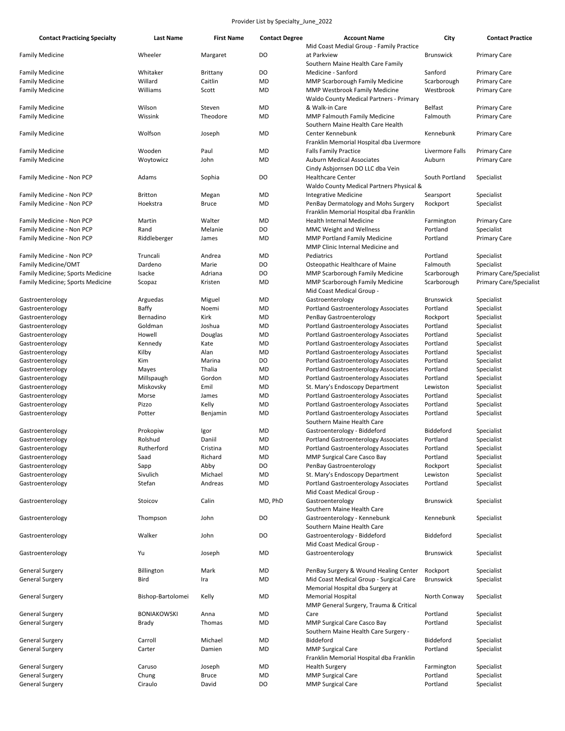Provider List by Specialty_June_2022

| Contact Practicing Specialty | Last Name | First Name | Contact Degree | Account Name | City | Contact Practice |
|---|---|---|---|---|---|---|
| Family Medicine | Wheeler | Margaret | DO | Mid Coast Medial Group - Family Practice at Parkview | Brunswick | Primary Care |
| Family Medicine | Whitaker | Brittany | DO | Southern Maine Health Care Family Medicine - Sanford | Sanford | Primary Care |
| Family Medicine | Willard | Caitlin | MD | MMP Scarborough Family Medicine | Scarborough | Primary Care |
| Family Medicine | Williams | Scott | MD | MMP Westbrook Family Medicine | Westbrook | Primary Care |
| Family Medicine | Wilson | Steven | MD | Waldo County Medical Partners - Primary & Walk-in Care | Belfast | Primary Care |
| Family Medicine | Wissink | Theodore | MD | MMP Falmouth Family Medicine | Falmouth | Primary Care |
| Family Medicine | Wolfson | Joseph | MD | Southern Maine Health Care Health Center Kennebunk | Kennebunk | Primary Care |
| Family Medicine | Wooden | Paul | MD | Franklin Memorial Hospital dba Livermore Falls Family Practice | Livermore Falls | Primary Care |
| Family Medicine | Woytowicz | John | MD | Auburn Medical Associates | Auburn | Primary Care |
| Family Medicine - Non PCP | Adams | Sophia | DO | Cindy Asbjornsen DO LLC dba Vein Healthcare Center | South Portland | Specialist |
| Family Medicine - Non PCP | Britton | Megan | MD | Waldo County Medical Partners Physical & Integrative Medicine | Searsport | Specialist |
| Family Medicine - Non PCP | Hoekstra | Bruce | MD | PenBay Dermatology and Mohs Surgery | Rockport | Specialist |
| Family Medicine - Non PCP | Martin | Walter | MD | Franklin Memorial Hospital dba Franklin Health Internal Medicine | Farmington | Primary Care |
| Family Medicine - Non PCP | Rand | Melanie | DO | MMC Weight and Wellness | Portland | Specialist |
| Family Medicine - Non PCP | Riddleberger | James | MD | MMP Portland Family Medicine | Portland | Primary Care |
| Family Medicine - Non PCP | Truncali | Andrea | MD | MMP Clinic Internal Medicine and Pediatrics | Portland | Specialist |
| Family Medicine/OMT | Dardeno | Marie | DO | Osteopathic Healthcare of Maine | Falmouth | Specialist |
| Family Medicine; Sports Medicine | Isacke | Adriana | DO | MMP Scarborough Family Medicine | Scarborough | Primary Care/Specialist |
| Family Medicine; Sports Medicine | Scopaz | Kristen | MD | MMP Scarborough Family Medicine | Scarborough | Primary Care/Specialist |
| Gastroenterology | Arguedas | Miguel | MD | Mid Coast Medical Group - Gastroenterology | Brunswick | Specialist |
| Gastroenterology | Baffy | Noemi | MD | Portland Gastroenterology Associates | Portland | Specialist |
| Gastroenterology | Bernadino | Kirk | MD | PenBay Gastroenterology | Rockport | Specialist |
| Gastroenterology | Goldman | Joshua | MD | Portland Gastroenterology Associates | Portland | Specialist |
| Gastroenterology | Howell | Douglas | MD | Portland Gastroenterology Associates | Portland | Specialist |
| Gastroenterology | Kennedy | Kate | MD | Portland Gastroenterology Associates | Portland | Specialist |
| Gastroenterology | Kilby | Alan | MD | Portland Gastroenterology Associates | Portland | Specialist |
| Gastroenterology | Kim | Marina | DO | Portland Gastroenterology Associates | Portland | Specialist |
| Gastroenterology | Mayes | Thalia | MD | Portland Gastroenterology Associates | Portland | Specialist |
| Gastroenterology | Millspaugh | Gordon | MD | Portland Gastroenterology Associates | Portland | Specialist |
| Gastroenterology | Miskovsky | Emil | MD | St. Mary's Endoscopy Department | Lewiston | Specialist |
| Gastroenterology | Morse | James | MD | Portland Gastroenterology Associates | Portland | Specialist |
| Gastroenterology | Pizzo | Kelly | MD | Portland Gastroenterology Associates | Portland | Specialist |
| Gastroenterology | Potter | Benjamin | MD | Portland Gastroenterology Associates | Portland | Specialist |
| Gastroenterology | Prokopiw | Igor | MD | Southern Maine Health Care Gastroenterology - Biddeford | Biddeford | Specialist |
| Gastroenterology | Rolshud | Daniil | MD | Portland Gastroenterology Associates | Portland | Specialist |
| Gastroenterology | Rutherford | Cristina | MD | Portland Gastroenterology Associates | Portland | Specialist |
| Gastroenterology | Saad | Richard | MD | MMP Surgical Care Casco Bay | Portland | Specialist |
| Gastroenterology | Sapp | Abby | DO | PenBay Gastroenterology | Rockport | Specialist |
| Gastroenterology | Sivulich | Michael | MD | St. Mary's Endoscopy Department | Lewiston | Specialist |
| Gastroenterology | Stefan | Andreas | MD | Portland Gastroenterology Associates | Portland | Specialist |
| Gastroenterology | Stoicov | Calin | MD, PhD | Mid Coast Medical Group - Gastroenterology | Brunswick | Specialist |
| Gastroenterology | Thompson | John | DO | Southern Maine Health Care Gastroenterology - Kennebunk | Kennebunk | Specialist |
| Gastroenterology | Walker | John | DO | Southern Maine Health Care Gastroenterology - Biddeford | Biddeford | Specialist |
| Gastroenterology | Yu | Joseph | MD | Mid Coast Medical Group - Gastroenterology | Brunswick | Specialist |
| General Surgery | Billington | Mark | MD | PenBay Surgery & Wound Healing Center | Rockport | Specialist |
| General Surgery | Bird | Ira | MD | Mid Coast Medical Group - Surgical Care | Brunswick | Specialist |
| General Surgery | Bishop-Bartolomei | Kelly | MD | Memorial Hospital dba Surgery at Memorial Hospital | North Conway | Specialist |
| General Surgery | BONIAKOWSKI | Anna | MD | MMP General Surgery, Trauma & Critical Care | Portland | Specialist |
| General Surgery | Brady | Thomas | MD | MMP Surgical Care Casco Bay | Portland | Specialist |
| General Surgery | Carroll | Michael | MD | Southern Maine Health Care Surgery - Biddeford | Biddeford | Specialist |
| General Surgery | Carter | Damien | MD | MMP Surgical Care | Portland | Specialist |
| General Surgery | Caruso | Joseph | MD | Franklin Memorial Hospital dba Franklin Health Surgery | Farmington | Specialist |
| General Surgery | Chung | Bruce | MD | MMP Surgical Care | Portland | Specialist |
| General Surgery | Ciraulo | David | DO | MMP Surgical Care | Portland | Specialist |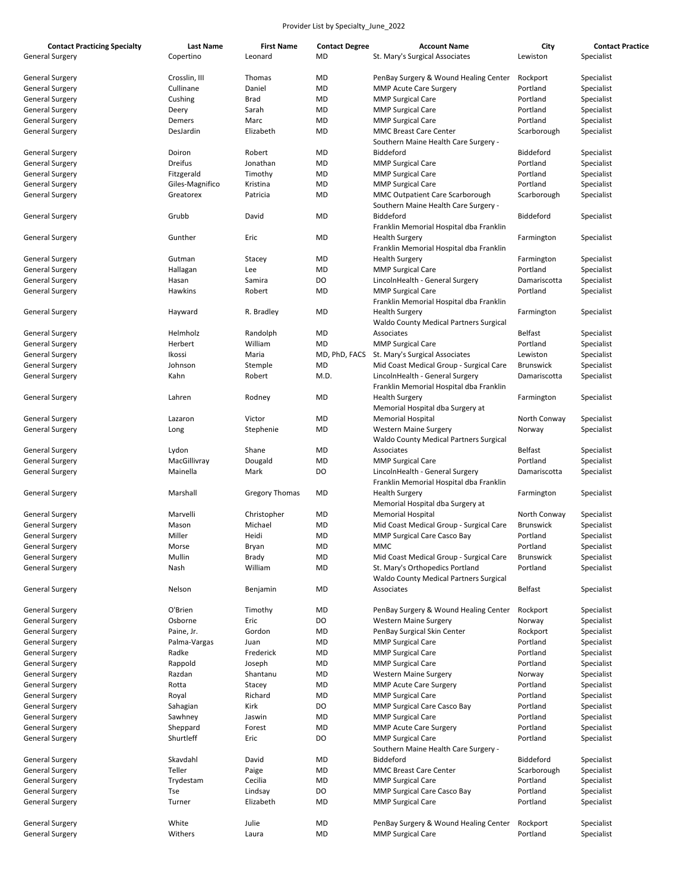Provider List by Specialty_June_2022

| Contact Practicing Specialty | Last Name | First Name | Contact Degree | Account Name | City | Contact Practice |
|---|---|---|---|---|---|---|
| General Surgery | Copertino | Leonard | MD | St. Mary's Surgical Associates | Lewiston | Specialist |
| General Surgery | Crosslin, III | Thomas | MD | PenBay Surgery & Wound Healing Center | Rockport | Specialist |
| General Surgery | Cullinane | Daniel | MD | MMP Acute Care Surgery | Portland | Specialist |
| General Surgery | Cushing | Brad | MD | MMP Surgical Care | Portland | Specialist |
| General Surgery | Deery | Sarah | MD | MMP Surgical Care | Portland | Specialist |
| General Surgery | Demers | Marc | MD | MMP Surgical Care | Portland | Specialist |
| General Surgery | DesJardin | Elizabeth | MD | MMC Breast Care Center | Scarborough | Specialist |
| General Surgery | Doiron | Robert | MD | Southern Maine Health Care Surgery - Biddeford | Biddeford | Specialist |
| General Surgery | Dreifus | Jonathan | MD | MMP Surgical Care | Portland | Specialist |
| General Surgery | Fitzgerald | Timothy | MD | MMP Surgical Care | Portland | Specialist |
| General Surgery | Giles-Magnifico | Kristina | MD | MMP Surgical Care | Portland | Specialist |
| General Surgery | Greatorex | Patricia | MD | MMC Outpatient Care Scarborough | Scarborough | Specialist |
| General Surgery | Grubb | David | MD | Southern Maine Health Care Surgery - Biddeford | Biddeford | Specialist |
| General Surgery | Gunther | Eric | MD | Franklin Memorial Hospital dba Franklin Health Surgery | Farmington | Specialist |
| General Surgery | Gutman | Stacey | MD | Franklin Memorial Hospital dba Franklin Health Surgery | Farmington | Specialist |
| General Surgery | Hallagan | Lee | MD | MMP Surgical Care | Portland | Specialist |
| General Surgery | Hasan | Samira | DO | LincolnHealth - General Surgery | Damariscotta | Specialist |
| General Surgery | Hawkins | Robert | MD | MMP Surgical Care | Portland | Specialist |
| General Surgery | Hayward | R. Bradley | MD | Franklin Memorial Hospital dba Franklin Health Surgery | Farmington | Specialist |
| General Surgery | Helmholz | Randolph | MD | Waldo County Medical Partners Surgical Associates | Belfast | Specialist |
| General Surgery | Herbert | William | MD | MMP Surgical Care | Portland | Specialist |
| General Surgery | Ikossi | Maria | MD, PhD, FACS | St. Mary's Surgical Associates | Lewiston | Specialist |
| General Surgery | Johnson | Stemple | MD | Mid Coast Medical Group - Surgical Care | Brunswick | Specialist |
| General Surgery | Kahn | Robert | M.D. | LincolnHealth - General Surgery | Damariscotta | Specialist |
| General Surgery | Lahren | Rodney | MD | Franklin Memorial Hospital dba Franklin Health Surgery | Farmington | Specialist |
| General Surgery | Lazaron | Victor | MD | Memorial Hospital dba Surgery at Memorial Hospital | North Conway | Specialist |
| General Surgery | Long | Stephenie | MD | Western Maine Surgery | Norway | Specialist |
| General Surgery | Lydon | Shane | MD | Waldo County Medical Partners Surgical Associates | Belfast | Specialist |
| General Surgery | MacGillivray | Dougald | MD | MMP Surgical Care | Portland | Specialist |
| General Surgery | Mainella | Mark | DO | LincolnHealth - General Surgery | Damariscotta | Specialist |
| General Surgery | Marshall | Gregory Thomas | MD | Franklin Memorial Hospital dba Franklin Health Surgery | Farmington | Specialist |
| General Surgery | Marvelli | Christopher | MD | Memorial Hospital dba Surgery at Memorial Hospital | North Conway | Specialist |
| General Surgery | Mason | Michael | MD | Mid Coast Medical Group - Surgical Care | Brunswick | Specialist |
| General Surgery | Miller | Heidi | MD | MMP Surgical Care Casco Bay | Portland | Specialist |
| General Surgery | Morse | Bryan | MD | MMC | Portland | Specialist |
| General Surgery | Mullin | Brady | MD | Mid Coast Medical Group - Surgical Care | Brunswick | Specialist |
| General Surgery | Nash | William | MD | St. Mary's Orthopedics Portland | Portland | Specialist |
| General Surgery | Nelson | Benjamin | MD | Waldo County Medical Partners Surgical Associates | Belfast | Specialist |
| General Surgery | O'Brien | Timothy | MD | PenBay Surgery & Wound Healing Center | Rockport | Specialist |
| General Surgery | Osborne | Eric | DO | Western Maine Surgery | Norway | Specialist |
| General Surgery | Paine, Jr. | Gordon | MD | PenBay Surgical Skin Center | Rockport | Specialist |
| General Surgery | Palma-Vargas | Juan | MD | MMP Surgical Care | Portland | Specialist |
| General Surgery | Radke | Frederick | MD | MMP Surgical Care | Portland | Specialist |
| General Surgery | Rappold | Joseph | MD | MMP Surgical Care | Portland | Specialist |
| General Surgery | Razdan | Shantanu | MD | Western Maine Surgery | Norway | Specialist |
| General Surgery | Rotta | Stacey | MD | MMP Acute Care Surgery | Portland | Specialist |
| General Surgery | Royal | Richard | MD | MMP Surgical Care | Portland | Specialist |
| General Surgery | Sahagian | Kirk | DO | MMP Surgical Care Casco Bay | Portland | Specialist |
| General Surgery | Sawhney | Jaswin | MD | MMP Surgical Care | Portland | Specialist |
| General Surgery | Sheppard | Forest | MD | MMP Acute Care Surgery | Portland | Specialist |
| General Surgery | Shurtleff | Eric | DO | MMP Surgical Care | Portland | Specialist |
| General Surgery | Skavdahl | David | MD | Southern Maine Health Care Surgery - Biddeford | Biddeford | Specialist |
| General Surgery | Teller | Paige | MD | MMC Breast Care Center | Scarborough | Specialist |
| General Surgery | Trydestam | Cecilia | MD | MMP Surgical Care | Portland | Specialist |
| General Surgery | Tse | Lindsay | DO | MMP Surgical Care Casco Bay | Portland | Specialist |
| General Surgery | Turner | Elizabeth | MD | MMP Surgical Care | Portland | Specialist |
| General Surgery | White | Julie | MD | PenBay Surgery & Wound Healing Center | Rockport | Specialist |
| General Surgery | Withers | Laura | MD | MMP Surgical Care | Portland | Specialist |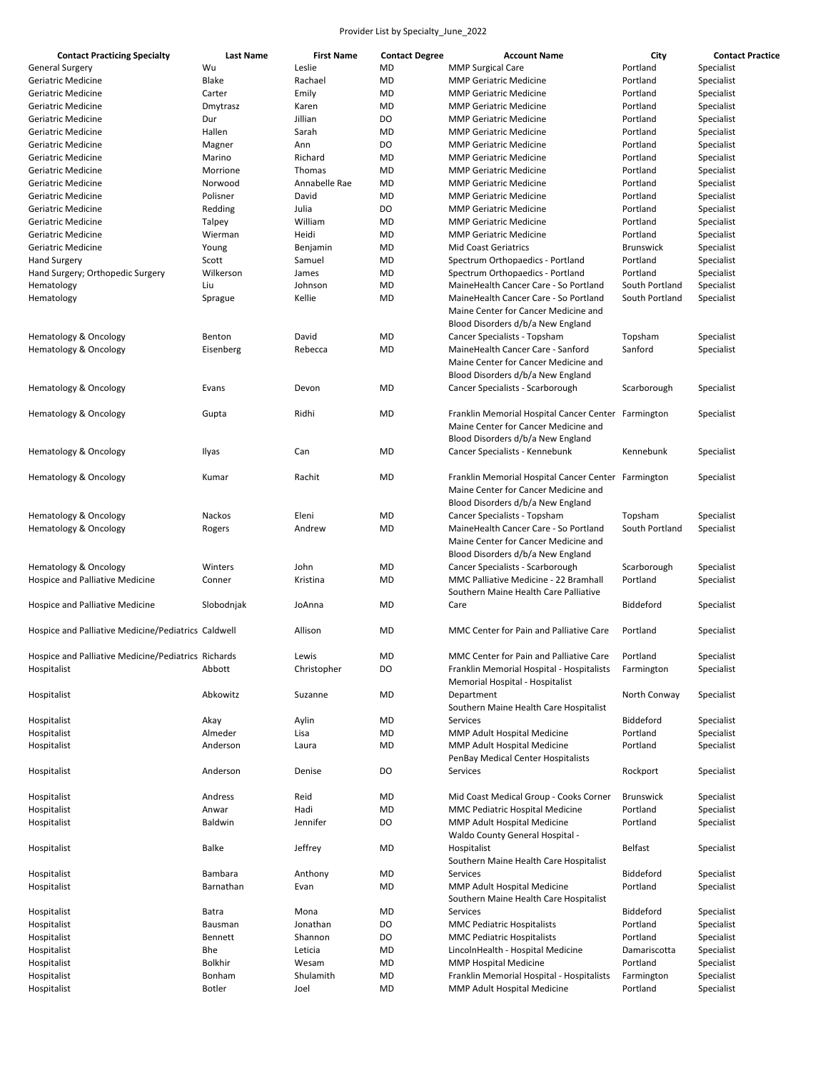Provider List by Specialty_June_2022

| Contact Practicing Specialty | Last Name | First Name | Contact Degree | Account Name | City | Contact Practice |
|---|---|---|---|---|---|---|
| General Surgery | Wu | Leslie | MD | MMP Surgical Care | Portland | Specialist |
| Geriatric Medicine | Blake | Rachael | MD | MMP Geriatric Medicine | Portland | Specialist |
| Geriatric Medicine | Carter | Emily | MD | MMP Geriatric Medicine | Portland | Specialist |
| Geriatric Medicine | Dmytrasz | Karen | MD | MMP Geriatric Medicine | Portland | Specialist |
| Geriatric Medicine | Dur | Jillian | DO | MMP Geriatric Medicine | Portland | Specialist |
| Geriatric Medicine | Hallen | Sarah | MD | MMP Geriatric Medicine | Portland | Specialist |
| Geriatric Medicine | Magner | Ann | DO | MMP Geriatric Medicine | Portland | Specialist |
| Geriatric Medicine | Marino | Richard | MD | MMP Geriatric Medicine | Portland | Specialist |
| Geriatric Medicine | Morrione | Thomas | MD | MMP Geriatric Medicine | Portland | Specialist |
| Geriatric Medicine | Norwood | Annabelle Rae | MD | MMP Geriatric Medicine | Portland | Specialist |
| Geriatric Medicine | Polisner | David | MD | MMP Geriatric Medicine | Portland | Specialist |
| Geriatric Medicine | Redding | Julia | DO | MMP Geriatric Medicine | Portland | Specialist |
| Geriatric Medicine | Talpey | William | MD | MMP Geriatric Medicine | Portland | Specialist |
| Geriatric Medicine | Wierman | Heidi | MD | MMP Geriatric Medicine | Portland | Specialist |
| Geriatric Medicine | Young | Benjamin | MD | Mid Coast Geriatrics | Brunswick | Specialist |
| Hand Surgery | Scott | Samuel | MD | Spectrum Orthopaedics - Portland | Portland | Specialist |
| Hand Surgery; Orthopedic Surgery | Wilkerson | James | MD | Spectrum Orthopaedics - Portland | Portland | Specialist |
| Hematology | Liu | Johnson | MD | MaineHealth Cancer Care - So Portland | South Portland | Specialist |
| Hematology | Sprague | Kellie | MD | MaineHealth Cancer Care - So Portland | South Portland | Specialist |
| Hematology & Oncology | Benton | David | MD | Maine Center for Cancer Medicine and Blood Disorders d/b/a New England Cancer Specialists - Topsham | Topsham | Specialist |
| Hematology & Oncology | Eisenberg | Rebecca | MD | MaineHealth Cancer Care - Sanford | Sanford | Specialist |
| Hematology & Oncology | Evans | Devon | MD | Maine Center for Cancer Medicine and Blood Disorders d/b/a New England Cancer Specialists - Scarborough | Scarborough | Specialist |
| Hematology & Oncology | Gupta | Ridhi | MD | Franklin Memorial Hospital Cancer Center | Farmington | Specialist |
| Hematology & Oncology | Ilyas | Can | MD | Maine Center for Cancer Medicine and Blood Disorders d/b/a New England Cancer Specialists - Kennebunk | Kennebunk | Specialist |
| Hematology & Oncology | Kumar | Rachit | MD | Franklin Memorial Hospital Cancer Center | Farmington | Specialist |
| Hematology & Oncology | Nackos | Eleni | MD | Maine Center for Cancer Medicine and Blood Disorders d/b/a New England Cancer Specialists - Topsham | Topsham | Specialist |
| Hematology & Oncology | Rogers | Andrew | MD | MaineHealth Cancer Care - So Portland | South Portland | Specialist |
| Hematology & Oncology | Winters | John | MD | Maine Center for Cancer Medicine and Blood Disorders d/b/a New England Cancer Specialists - Scarborough | Scarborough | Specialist |
| Hospice and Palliative Medicine | Conner | Kristina | MD | MMC Palliative Medicine - 22 Bramhall | Portland | Specialist |
| Hospice and Palliative Medicine | Slobodnjak | JoAnna | MD | Southern Maine Health Care Palliative Care | Biddeford | Specialist |
| Hospice and Palliative Medicine/Pediatrics | Caldwell | Allison | MD | MMC Center for Pain and Palliative Care | Portland | Specialist |
| Hospice and Palliative Medicine/Pediatrics | Richards | Lewis | MD | MMC Center for Pain and Palliative Care | Portland | Specialist |
| Hospitalist | Abbott | Christopher | DO | Franklin Memorial Hospital - Hospitalists | Farmington | Specialist |
| Hospitalist | Abkowitz | Suzanne | MD | Memorial Hospital - Hospitalist Department | North Conway | Specialist |
| Hospitalist | Akay | Aylin | MD | Southern Maine Health Care Hospitalist Services | Biddeford | Specialist |
| Hospitalist | Almeder | Lisa | MD | MMP Adult Hospital Medicine | Portland | Specialist |
| Hospitalist | Anderson | Laura | MD | MMP Adult Hospital Medicine | Portland | Specialist |
| Hospitalist | Anderson | Denise | DO | PenBay Medical Center Hospitalists Services | Rockport | Specialist |
| Hospitalist | Andress | Reid | MD | Mid Coast Medical Group - Cooks Corner | Brunswick | Specialist |
| Hospitalist | Anwar | Hadi | MD | MMC Pediatric Hospital Medicine | Portland | Specialist |
| Hospitalist | Baldwin | Jennifer | DO | MMP Adult Hospital Medicine | Portland | Specialist |
| Hospitalist | Balke | Jeffrey | MD | Waldo County General Hospital - Hospitalist | Belfast | Specialist |
| Hospitalist | Bambara | Anthony | MD | Southern Maine Health Care Hospitalist Services | Biddeford | Specialist |
| Hospitalist | Barnathan | Evan | MD | MMP Adult Hospital Medicine | Portland | Specialist |
| Hospitalist | Batra | Mona | MD | Southern Maine Health Care Hospitalist Services | Biddeford | Specialist |
| Hospitalist | Bausman | Jonathan | DO | MMC Pediatric Hospitalists | Portland | Specialist |
| Hospitalist | Bennett | Shannon | DO | MMC Pediatric Hospitalists | Portland | Specialist |
| Hospitalist | Bhe | Leticia | MD | LincolnHealth - Hospital Medicine | Damariscotta | Specialist |
| Hospitalist | Bolkhir | Wesam | MD | MMP Hospital Medicine | Portland | Specialist |
| Hospitalist | Bonham | Shulamith | MD | Franklin Memorial Hospital - Hospitalists | Farmington | Specialist |
| Hospitalist | Botler | Joel | MD | MMP Adult Hospital Medicine | Portland | Specialist |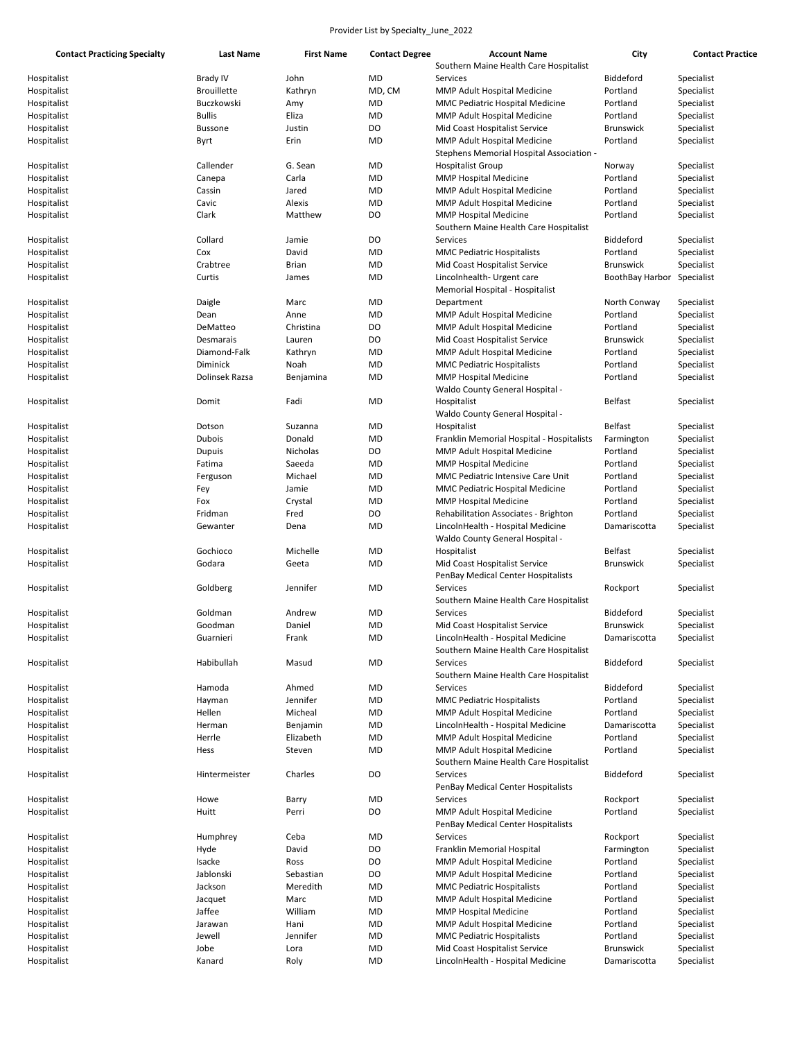Provider List by Specialty_June_2022

| Contact Practicing Specialty | Last Name | First Name | Contact Degree | Account Name | City | Contact Practice |
|---|---|---|---|---|---|---|
| Hospitalist | Brady IV | John | MD | Southern Maine Health Care Hospitalist Services | Biddeford | Specialist |
| Hospitalist | Brouillette | Kathryn | MD, CM | MMP Adult Hospital Medicine | Portland | Specialist |
| Hospitalist | Buczkowski | Amy | MD | MMC Pediatric Hospital Medicine | Portland | Specialist |
| Hospitalist | Bullis | Eliza | MD | MMP Adult Hospital Medicine | Portland | Specialist |
| Hospitalist | Bussone | Justin | DO | Mid Coast Hospitalist Service | Brunswick | Specialist |
| Hospitalist | Byrt | Erin | MD | MMP Adult Hospital Medicine | Portland | Specialist |
| Hospitalist | Callender | G. Sean | MD | Stephens Memorial Hospital Association - Hospitalist Group | Norway | Specialist |
| Hospitalist | Canepa | Carla | MD | MMP Hospital Medicine | Portland | Specialist |
| Hospitalist | Cassin | Jared | MD | MMP Adult Hospital Medicine | Portland | Specialist |
| Hospitalist | Cavic | Alexis | MD | MMP Adult Hospital Medicine | Portland | Specialist |
| Hospitalist | Clark | Matthew | DO | MMP Hospital Medicine | Portland | Specialist |
| Hospitalist | Collard | Jamie | DO | Southern Maine Health Care Hospitalist Services | Biddeford | Specialist |
| Hospitalist | Cox | David | MD | MMC Pediatric Hospitalists | Portland | Specialist |
| Hospitalist | Crabtree | Brian | MD | Mid Coast Hospitalist Service | Brunswick | Specialist |
| Hospitalist | Curtis | James | MD | Lincolnhealth- Urgent care | BoothBay Harbor | Specialist |
| Hospitalist | Daigle | Marc | MD | Memorial Hospital - Hospitalist Department | North Conway | Specialist |
| Hospitalist | Dean | Anne | MD | MMP Adult Hospital Medicine | Portland | Specialist |
| Hospitalist | DeMatteo | Christina | DO | MMP Adult Hospital Medicine | Portland | Specialist |
| Hospitalist | Desmarais | Lauren | DO | Mid Coast Hospitalist Service | Brunswick | Specialist |
| Hospitalist | Diamond-Falk | Kathryn | MD | MMP Adult Hospital Medicine | Portland | Specialist |
| Hospitalist | Diminick | Noah | MD | MMC Pediatric Hospitalists | Portland | Specialist |
| Hospitalist | Dolinsek Razsa | Benjamina | MD | MMP Hospital Medicine | Portland | Specialist |
| Hospitalist | Domit | Fadi | MD | Waldo County General Hospital - Hospitalist | Belfast | Specialist |
| Hospitalist | Dotson | Suzanna | MD | Waldo County General Hospital - Hospitalist | Belfast | Specialist |
| Hospitalist | Dubois | Donald | MD | Franklin Memorial Hospital - Hospitalists | Farmington | Specialist |
| Hospitalist | Dupuis | Nicholas | DO | MMP Adult Hospital Medicine | Portland | Specialist |
| Hospitalist | Fatima | Saeeda | MD | MMP Hospital Medicine | Portland | Specialist |
| Hospitalist | Ferguson | Michael | MD | MMC Pediatric Intensive Care Unit | Portland | Specialist |
| Hospitalist | Fey | Jamie | MD | MMC Pediatric Hospital Medicine | Portland | Specialist |
| Hospitalist | Fox | Crystal | MD | MMP Hospital Medicine | Portland | Specialist |
| Hospitalist | Fridman | Fred | DO | Rehabilitation Associates - Brighton | Portland | Specialist |
| Hospitalist | Gewanter | Dena | MD | LincolnHealth - Hospital Medicine | Damariscotta | Specialist |
| Hospitalist | Gochioco | Michelle | MD | Waldo County General Hospital - Hospitalist | Belfast | Specialist |
| Hospitalist | Godara | Geeta | MD | Mid Coast Hospitalist Service | Brunswick | Specialist |
| Hospitalist | Goldberg | Jennifer | MD | PenBay Medical Center Hospitalists Services | Rockport | Specialist |
| Hospitalist | Goldman | Andrew | MD | Southern Maine Health Care Hospitalist Services | Biddeford | Specialist |
| Hospitalist | Goodman | Daniel | MD | Mid Coast Hospitalist Service | Brunswick | Specialist |
| Hospitalist | Guarnieri | Frank | MD | LincolnHealth - Hospital Medicine | Damariscotta | Specialist |
| Hospitalist | Habibullah | Masud | MD | Southern Maine Health Care Hospitalist Services | Biddeford | Specialist |
| Hospitalist | Hamoda | Ahmed | MD | Southern Maine Health Care Hospitalist Services | Biddeford | Specialist |
| Hospitalist | Hayman | Jennifer | MD | MMC Pediatric Hospitalists | Portland | Specialist |
| Hospitalist | Hellen | Micheal | MD | MMP Adult Hospital Medicine | Portland | Specialist |
| Hospitalist | Herman | Benjamin | MD | LincolnHealth - Hospital Medicine | Damariscotta | Specialist |
| Hospitalist | Herrle | Elizabeth | MD | MMP Adult Hospital Medicine | Portland | Specialist |
| Hospitalist | Hess | Steven | MD | MMP Adult Hospital Medicine | Portland | Specialist |
| Hospitalist | Hintermeister | Charles | DO | Southern Maine Health Care Hospitalist Services | Biddeford | Specialist |
| Hospitalist | Howe | Barry | MD | PenBay Medical Center Hospitalists Services | Rockport | Specialist |
| Hospitalist | Huitt | Perri | DO | MMP Adult Hospital Medicine | Portland | Specialist |
| Hospitalist | Humphrey | Ceba | MD | PenBay Medical Center Hospitalists Services | Rockport | Specialist |
| Hospitalist | Hyde | David | DO | Franklin Memorial Hospital | Farmington | Specialist |
| Hospitalist | Isacke | Ross | DO | MMP Adult Hospital Medicine | Portland | Specialist |
| Hospitalist | Jablonski | Sebastian | DO | MMP Adult Hospital Medicine | Portland | Specialist |
| Hospitalist | Jackson | Meredith | MD | MMC Pediatric Hospitalists | Portland | Specialist |
| Hospitalist | Jacquet | Marc | MD | MMP Adult Hospital Medicine | Portland | Specialist |
| Hospitalist | Jaffee | William | MD | MMP Hospital Medicine | Portland | Specialist |
| Hospitalist | Jarawan | Hani | MD | MMP Adult Hospital Medicine | Portland | Specialist |
| Hospitalist | Jewell | Jennifer | MD | MMC Pediatric Hospitalists | Portland | Specialist |
| Hospitalist | Jobe | Lora | MD | Mid Coast Hospitalist Service | Brunswick | Specialist |
| Hospitalist | Kanard | Roly | MD | LincolnHealth - Hospital Medicine | Damariscotta | Specialist |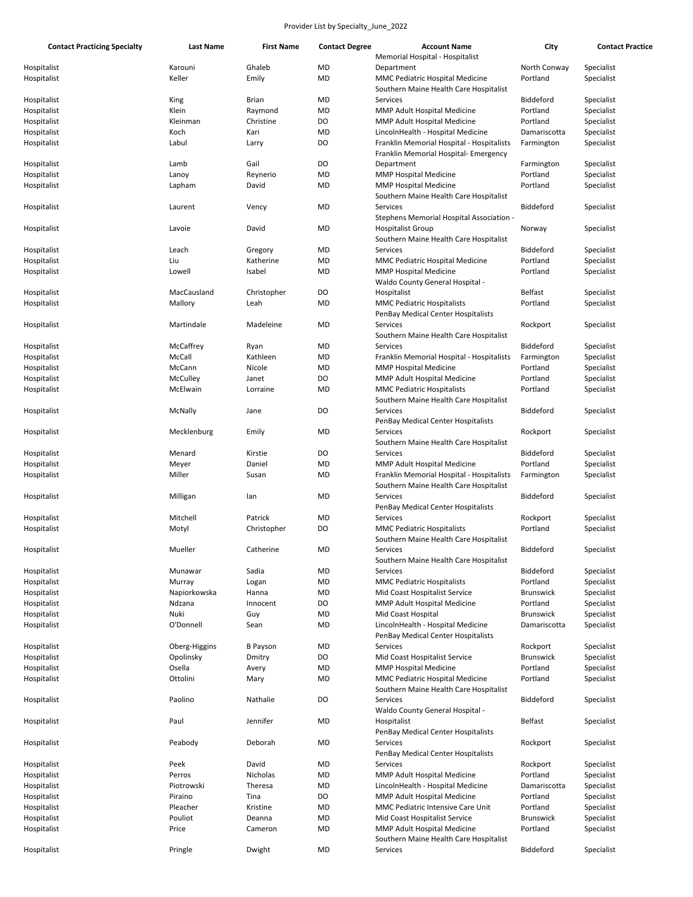Provider List by Specialty_June_2022

| Contact Practicing Specialty | Last Name | First Name | Contact Degree | Account Name | City | Contact Practice |
|---|---|---|---|---|---|---|
| Hospitalist | Karouni | Ghaleb | MD | Memorial Hospital - Hospitalist Department | North Conway | Specialist |
| Hospitalist | Keller | Emily | MD | MMC Pediatric Hospital Medicine | Portland | Specialist |
| Hospitalist | King | Brian | MD | Southern Maine Health Care Hospitalist Services | Biddeford | Specialist |
| Hospitalist | Klein | Raymond | MD | MMP Adult Hospital Medicine | Portland | Specialist |
| Hospitalist | Kleinman | Christine | DO | MMP Adult Hospital Medicine | Portland | Specialist |
| Hospitalist | Koch | Kari | MD | LincolnHealth - Hospital Medicine | Damariscotta | Specialist |
| Hospitalist | Labul | Larry | DO | Franklin Memorial Hospital - Hospitalists | Farmington | Specialist |
| Hospitalist | Lamb | Gail | DO | Franklin Memorial Hospital- Emergency Department | Farmington | Specialist |
| Hospitalist | Lanoy | Reynerio | MD | MMP Hospital Medicine | Portland | Specialist |
| Hospitalist | Lapham | David | MD | MMP Hospital Medicine | Portland | Specialist |
| Hospitalist | Laurent | Vency | MD | Southern Maine Health Care Hospitalist Services | Biddeford | Specialist |
| Hospitalist | Lavoie | David | MD | Stephens Memorial Hospital Association - Hospitalist Group | Norway | Specialist |
| Hospitalist | Leach | Gregory | MD | Southern Maine Health Care Hospitalist Services | Biddeford | Specialist |
| Hospitalist | Liu | Katherine | MD | MMC Pediatric Hospital Medicine | Portland | Specialist |
| Hospitalist | Lowell | Isabel | MD | MMP Hospital Medicine | Portland | Specialist |
| Hospitalist | MacCausland | Christopher | DO | Waldo County General Hospital - Hospitalist | Belfast | Specialist |
| Hospitalist | Mallory | Leah | MD | MMC Pediatric Hospitalists | Portland | Specialist |
| Hospitalist | Martindale | Madeleine | MD | PenBay Medical Center Hospitalists Services | Rockport | Specialist |
| Hospitalist | McCaffrey | Ryan | MD | Southern Maine Health Care Hospitalist Services | Biddeford | Specialist |
| Hospitalist | McCall | Kathleen | MD | Franklin Memorial Hospital - Hospitalists | Farmington | Specialist |
| Hospitalist | McCann | Nicole | MD | MMP Hospital Medicine | Portland | Specialist |
| Hospitalist | McCulley | Janet | DO | MMP Adult Hospital Medicine | Portland | Specialist |
| Hospitalist | McElwain | Lorraine | MD | MMC Pediatric Hospitalists | Portland | Specialist |
| Hospitalist | McNally | Jane | DO | Southern Maine Health Care Hospitalist Services | Biddeford | Specialist |
| Hospitalist | Mecklenburg | Emily | MD | PenBay Medical Center Hospitalists Services | Rockport | Specialist |
| Hospitalist | Menard | Kirstie | DO | Southern Maine Health Care Hospitalist Services | Biddeford | Specialist |
| Hospitalist | Meyer | Daniel | MD | MMP Adult Hospital Medicine | Portland | Specialist |
| Hospitalist | Miller | Susan | MD | Franklin Memorial Hospital - Hospitalists | Farmington | Specialist |
| Hospitalist | Milligan | Ian | MD | Southern Maine Health Care Hospitalist Services | Biddeford | Specialist |
| Hospitalist | Mitchell | Patrick | MD | PenBay Medical Center Hospitalists Services | Rockport | Specialist |
| Hospitalist | Motyl | Christopher | DO | MMC Pediatric Hospitalists | Portland | Specialist |
| Hospitalist | Mueller | Catherine | MD | Southern Maine Health Care Hospitalist Services | Biddeford | Specialist |
| Hospitalist | Munawar | Sadia | MD | Southern Maine Health Care Hospitalist Services | Biddeford | Specialist |
| Hospitalist | Murray | Logan | MD | MMC Pediatric Hospitalists | Portland | Specialist |
| Hospitalist | Napiorkowska | Hanna | MD | Mid Coast Hospitalist Service | Brunswick | Specialist |
| Hospitalist | Ndzana | Innocent | DO | MMP Adult Hospital Medicine | Portland | Specialist |
| Hospitalist | Nuki | Guy | MD | Mid Coast Hospital | Brunswick | Specialist |
| Hospitalist | O'Donnell | Sean | MD | LincolnHealth - Hospital Medicine | Damariscotta | Specialist |
| Hospitalist | Oberg-Higgins | B Payson | MD | PenBay Medical Center Hospitalists Services | Rockport | Specialist |
| Hospitalist | Opolinsky | Dmitry | DO | Mid Coast Hospitalist Service | Brunswick | Specialist |
| Hospitalist | Osella | Avery | MD | MMP Hospital Medicine | Portland | Specialist |
| Hospitalist | Ottolini | Mary | MD | MMC Pediatric Hospital Medicine | Portland | Specialist |
| Hospitalist | Paolino | Nathalie | DO | Southern Maine Health Care Hospitalist Services | Biddeford | Specialist |
| Hospitalist | Paul | Jennifer | MD | Waldo County General Hospital - Hospitalist | Belfast | Specialist |
| Hospitalist | Peabody | Deborah | MD | PenBay Medical Center Hospitalists Services | Rockport | Specialist |
| Hospitalist | Peek | David | MD | PenBay Medical Center Hospitalists Services | Rockport | Specialist |
| Hospitalist | Perros | Nicholas | MD | MMP Adult Hospital Medicine | Portland | Specialist |
| Hospitalist | Piotrowski | Theresa | MD | LincolnHealth - Hospital Medicine | Damariscotta | Specialist |
| Hospitalist | Piraino | Tina | DO | MMP Adult Hospital Medicine | Portland | Specialist |
| Hospitalist | Pleacher | Kristine | MD | MMC Pediatric Intensive Care Unit | Portland | Specialist |
| Hospitalist | Pouliot | Deanna | MD | Mid Coast Hospitalist Service | Brunswick | Specialist |
| Hospitalist | Price | Cameron | MD | MMP Adult Hospital Medicine | Portland | Specialist |
| Hospitalist | Pringle | Dwight | MD | Southern Maine Health Care Hospitalist Services | Biddeford | Specialist |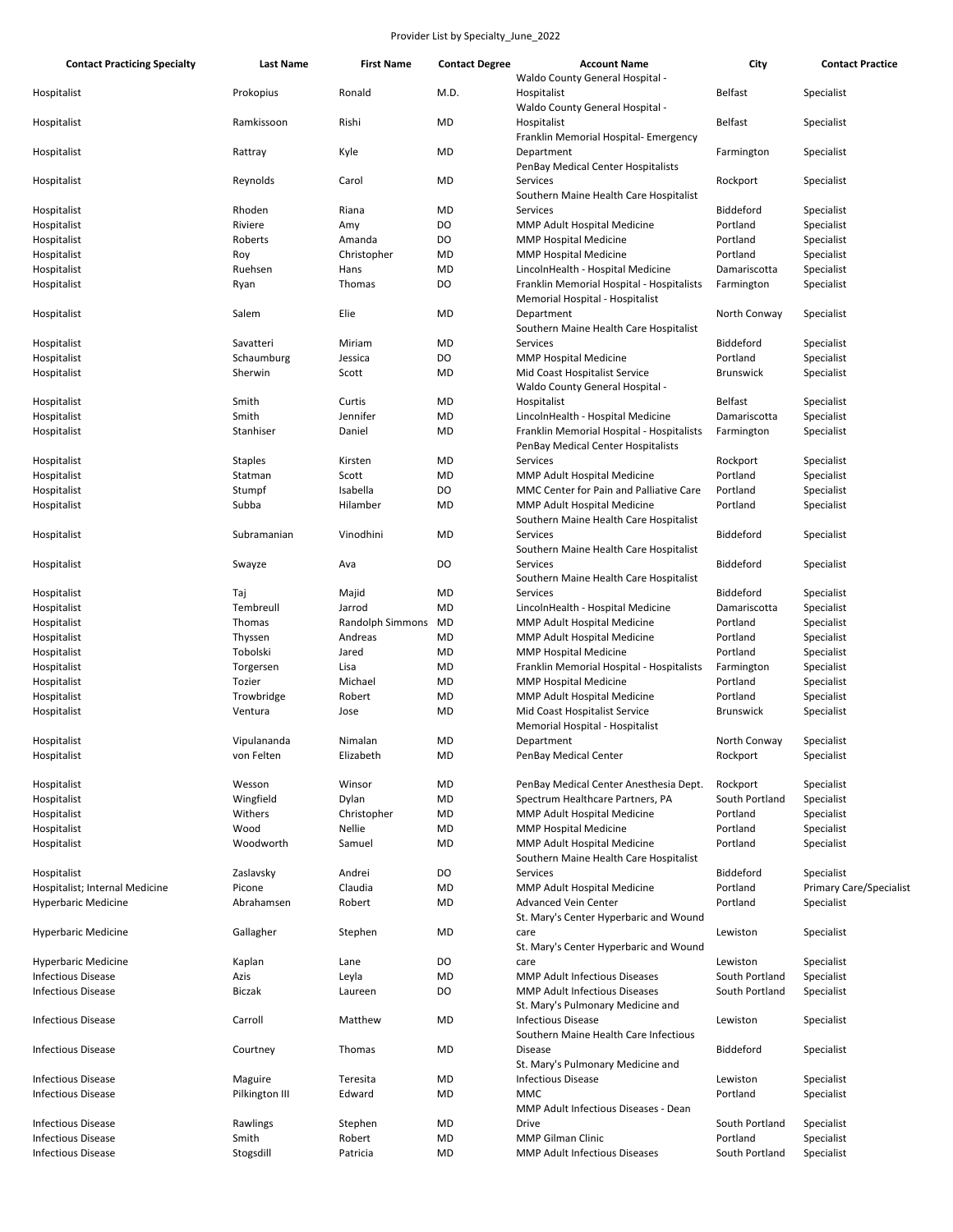Provider List by Specialty_June_2022

| Contact Practicing Specialty | Last Name | First Name | Contact Degree | Account Name | City | Contact Practice |
|---|---|---|---|---|---|---|
| Hospitalist | Prokopius | Ronald | M.D. | Waldo County General Hospital - Hospitalist | Belfast | Specialist |
| Hospitalist | Ramkissoon | Rishi | MD | Waldo County General Hospital - Hospitalist | Belfast | Specialist |
| Hospitalist | Rattray | Kyle | MD | Franklin Memorial Hospital- Emergency Department | Farmington | Specialist |
| Hospitalist | Reynolds | Carol | MD | PenBay Medical Center Hospitalists Services | Rockport | Specialist |
| Hospitalist | Rhoden | Riana | MD | Southern Maine Health Care Hospitalist Services | Biddeford | Specialist |
| Hospitalist | Riviere | Amy | DO | MMP Adult Hospital Medicine | Portland | Specialist |
| Hospitalist | Roberts | Amanda | DO | MMP Hospital Medicine | Portland | Specialist |
| Hospitalist | Roy | Christopher | MD | MMP Hospital Medicine | Portland | Specialist |
| Hospitalist | Ruehsen | Hans | MD | LincolnHealth - Hospital Medicine | Damariscotta | Specialist |
| Hospitalist | Ryan | Thomas | DO | Franklin Memorial Hospital - Hospitalists | Farmington | Specialist |
| Hospitalist | Salem | Elie | MD | Memorial Hospital - Hospitalist Department | North Conway | Specialist |
| Hospitalist | Savatteri | Miriam | MD | Southern Maine Health Care Hospitalist Services | Biddeford | Specialist |
| Hospitalist | Schaumburg | Jessica | DO | MMP Hospital Medicine | Portland | Specialist |
| Hospitalist | Sherwin | Scott | MD | Mid Coast Hospitalist Service | Brunswick | Specialist |
| Hospitalist | Smith | Curtis | MD | Waldo County General Hospital - Hospitalist | Belfast | Specialist |
| Hospitalist | Smith | Jennifer | MD | LincolnHealth - Hospital Medicine | Damariscotta | Specialist |
| Hospitalist | Stanhiser | Daniel | MD | Franklin Memorial Hospital - Hospitalists | Farmington | Specialist |
| Hospitalist | Staples | Kirsten | MD | PenBay Medical Center Hospitalists Services | Rockport | Specialist |
| Hospitalist | Statman | Scott | MD | MMP Adult Hospital Medicine | Portland | Specialist |
| Hospitalist | Stumpf | Isabella | DO | MMC Center for Pain and Palliative Care | Portland | Specialist |
| Hospitalist | Subba | Hilamber | MD | MMP Adult Hospital Medicine | Portland | Specialist |
| Hospitalist | Subramanian | Vinodhini | MD | Southern Maine Health Care Hospitalist Services | Biddeford | Specialist |
| Hospitalist | Swayze | Ava | DO | Southern Maine Health Care Hospitalist Services | Biddeford | Specialist |
| Hospitalist | Taj | Majid | MD | Southern Maine Health Care Hospitalist Services | Biddeford | Specialist |
| Hospitalist | Tembreull | Jarrod | MD | LincolnHealth - Hospital Medicine | Damariscotta | Specialist |
| Hospitalist | Thomas | Randolph Simmons | MD | MMP Adult Hospital Medicine | Portland | Specialist |
| Hospitalist | Thyssen | Andreas | MD | MMP Adult Hospital Medicine | Portland | Specialist |
| Hospitalist | Tobolski | Jared | MD | MMP Hospital Medicine | Portland | Specialist |
| Hospitalist | Torgersen | Lisa | MD | Franklin Memorial Hospital - Hospitalists | Farmington | Specialist |
| Hospitalist | Tozier | Michael | MD | MMP Hospital Medicine | Portland | Specialist |
| Hospitalist | Trowbridge | Robert | MD | MMP Adult Hospital Medicine | Portland | Specialist |
| Hospitalist | Ventura | Jose | MD | Mid Coast Hospitalist Service | Brunswick | Specialist |
| Hospitalist | Vipulananda | Nimalan | MD | Memorial Hospital - Hospitalist Department | North Conway | Specialist |
| Hospitalist | von Felten | Elizabeth | MD | PenBay Medical Center | Rockport | Specialist |
| Hospitalist | Wesson | Winsor | MD | PenBay Medical Center Anesthesia Dept. | Rockport | Specialist |
| Hospitalist | Wingfield | Dylan | MD | Spectrum Healthcare Partners, PA | South Portland | Specialist |
| Hospitalist | Withers | Christopher | MD | MMP Adult Hospital Medicine | Portland | Specialist |
| Hospitalist | Wood | Nellie | MD | MMP Hospital Medicine | Portland | Specialist |
| Hospitalist | Woodworth | Samuel | MD | MMP Adult Hospital Medicine | Portland | Specialist |
| Hospitalist | Zaslavsky | Andrei | DO | Southern Maine Health Care Hospitalist Services | Biddeford | Specialist |
| Hospitalist; Internal Medicine | Picone | Claudia | MD | MMP Adult Hospital Medicine | Portland | Primary Care/Specialist |
| Hyperbaric Medicine | Abrahamsen | Robert | MD | Advanced Vein Center | Portland | Specialist |
| Hyperbaric Medicine | Gallagher | Stephen | MD | St. Mary's Center Hyperbaric and Wound care | Lewiston | Specialist |
| Hyperbaric Medicine | Kaplan | Lane | DO | St. Mary's Center Hyperbaric and Wound care | Lewiston | Specialist |
| Infectious Disease | Azis | Leyla | MD | MMP Adult Infectious Diseases | South Portland | Specialist |
| Infectious Disease | Biczak | Laureen | DO | MMP Adult Infectious Diseases | South Portland | Specialist |
| Infectious Disease | Carroll | Matthew | MD | St. Mary's Pulmonary Medicine and Infectious Disease | Lewiston | Specialist |
| Infectious Disease | Courtney | Thomas | MD | Southern Maine Health Care Infectious Disease | Biddeford | Specialist |
| Infectious Disease | Maguire | Teresita | MD | St. Mary's Pulmonary Medicine and Infectious Disease | Lewiston | Specialist |
| Infectious Disease | Pilkington III | Edward | MD | MMC | Portland | Specialist |
| Infectious Disease | Rawlings | Stephen | MD | MMP Adult Infectious Diseases - Dean Drive | South Portland | Specialist |
| Infectious Disease | Smith | Robert | MD | MMP Gilman Clinic | Portland | Specialist |
| Infectious Disease | Stogsdill | Patricia | MD | MMP Adult Infectious Diseases | South Portland | Specialist |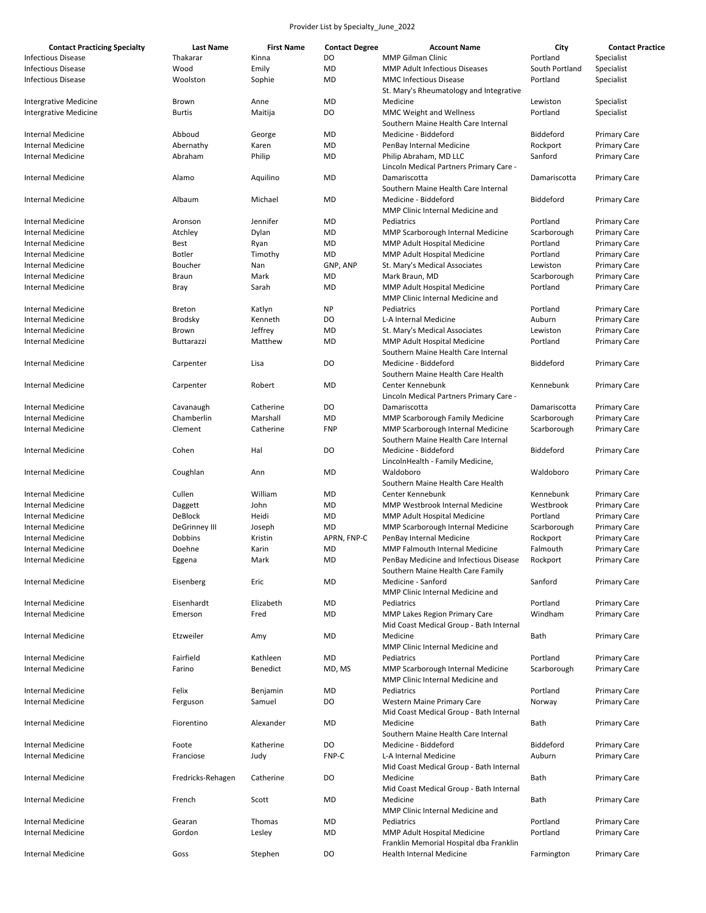Provider List by Specialty_June_2022

| Contact Practicing Specialty | Last Name | First Name | Contact Degree | Account Name | City | Contact Practice |
|---|---|---|---|---|---|---|
| Infectious Disease | Thakarar | Kinna | DO | MMP Gilman Clinic | Portland | Specialist |
| Infectious Disease | Wood | Emily | MD | MMP Adult Infectious Diseases | South Portland | Specialist |
| Infectious Disease | Woolston | Sophie | MD | MMC Infectious Disease | Portland | Specialist |
| Intergrative Medicine | Brown | Anne | MD | St. Mary's Rheumatology and Integrative Medicine | Lewiston | Specialist |
| Intergrative Medicine | Burtis | Maitija | DO | MMC Weight and Wellness | Portland | Specialist |
| Internal Medicine | Abboud | George | MD | Southern Maine Health Care Internal Medicine - Biddeford | Biddeford | Primary Care |
| Internal Medicine | Abernathy | Karen | MD | PenBay Internal Medicine | Rockport | Primary Care |
| Internal Medicine | Abraham | Philip | MD | Philip Abraham, MD LLC | Sanford | Primary Care |
| Internal Medicine | Alamo | Aquilino | MD | Lincoln Medical Partners Primary Care - Damariscotta | Damariscotta | Primary Care |
| Internal Medicine | Albaum | Michael | MD | Southern Maine Health Care Internal Medicine - Biddeford | Biddeford | Primary Care |
| Internal Medicine | Aronson | Jennifer | MD | MMP Clinic Internal Medicine and Pediatrics | Portland | Primary Care |
| Internal Medicine | Atchley | Dylan | MD | MMP Scarborough Internal Medicine | Scarborough | Primary Care |
| Internal Medicine | Best | Ryan | MD | MMP Adult Hospital Medicine | Portland | Primary Care |
| Internal Medicine | Botler | Timothy | MD | MMP Adult Hospital Medicine | Portland | Primary Care |
| Internal Medicine | Boucher | Nan | GNP, ANP | St. Mary's Medical Associates | Lewiston | Primary Care |
| Internal Medicine | Braun | Mark | MD | Mark Braun, MD | Scarborough | Primary Care |
| Internal Medicine | Bray | Sarah | MD | MMP Adult Hospital Medicine | Portland | Primary Care |
| Internal Medicine | Breton | Katlyn | NP | MMP Clinic Internal Medicine and Pediatrics | Portland | Primary Care |
| Internal Medicine | Brodsky | Kenneth | DO | L-A Internal Medicine | Auburn | Primary Care |
| Internal Medicine | Brown | Jeffrey | MD | St. Mary's Medical Associates | Lewiston | Primary Care |
| Internal Medicine | Buttarazzi | Matthew | MD | MMP Adult Hospital Medicine | Portland | Primary Care |
| Internal Medicine | Carpenter | Lisa | DO | Southern Maine Health Care Internal Medicine - Biddeford | Biddeford | Primary Care |
| Internal Medicine | Carpenter | Robert | MD | Southern Maine Health Care Health Center Kennebunk | Kennebunk | Primary Care |
| Internal Medicine | Cavanaugh | Catherine | DO | Lincoln Medical Partners Primary Care - Damariscotta | Damariscotta | Primary Care |
| Internal Medicine | Chamberlin | Marshall | MD | MMP Scarborough Family Medicine | Scarborough | Primary Care |
| Internal Medicine | Clement | Catherine | FNP | MMP Scarborough Internal Medicine | Scarborough | Primary Care |
| Internal Medicine | Cohen | Hal | DO | Southern Maine Health Care Internal Medicine - Biddeford | Biddeford | Primary Care |
| Internal Medicine | Coughlan | Ann | MD | LincolnHealth - Family Medicine, Waldoboro | Waldoboro | Primary Care |
| Internal Medicine | Cullen | William | MD | Southern Maine Health Care Health Center Kennebunk | Kennebunk | Primary Care |
| Internal Medicine | Daggett | John | MD | MMP Westbrook Internal Medicine | Westbrook | Primary Care |
| Internal Medicine | DeBlock | Heidi | MD | MMP Adult Hospital Medicine | Portland | Primary Care |
| Internal Medicine | DeGrinney III | Joseph | MD | MMP Scarborough Internal Medicine | Scarborough | Primary Care |
| Internal Medicine | Dobbins | Kristin | APRN, FNP-C | PenBay Internal Medicine | Rockport | Primary Care |
| Internal Medicine | Doehne | Karin | MD | MMP Falmouth Internal Medicine | Falmouth | Primary Care |
| Internal Medicine | Eggena | Mark | MD | PenBay Medicine and Infectious Disease | Rockport | Primary Care |
| Internal Medicine | Eisenberg | Eric | MD | Southern Maine Health Care Family Medicine - Sanford | Sanford | Primary Care |
| Internal Medicine | Eisenhardt | Elizabeth | MD | MMP Clinic Internal Medicine and Pediatrics | Portland | Primary Care |
| Internal Medicine | Emerson | Fred | MD | MMP Lakes Region Primary Care | Windham | Primary Care |
| Internal Medicine | Etzweiler | Amy | MD | Mid Coast Medical Group - Bath Internal Medicine | Bath | Primary Care |
| Internal Medicine | Fairfield | Kathleen | MD | MMP Clinic Internal Medicine and Pediatrics | Portland | Primary Care |
| Internal Medicine | Farino | Benedict | MD, MS | MMP Scarborough Internal Medicine | Scarborough | Primary Care |
| Internal Medicine | Felix | Benjamin | MD | MMP Clinic Internal Medicine and Pediatrics | Portland | Primary Care |
| Internal Medicine | Ferguson | Samuel | DO | Western Maine Primary Care | Norway | Primary Care |
| Internal Medicine | Fiorentino | Alexander | MD | Mid Coast Medical Group - Bath Internal Medicine | Bath | Primary Care |
| Internal Medicine | Foote | Katherine | DO | Southern Maine Health Care Internal Medicine - Biddeford | Biddeford | Primary Care |
| Internal Medicine | Franciose | Judy | FNP-C | L-A Internal Medicine | Auburn | Primary Care |
| Internal Medicine | Fredricks-Rehagen | Catherine | DO | Mid Coast Medical Group - Bath Internal Medicine | Bath | Primary Care |
| Internal Medicine | French | Scott | MD | Mid Coast Medical Group - Bath Internal Medicine | Bath | Primary Care |
| Internal Medicine | Gearan | Thomas | MD | MMP Clinic Internal Medicine and Pediatrics | Portland | Primary Care |
| Internal Medicine | Gordon | Lesley | MD | MMP Adult Hospital Medicine | Portland | Primary Care |
| Internal Medicine | Goss | Stephen | DO | Franklin Memorial Hospital dba Franklin Health Internal Medicine | Farmington | Primary Care |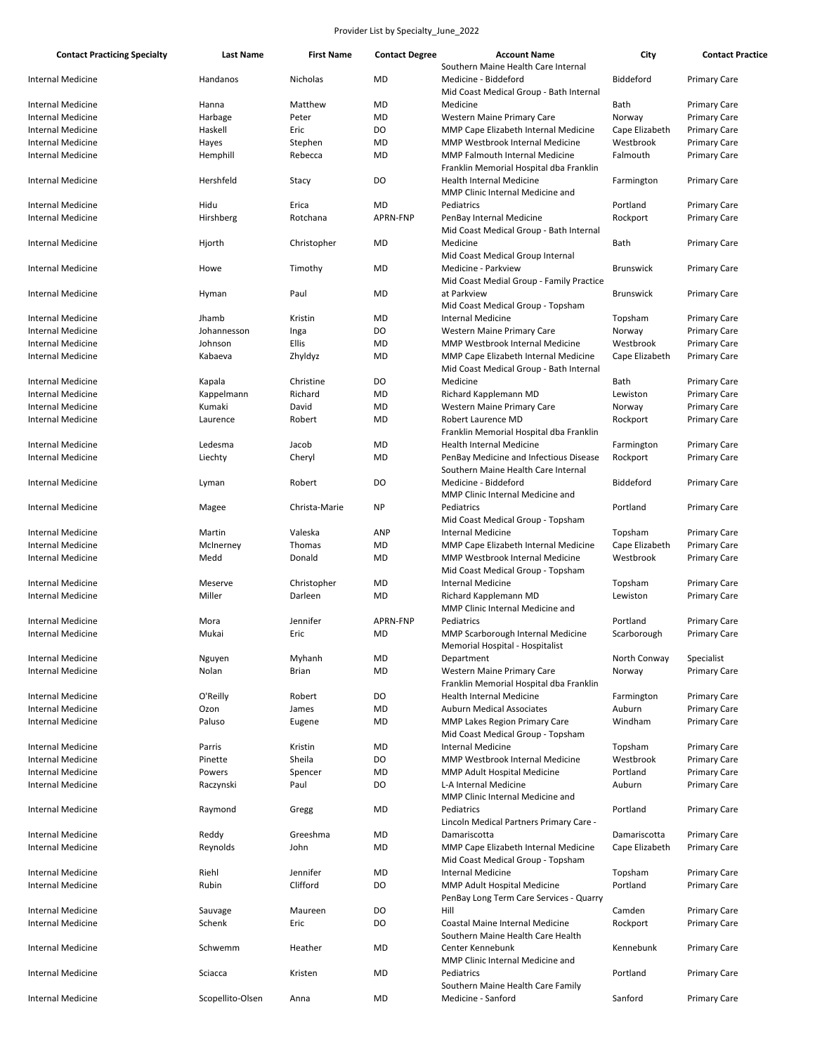Provider List by Specialty_June_2022

| Contact Practicing Specialty | Last Name | First Name | Contact Degree | Account Name | City | Contact Practice |
|---|---|---|---|---|---|---|
| Internal Medicine | Handanos | Nicholas | MD | Southern Maine Health Care Internal Medicine - Biddeford | Biddeford | Primary Care |
| Internal Medicine | Hanna | Matthew | MD | Mid Coast Medical Group - Bath Internal Medicine | Bath | Primary Care |
| Internal Medicine | Harbage | Peter | MD | Western Maine Primary Care | Norway | Primary Care |
| Internal Medicine | Haskell | Eric | DO | MMP Cape Elizabeth Internal Medicine | Cape Elizabeth | Primary Care |
| Internal Medicine | Hayes | Stephen | MD | MMP Westbrook Internal Medicine | Westbrook | Primary Care |
| Internal Medicine | Hemphill | Rebecca | MD | MMP Falmouth Internal Medicine | Falmouth | Primary Care |
| Internal Medicine | Hershfeld | Stacy | DO | Franklin Memorial Hospital dba Franklin Health Internal Medicine | Farmington | Primary Care |
| Internal Medicine | Hidu | Erica | MD | MMP Clinic Internal Medicine and Pediatrics | Portland | Primary Care |
| Internal Medicine | Hirshberg | Rotchana | APRN-FNP | PenBay Internal Medicine | Rockport | Primary Care |
| Internal Medicine | Hjorth | Christopher | MD | Mid Coast Medical Group - Bath Internal Medicine | Bath | Primary Care |
| Internal Medicine | Howe | Timothy | MD | Mid Coast Medical Group Internal Medicine - Parkview | Brunswick | Primary Care |
| Internal Medicine | Hyman | Paul | MD | Mid Coast Medial Group - Family Practice at Parkview | Brunswick | Primary Care |
| Internal Medicine | Jhamb | Kristin | MD | Mid Coast Medical Group - Topsham Internal Medicine | Topsham | Primary Care |
| Internal Medicine | Johannesson | Inga | DO | Western Maine Primary Care | Norway | Primary Care |
| Internal Medicine | Johnson | Ellis | MD | MMP Westbrook Internal Medicine | Westbrook | Primary Care |
| Internal Medicine | Kabaeva | Zhyldyz | MD | MMP Cape Elizabeth Internal Medicine | Cape Elizabeth | Primary Care |
| Internal Medicine | Kapala | Christine | DO | Mid Coast Medical Group - Bath Internal Medicine | Bath | Primary Care |
| Internal Medicine | Kappelmann | Richard | MD | Richard Kapplemann MD | Lewiston | Primary Care |
| Internal Medicine | Kumaki | David | MD | Western Maine Primary Care | Norway | Primary Care |
| Internal Medicine | Laurence | Robert | MD | Robert Laurence MD | Rockport | Primary Care |
| Internal Medicine | Ledesma | Jacob | MD | Franklin Memorial Hospital dba Franklin Health Internal Medicine | Farmington | Primary Care |
| Internal Medicine | Liechty | Cheryl | MD | PenBay Medicine and Infectious Disease | Rockport | Primary Care |
| Internal Medicine | Lyman | Robert | DO | Southern Maine Health Care Internal Medicine - Biddeford | Biddeford | Primary Care |
| Internal Medicine | Magee | Christa-Marie | NP | MMP Clinic Internal Medicine and Pediatrics | Portland | Primary Care |
| Internal Medicine | Martin | Valeska | ANP | Mid Coast Medical Group - Topsham Internal Medicine | Topsham | Primary Care |
| Internal Medicine | McInerney | Thomas | MD | MMP Cape Elizabeth Internal Medicine | Cape Elizabeth | Primary Care |
| Internal Medicine | Medd | Donald | MD | MMP Westbrook Internal Medicine | Westbrook | Primary Care |
| Internal Medicine | Meserve | Christopher | MD | Mid Coast Medical Group - Topsham Internal Medicine | Topsham | Primary Care |
| Internal Medicine | Miller | Darleen | MD | Richard Kapplemann MD | Lewiston | Primary Care |
| Internal Medicine | Mora | Jennifer | APRN-FNP | MMP Clinic Internal Medicine and Pediatrics | Portland | Primary Care |
| Internal Medicine | Mukai | Eric | MD | MMP Scarborough Internal Medicine | Scarborough | Primary Care |
| Internal Medicine | Nguyen | Myhanh | MD | Memorial Hospital - Hospitalist Department | North Conway | Specialist |
| Internal Medicine | Nolan | Brian | MD | Western Maine Primary Care | Norway | Primary Care |
| Internal Medicine | O'Reilly | Robert | DO | Franklin Memorial Hospital dba Franklin Health Internal Medicine | Farmington | Primary Care |
| Internal Medicine | Ozon | James | MD | Auburn Medical Associates | Auburn | Primary Care |
| Internal Medicine | Paluso | Eugene | MD | MMP Lakes Region Primary Care | Windham | Primary Care |
| Internal Medicine | Parris | Kristin | MD | Mid Coast Medical Group - Topsham Internal Medicine | Topsham | Primary Care |
| Internal Medicine | Pinette | Sheila | DO | MMP Westbrook Internal Medicine | Westbrook | Primary Care |
| Internal Medicine | Powers | Spencer | MD | MMP Adult Hospital Medicine | Portland | Primary Care |
| Internal Medicine | Raczynski | Paul | DO | L-A Internal Medicine | Auburn | Primary Care |
| Internal Medicine | Raymond | Gregg | MD | MMP Clinic Internal Medicine and Pediatrics | Portland | Primary Care |
| Internal Medicine | Reddy | Greeshma | MD | Lincoln Medical Partners Primary Care - Damariscotta | Damariscotta | Primary Care |
| Internal Medicine | Reynolds | John | MD | MMP Cape Elizabeth Internal Medicine | Cape Elizabeth | Primary Care |
| Internal Medicine | Riehl | Jennifer | MD | Mid Coast Medical Group - Topsham Internal Medicine | Topsham | Primary Care |
| Internal Medicine | Rubin | Clifford | DO | MMP Adult Hospital Medicine | Portland | Primary Care |
| Internal Medicine | Sauvage | Maureen | DO | PenBay Long Term Care Services - Quarry Hill | Camden | Primary Care |
| Internal Medicine | Schenk | Eric | DO | Coastal Maine Internal Medicine | Rockport | Primary Care |
| Internal Medicine | Schwemm | Heather | MD | Southern Maine Health Care Health Center Kennebunk | Kennebunk | Primary Care |
| Internal Medicine | Sciacca | Kristen | MD | MMP Clinic Internal Medicine and Pediatrics | Portland | Primary Care |
| Internal Medicine | Scopellito-Olsen | Anna | MD | Southern Maine Health Care Family Medicine - Sanford | Sanford | Primary Care |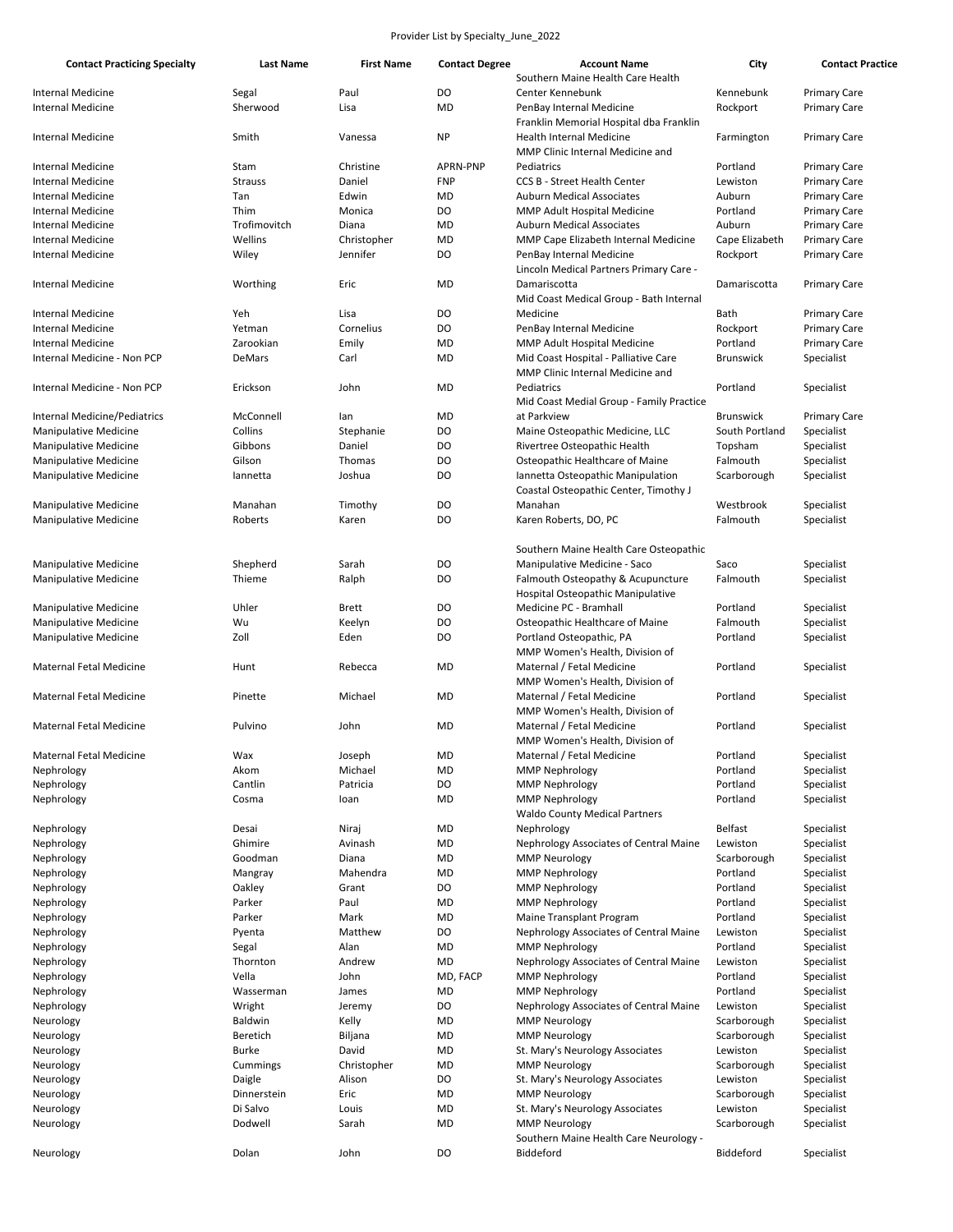Provider List by Specialty_June_2022

| Contact Practicing Specialty | Last Name | First Name | Contact Degree | Account Name | City | Contact Practice |
|---|---|---|---|---|---|---|
| Internal Medicine | Segal | Paul | DO | Southern Maine Health Care Health Center Kennebunk | Kennebunk | Primary Care |
| Internal Medicine | Sherwood | Lisa | MD | PenBay Internal Medicine | Rockport | Primary Care |
| Internal Medicine | Smith | Vanessa | NP | Franklin Memorial Hospital dba Franklin Health Internal Medicine | Farmington | Primary Care |
| Internal Medicine | Stam | Christine | APRN-PNP | MMP Clinic Internal Medicine and Pediatrics | Portland | Primary Care |
| Internal Medicine | Strauss | Daniel | FNP | CCS B - Street Health Center | Lewiston | Primary Care |
| Internal Medicine | Tan | Edwin | MD | Auburn Medical Associates | Auburn | Primary Care |
| Internal Medicine | Thim | Monica | DO | MMP Adult Hospital Medicine | Portland | Primary Care |
| Internal Medicine | Trofimovitch | Diana | MD | Auburn Medical Associates | Auburn | Primary Care |
| Internal Medicine | Wellins | Christopher | MD | MMP Cape Elizabeth Internal Medicine | Cape Elizabeth | Primary Care |
| Internal Medicine | Wiley | Jennifer | DO | PenBay Internal Medicine | Rockport | Primary Care |
| Internal Medicine | Worthing | Eric | MD | Lincoln Medical Partners Primary Care - Damariscotta | Damariscotta | Primary Care |
| Internal Medicine | Yeh | Lisa | DO | Mid Coast Medical Group - Bath Internal Medicine | Bath | Primary Care |
| Internal Medicine | Yetman | Cornelius | DO | PenBay Internal Medicine | Rockport | Primary Care |
| Internal Medicine | Zarookian | Emily | MD | MMP Adult Hospital Medicine | Portland | Primary Care |
| Internal Medicine - Non PCP | DeMars | Carl | MD | Mid Coast Hospital - Palliative Care | Brunswick | Specialist |
| Internal Medicine - Non PCP | Erickson | John | MD | MMP Clinic Internal Medicine and Pediatrics | Portland | Specialist |
| Internal Medicine/Pediatrics | McConnell | Ian | MD | Mid Coast Medial Group - Family Practice at Parkview | Brunswick | Primary Care |
| Manipulative Medicine | Collins | Stephanie | DO | Maine Osteopathic Medicine, LLC | South Portland | Specialist |
| Manipulative Medicine | Gibbons | Daniel | DO | Rivertree Osteopathic Health | Topsham | Specialist |
| Manipulative Medicine | Gilson | Thomas | DO | Osteopathic Healthcare of Maine | Falmouth | Specialist |
| Manipulative Medicine | Iannetta | Joshua | DO | Iannetta Osteopathic Manipulation | Scarborough | Specialist |
| Manipulative Medicine | Manahan | Timothy | DO | Coastal Osteopathic Center, Timothy J Manahan | Westbrook | Specialist |
| Manipulative Medicine | Roberts | Karen | DO | Karen Roberts, DO, PC | Falmouth | Specialist |
| Manipulative Medicine | Shepherd | Sarah | DO | Southern Maine Health Care Osteopathic Manipulative Medicine - Saco | Saco | Specialist |
| Manipulative Medicine | Thieme | Ralph | DO | Falmouth Osteopathy & Acupuncture | Falmouth | Specialist |
| Manipulative Medicine | Uhler | Brett | DO | Hospital Osteopathic Manipulative Medicine PC - Bramhall | Portland | Specialist |
| Manipulative Medicine | Wu | Keelyn | DO | Osteopathic Healthcare of Maine | Falmouth | Specialist |
| Manipulative Medicine | Zoll | Eden | DO | Portland Osteopathic, PA | Portland | Specialist |
| Maternal Fetal Medicine | Hunt | Rebecca | MD | MMP Women's Health, Division of Maternal / Fetal Medicine | Portland | Specialist |
| Maternal Fetal Medicine | Pinette | Michael | MD | MMP Women's Health, Division of Maternal / Fetal Medicine | Portland | Specialist |
| Maternal Fetal Medicine | Pulvino | John | MD | MMP Women's Health, Division of Maternal / Fetal Medicine | Portland | Specialist |
| Maternal Fetal Medicine | Wax | Joseph | MD | MMP Women's Health, Division of Maternal / Fetal Medicine | Portland | Specialist |
| Nephrology | Akom | Michael | MD | MMP Nephrology | Portland | Specialist |
| Nephrology | Cantlin | Patricia | DO | MMP Nephrology | Portland | Specialist |
| Nephrology | Cosma | Ioan | MD | MMP Nephrology | Portland | Specialist |
| Nephrology | Desai | Niraj | MD | Waldo County Medical Partners Nephrology | Belfast | Specialist |
| Nephrology | Ghimire | Avinash | MD | Nephrology Associates of Central Maine | Lewiston | Specialist |
| Nephrology | Goodman | Diana | MD | MMP Neurology | Scarborough | Specialist |
| Nephrology | Mangray | Mahendra | MD | MMP Nephrology | Portland | Specialist |
| Nephrology | Oakley | Grant | DO | MMP Nephrology | Portland | Specialist |
| Nephrology | Parker | Paul | MD | MMP Nephrology | Portland | Specialist |
| Nephrology | Parker | Mark | MD | Maine Transplant Program | Portland | Specialist |
| Nephrology | Pyenta | Matthew | DO | Nephrology Associates of Central Maine | Lewiston | Specialist |
| Nephrology | Segal | Alan | MD | MMP Nephrology | Portland | Specialist |
| Nephrology | Thornton | Andrew | MD | Nephrology Associates of Central Maine | Lewiston | Specialist |
| Nephrology | Vella | John | MD, FACP | MMP Nephrology | Portland | Specialist |
| Nephrology | Wasserman | James | MD | MMP Nephrology | Portland | Specialist |
| Nephrology | Wright | Jeremy | DO | Nephrology Associates of Central Maine | Lewiston | Specialist |
| Neurology | Baldwin | Kelly | MD | MMP Neurology | Scarborough | Specialist |
| Neurology | Beretich | Biljana | MD | MMP Neurology | Scarborough | Specialist |
| Neurology | Burke | David | MD | St. Mary's Neurology Associates | Lewiston | Specialist |
| Neurology | Cummings | Christopher | MD | MMP Neurology | Scarborough | Specialist |
| Neurology | Daigle | Alison | DO | St. Mary's Neurology Associates | Lewiston | Specialist |
| Neurology | Dinnerstein | Eric | MD | MMP Neurology | Scarborough | Specialist |
| Neurology | Di Salvo | Louis | MD | St. Mary's Neurology Associates | Lewiston | Specialist |
| Neurology | Dodwell | Sarah | MD | MMP Neurology | Scarborough | Specialist |
| Neurology | Dolan | John | DO | Southern Maine Health Care Neurology - Biddeford | Biddeford | Specialist |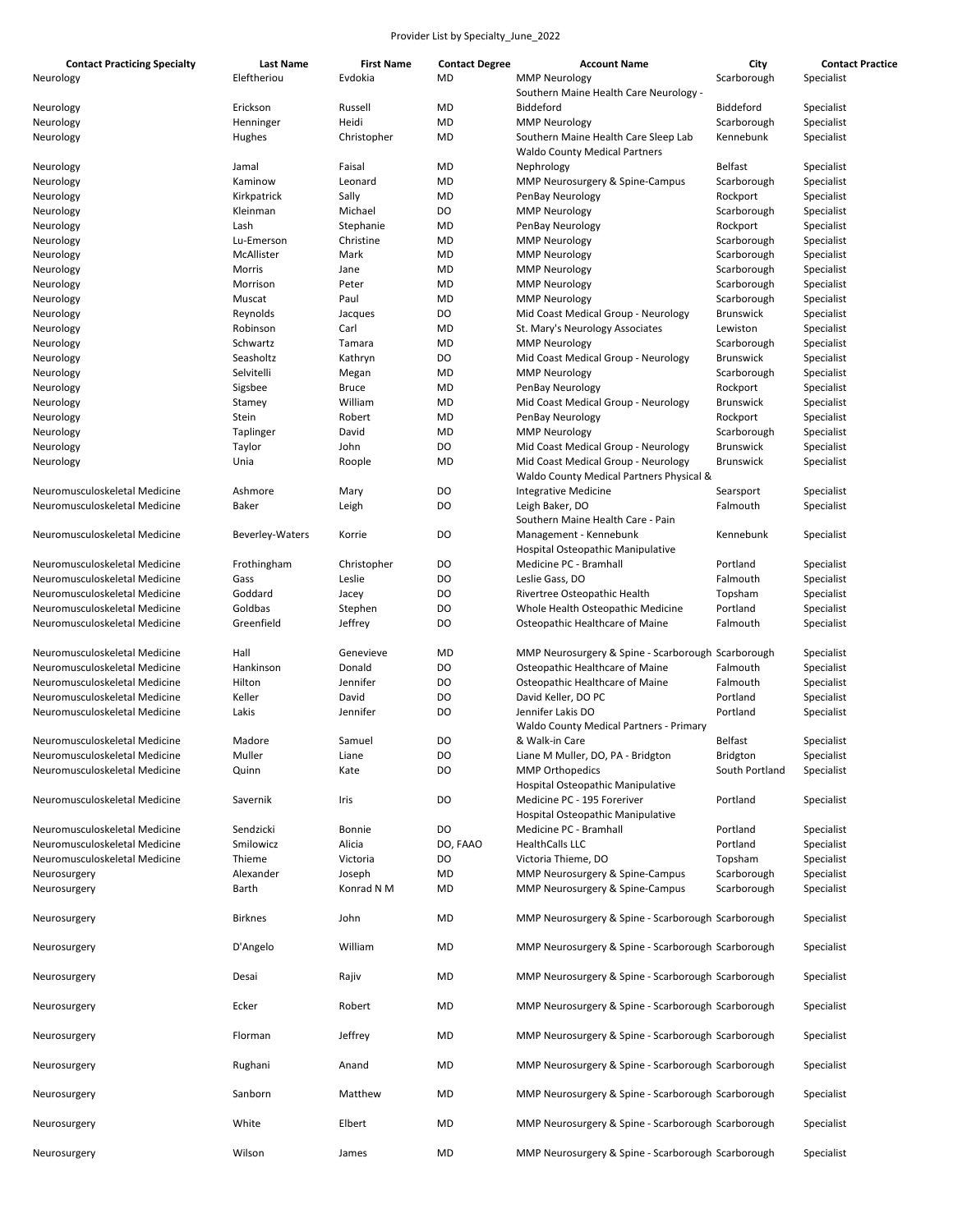Provider List by Specialty_June_2022

| Contact Practicing Specialty | Last Name | First Name | Contact Degree | Account Name | City | Contact Practice |
|---|---|---|---|---|---|---|
| Neurology | Eleftheriou | Evdokia | MD | MMP Neurology | Scarborough | Specialist |
| Neurology | Erickson | Russell | MD | Southern Maine Health Care Neurology - Biddeford | Biddeford | Specialist |
| Neurology | Henninger | Heidi | MD | MMP Neurology | Scarborough | Specialist |
| Neurology | Hughes | Christopher | MD | Southern Maine Health Care Sleep Lab | Kennebunk | Specialist |
| Neurology | Jamal | Faisal | MD | Waldo County Medical Partners Nephrology | Belfast | Specialist |
| Neurology | Kaminow | Leonard | MD | MMP Neurosurgery & Spine-Campus | Scarborough | Specialist |
| Neurology | Kirkpatrick | Sally | MD | PenBay Neurology | Rockport | Specialist |
| Neurology | Kleinman | Michael | DO | MMP Neurology | Scarborough | Specialist |
| Neurology | Lash | Stephanie | MD | PenBay Neurology | Rockport | Specialist |
| Neurology | Lu-Emerson | Christine | MD | MMP Neurology | Scarborough | Specialist |
| Neurology | McAllister | Mark | MD | MMP Neurology | Scarborough | Specialist |
| Neurology | Morris | Jane | MD | MMP Neurology | Scarborough | Specialist |
| Neurology | Morrison | Peter | MD | MMP Neurology | Scarborough | Specialist |
| Neurology | Muscat | Paul | MD | MMP Neurology | Scarborough | Specialist |
| Neurology | Reynolds | Jacques | DO | Mid Coast Medical Group - Neurology | Brunswick | Specialist |
| Neurology | Robinson | Carl | MD | St. Mary's Neurology Associates | Lewiston | Specialist |
| Neurology | Schwartz | Tamara | MD | MMP Neurology | Scarborough | Specialist |
| Neurology | Seasholtz | Kathryn | DO | Mid Coast Medical Group - Neurology | Brunswick | Specialist |
| Neurology | Selvitelli | Megan | MD | MMP Neurology | Scarborough | Specialist |
| Neurology | Sigsbee | Bruce | MD | PenBay Neurology | Rockport | Specialist |
| Neurology | Stamey | William | MD | Mid Coast Medical Group - Neurology | Brunswick | Specialist |
| Neurology | Stein | Robert | MD | PenBay Neurology | Rockport | Specialist |
| Neurology | Taplinger | David | MD | MMP Neurology | Scarborough | Specialist |
| Neurology | Taylor | John | DO | Mid Coast Medical Group - Neurology | Brunswick | Specialist |
| Neurology | Unia | Roople | MD | Mid Coast Medical Group - Neurology | Brunswick | Specialist |
| Neuromusculoskeletal Medicine | Ashmore | Mary | DO | Waldo County Medical Partners Physical & Integrative Medicine | Searsport | Specialist |
| Neuromusculoskeletal Medicine | Baker | Leigh | DO | Leigh Baker, DO | Falmouth | Specialist |
| Neuromusculoskeletal Medicine | Beverley-Waters | Korrie | DO | Southern Maine Health Care - Pain Management - Kennebunk | Kennebunk | Specialist |
| Neuromusculoskeletal Medicine | Frothingham | Christopher | DO | Hospital Osteopathic Manipulative Medicine PC - Bramhall | Portland | Specialist |
| Neuromusculoskeletal Medicine | Gass | Leslie | DO | Leslie Gass, DO | Falmouth | Specialist |
| Neuromusculoskeletal Medicine | Goddard | Jacey | DO | Rivertree Osteopathic Health | Topsham | Specialist |
| Neuromusculoskeletal Medicine | Goldbas | Stephen | DO | Whole Health Osteopathic Medicine | Portland | Specialist |
| Neuromusculoskeletal Medicine | Greenfield | Jeffrey | DO | Osteopathic Healthcare of Maine | Falmouth | Specialist |
| Neuromusculoskeletal Medicine | Hall | Genevieve | MD | MMP Neurosurgery & Spine - Scarborough | Scarborough | Specialist |
| Neuromusculoskeletal Medicine | Hankinson | Donald | DO | Osteopathic Healthcare of Maine | Falmouth | Specialist |
| Neuromusculoskeletal Medicine | Hilton | Jennifer | DO | Osteopathic Healthcare of Maine | Falmouth | Specialist |
| Neuromusculoskeletal Medicine | Keller | David | DO | David Keller, DO PC | Portland | Specialist |
| Neuromusculoskeletal Medicine | Lakis | Jennifer | DO | Jennifer Lakis DO | Portland | Specialist |
| Neuromusculoskeletal Medicine | Madore | Samuel | DO | Waldo County Medical Partners - Primary & Walk-in Care | Belfast | Specialist |
| Neuromusculoskeletal Medicine | Muller | Liane | DO | Liane M Muller, DO, PA - Bridgton | Bridgton | Specialist |
| Neuromusculoskeletal Medicine | Quinn | Kate | DO | MMP Orthopedics | South Portland | Specialist |
| Neuromusculoskeletal Medicine | Savernik | Iris | DO | Hospital Osteopathic Manipulative Medicine PC - 195 Foreriver | Portland | Specialist |
| Neuromusculoskeletal Medicine | Sendzicki | Bonnie | DO | Hospital Osteopathic Manipulative Medicine PC - Bramhall | Portland | Specialist |
| Neuromusculoskeletal Medicine | Smilowicz | Alicia | DO, FAAO | HealthCalls LLC | Portland | Specialist |
| Neuromusculoskeletal Medicine | Thieme | Victoria | DO | Victoria Thieme, DO | Topsham | Specialist |
| Neurosurgery | Alexander | Joseph | MD | MMP Neurosurgery & Spine-Campus | Scarborough | Specialist |
| Neurosurgery | Barth | Konrad N M | MD | MMP Neurosurgery & Spine-Campus | Scarborough | Specialist |
| Neurosurgery | Birknes | John | MD | MMP Neurosurgery & Spine - Scarborough | Scarborough | Specialist |
| Neurosurgery | D'Angelo | William | MD | MMP Neurosurgery & Spine - Scarborough | Scarborough | Specialist |
| Neurosurgery | Desai | Rajiv | MD | MMP Neurosurgery & Spine - Scarborough | Scarborough | Specialist |
| Neurosurgery | Ecker | Robert | MD | MMP Neurosurgery & Spine - Scarborough | Scarborough | Specialist |
| Neurosurgery | Florman | Jeffrey | MD | MMP Neurosurgery & Spine - Scarborough | Scarborough | Specialist |
| Neurosurgery | Rughani | Anand | MD | MMP Neurosurgery & Spine - Scarborough | Scarborough | Specialist |
| Neurosurgery | Sanborn | Matthew | MD | MMP Neurosurgery & Spine - Scarborough | Scarborough | Specialist |
| Neurosurgery | White | Elbert | MD | MMP Neurosurgery & Spine - Scarborough | Scarborough | Specialist |
| Neurosurgery | Wilson | James | MD | MMP Neurosurgery & Spine - Scarborough | Scarborough | Specialist |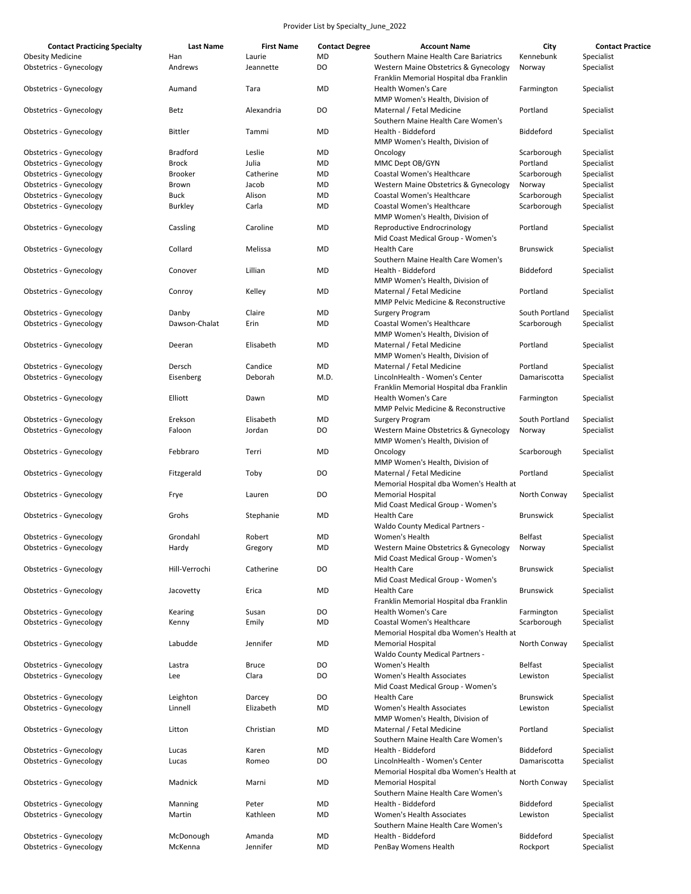Provider List by Specialty_June_2022

| Contact Practicing Specialty | Last Name | First Name | Contact Degree | Account Name | City | Contact Practice |
|---|---|---|---|---|---|---|
| Obesity Medicine | Han | Laurie | MD | Southern Maine Health Care Bariatrics | Kennebunk | Specialist |
| Obstetrics - Gynecology | Andrews | Jeannette | DO | Western Maine Obstetrics & Gynecology | Norway | Specialist |
| Obstetrics - Gynecology | Aumand | Tara | MD | Franklin Memorial Hospital dba Franklin Health Women's Care | Farmington | Specialist |
| Obstetrics - Gynecology | Betz | Alexandria | DO | MMP Women's Health, Division of Maternal / Fetal Medicine | Portland | Specialist |
| Obstetrics - Gynecology | Bittler | Tammi | MD | Southern Maine Health Care Women's Health - Biddeford | Biddeford | Specialist |
| Obstetrics - Gynecology | Bradford | Leslie | MD | MMP Women's Health, Division of Oncology | Scarborough | Specialist |
| Obstetrics - Gynecology | Brock | Julia | MD | MMC Dept OB/GYN | Portland | Specialist |
| Obstetrics - Gynecology | Brooker | Catherine | MD | Coastal Women's Healthcare | Scarborough | Specialist |
| Obstetrics - Gynecology | Brown | Jacob | MD | Western Maine Obstetrics & Gynecology | Norway | Specialist |
| Obstetrics - Gynecology | Buck | Alison | MD | Coastal Women's Healthcare | Scarborough | Specialist |
| Obstetrics - Gynecology | Burkley | Carla | MD | Coastal Women's Healthcare | Scarborough | Specialist |
| Obstetrics - Gynecology | Cassling | Caroline | MD | MMP Women's Health, Division of Reproductive Endocrinology | Portland | Specialist |
| Obstetrics - Gynecology | Collard | Melissa | MD | Mid Coast Medical Group - Women's Health Care | Brunswick | Specialist |
| Obstetrics - Gynecology | Conover | Lillian | MD | Southern Maine Health Care Women's Health - Biddeford | Biddeford | Specialist |
| Obstetrics - Gynecology | Conroy | Kelley | MD | MMP Women's Health, Division of Maternal / Fetal Medicine | Portland | Specialist |
| Obstetrics - Gynecology | Danby | Claire | MD | MMP Pelvic Medicine & Reconstructive Surgery Program | South Portland | Specialist |
| Obstetrics - Gynecology | Dawson-Chalat | Erin | MD | Coastal Women's Healthcare | Scarborough | Specialist |
| Obstetrics - Gynecology | Deeran | Elisabeth | MD | MMP Women's Health, Division of Maternal / Fetal Medicine | Portland | Specialist |
| Obstetrics - Gynecology | Dersch | Candice | MD | MMP Women's Health, Division of Maternal / Fetal Medicine | Portland | Specialist |
| Obstetrics - Gynecology | Eisenberg | Deborah | M.D. | LincolnHealth - Women's Center | Damariscotta | Specialist |
| Obstetrics - Gynecology | Elliott | Dawn | MD | Franklin Memorial Hospital dba Franklin Health Women's Care | Farmington | Specialist |
| Obstetrics - Gynecology | Erekson | Elisabeth | MD | MMP Pelvic Medicine & Reconstructive Surgery Program | South Portland | Specialist |
| Obstetrics - Gynecology | Faloon | Jordan | DO | Western Maine Obstetrics & Gynecology | Norway | Specialist |
| Obstetrics - Gynecology | Febbraro | Terri | MD | MMP Women's Health, Division of Oncology | Scarborough | Specialist |
| Obstetrics - Gynecology | Fitzgerald | Toby | DO | MMP Women's Health, Division of Maternal / Fetal Medicine | Portland | Specialist |
| Obstetrics - Gynecology | Frye | Lauren | DO | Memorial Hospital dba Women's Health at Memorial Hospital | North Conway | Specialist |
| Obstetrics - Gynecology | Grohs | Stephanie | MD | Mid Coast Medical Group - Women's Health Care | Brunswick | Specialist |
| Obstetrics - Gynecology | Grondahl | Robert | MD | Waldo County Medical Partners - Women's Health | Belfast | Specialist |
| Obstetrics - Gynecology | Hardy | Gregory | MD | Western Maine Obstetrics & Gynecology | Norway | Specialist |
| Obstetrics - Gynecology | Hill-Verrochi | Catherine | DO | Mid Coast Medical Group - Women's Health Care | Brunswick | Specialist |
| Obstetrics - Gynecology | Jacovetty | Erica | MD | Mid Coast Medical Group - Women's Health Care | Brunswick | Specialist |
| Obstetrics - Gynecology | Kearing | Susan | DO | Franklin Memorial Hospital dba Franklin Health Women's Care | Farmington | Specialist |
| Obstetrics - Gynecology | Kenny | Emily | MD | Coastal Women's Healthcare | Scarborough | Specialist |
| Obstetrics - Gynecology | Labudde | Jennifer | MD | Memorial Hospital dba Women's Health at Memorial Hospital | North Conway | Specialist |
| Obstetrics - Gynecology | Lastra | Bruce | DO | Waldo County Medical Partners - Women's Health | Belfast | Specialist |
| Obstetrics - Gynecology | Lee | Clara | DO | Women's Health Associates | Lewiston | Specialist |
| Obstetrics - Gynecology | Leighton | Darcey | DO | Mid Coast Medical Group - Women's Health Care | Brunswick | Specialist |
| Obstetrics - Gynecology | Linnell | Elizabeth | MD | Women's Health Associates | Lewiston | Specialist |
| Obstetrics - Gynecology | Litton | Christian | MD | MMP Women's Health, Division of Maternal / Fetal Medicine | Portland | Specialist |
| Obstetrics - Gynecology | Lucas | Karen | MD | Southern Maine Health Care Women's Health - Biddeford | Biddeford | Specialist |
| Obstetrics - Gynecology | Lucas | Romeo | DO | LincolnHealth - Women's Center | Damariscotta | Specialist |
| Obstetrics - Gynecology | Madnick | Marni | MD | Memorial Hospital dba Women's Health at Memorial Hospital | North Conway | Specialist |
| Obstetrics - Gynecology | Manning | Peter | MD | Southern Maine Health Care Women's Health - Biddeford | Biddeford | Specialist |
| Obstetrics - Gynecology | Martin | Kathleen | MD | Women's Health Associates | Lewiston | Specialist |
| Obstetrics - Gynecology | McDonough | Amanda | MD | Southern Maine Health Care Women's Health - Biddeford | Biddeford | Specialist |
| Obstetrics - Gynecology | McKenna | Jennifer | MD | PenBay Womens Health | Rockport | Specialist |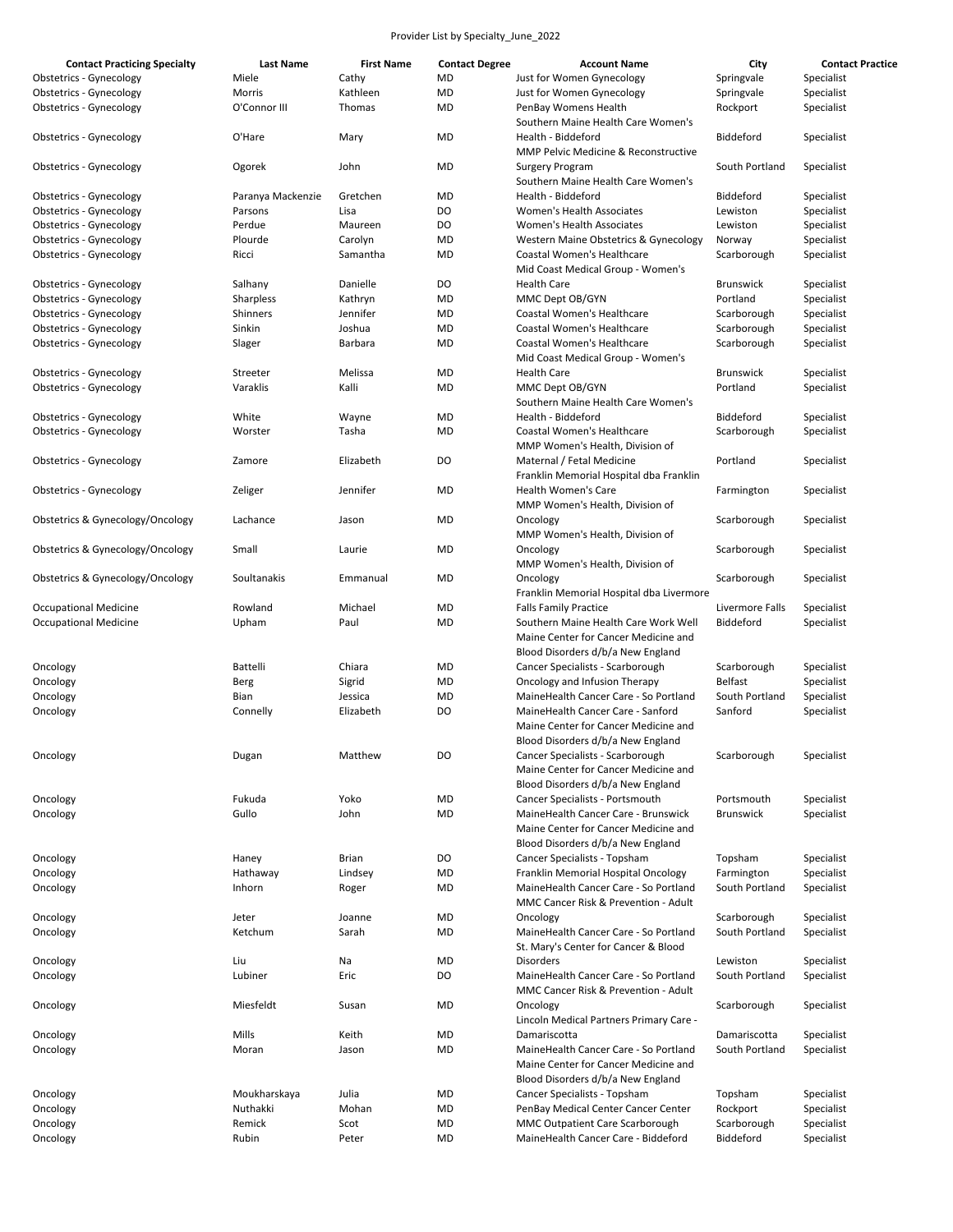Provider List by Specialty_June_2022

| Contact Practicing Specialty | Last Name | First Name | Contact Degree | Account Name | City | Contact Practice |
|---|---|---|---|---|---|---|
| Obstetrics - Gynecology | Miele | Cathy | MD | Just for Women Gynecology | Springvale | Specialist |
| Obstetrics - Gynecology | Morris | Kathleen | MD | Just for Women Gynecology | Springvale | Specialist |
| Obstetrics - Gynecology | O'Connor III | Thomas | MD | PenBay Womens Health | Rockport | Specialist |
| Obstetrics - Gynecology | O'Hare | Mary | MD | Southern Maine Health Care Women's Health - Biddeford | Biddeford | Specialist |
| Obstetrics - Gynecology | Ogorek | John | MD | MMP Pelvic Medicine & Reconstructive Surgery Program | South Portland | Specialist |
| Obstetrics - Gynecology | Paranya Mackenzie | Gretchen | MD | Southern Maine Health Care Women's Health - Biddeford | Biddeford | Specialist |
| Obstetrics - Gynecology | Parsons | Lisa | DO | Women's Health Associates | Lewiston | Specialist |
| Obstetrics - Gynecology | Perdue | Maureen | DO | Women's Health Associates | Lewiston | Specialist |
| Obstetrics - Gynecology | Plourde | Carolyn | MD | Western Maine Obstetrics & Gynecology | Norway | Specialist |
| Obstetrics - Gynecology | Ricci | Samantha | MD | Coastal Women's Healthcare | Scarborough | Specialist |
| Obstetrics - Gynecology | Salhany | Danielle | DO | Mid Coast Medical Group - Women's Health Care | Brunswick | Specialist |
| Obstetrics - Gynecology | Sharpless | Kathryn | MD | MMC Dept OB/GYN | Portland | Specialist |
| Obstetrics - Gynecology | Shinners | Jennifer | MD | Coastal Women's Healthcare | Scarborough | Specialist |
| Obstetrics - Gynecology | Sinkin | Joshua | MD | Coastal Women's Healthcare | Scarborough | Specialist |
| Obstetrics - Gynecology | Slager | Barbara | MD | Coastal Women's Healthcare | Scarborough | Specialist |
| Obstetrics - Gynecology | Streeter | Melissa | MD | Mid Coast Medical Group - Women's Health Care | Brunswick | Specialist |
| Obstetrics - Gynecology | Varaklis | Kalli | MD | MMC Dept OB/GYN | Portland | Specialist |
| Obstetrics - Gynecology | White | Wayne | MD | Southern Maine Health Care Women's Health - Biddeford | Biddeford | Specialist |
| Obstetrics - Gynecology | Worster | Tasha | MD | Coastal Women's Healthcare | Scarborough | Specialist |
| Obstetrics - Gynecology | Zamore | Elizabeth | DO | MMP Women's Health, Division of Maternal / Fetal Medicine | Portland | Specialist |
| Obstetrics - Gynecology | Zeliger | Jennifer | MD | Franklin Memorial Hospital dba Franklin Health Women's Care | Farmington | Specialist |
| Obstetrics & Gynecology/Oncology | Lachance | Jason | MD | MMP Women's Health, Division of Oncology | Scarborough | Specialist |
| Obstetrics & Gynecology/Oncology | Small | Laurie | MD | MMP Women's Health, Division of Oncology | Scarborough | Specialist |
| Obstetrics & Gynecology/Oncology | Soultanakis | Emmanual | MD | MMP Women's Health, Division of Oncology | Scarborough | Specialist |
| Occupational Medicine | Rowland | Michael | MD | Franklin Memorial Hospital dba Livermore Falls Family Practice | Livermore Falls | Specialist |
| Occupational Medicine | Upham | Paul | MD | Southern Maine Health Care Work Well | Biddeford | Specialist |
| Oncology | Battelli | Chiara | MD | Maine Center for Cancer Medicine and Blood Disorders d/b/a New England Cancer Specialists - Scarborough | Scarborough | Specialist |
| Oncology | Berg | Sigrid | MD | Oncology and Infusion Therapy | Belfast | Specialist |
| Oncology | Bian | Jessica | MD | MaineHealth Cancer Care - So Portland | South Portland | Specialist |
| Oncology | Connelly | Elizabeth | DO | MaineHealth Cancer Care - Sanford | Sanford | Specialist |
| Oncology | Dugan | Matthew | DO | Maine Center for Cancer Medicine and Blood Disorders d/b/a New England Cancer Specialists - Scarborough | Scarborough | Specialist |
| Oncology | Fukuda | Yoko | MD | Maine Center for Cancer Medicine and Blood Disorders d/b/a New England Cancer Specialists - Portsmouth | Portsmouth | Specialist |
| Oncology | Gullo | John | MD | MaineHealth Cancer Care - Brunswick | Brunswick | Specialist |
| Oncology | Haney | Brian | DO | Maine Center for Cancer Medicine and Blood Disorders d/b/a New England Cancer Specialists - Topsham | Topsham | Specialist |
| Oncology | Hathaway | Lindsey | MD | Franklin Memorial Hospital Oncology | Farmington | Specialist |
| Oncology | Inhorn | Roger | MD | MaineHealth Cancer Care - So Portland | South Portland | Specialist |
| Oncology | Jeter | Joanne | MD | MMC Cancer Risk & Prevention - Adult Oncology | Scarborough | Specialist |
| Oncology | Ketchum | Sarah | MD | MaineHealth Cancer Care - So Portland | South Portland | Specialist |
| Oncology | Liu | Na | MD | St. Mary's Center for Cancer & Blood Disorders | Lewiston | Specialist |
| Oncology | Lubiner | Eric | DO | MaineHealth Cancer Care - So Portland | South Portland | Specialist |
| Oncology | Miesfeldt | Susan | MD | MMC Cancer Risk & Prevention - Adult Oncology | Scarborough | Specialist |
| Oncology | Mills | Keith | MD | Lincoln Medical Partners Primary Care - Damariscotta | Damariscotta | Specialist |
| Oncology | Moran | Jason | MD | MaineHealth Cancer Care - So Portland | South Portland | Specialist |
| Oncology | Moukharskaya | Julia | MD | Maine Center for Cancer Medicine and Blood Disorders d/b/a New England Cancer Specialists - Topsham | Topsham | Specialist |
| Oncology | Nuthakki | Mohan | MD | PenBay Medical Center Cancer Center | Rockport | Specialist |
| Oncology | Remick | Scot | MD | MMC Outpatient Care Scarborough | Scarborough | Specialist |
| Oncology | Rubin | Peter | MD | MaineHealth Cancer Care - Biddeford | Biddeford | Specialist |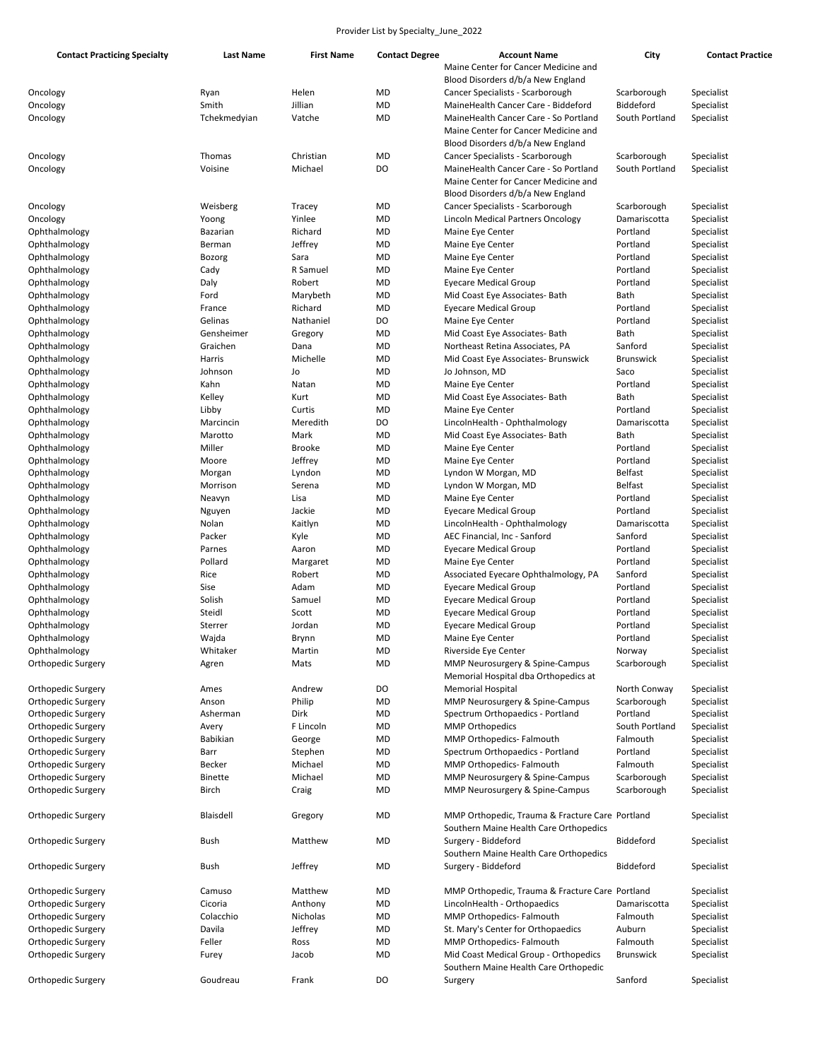Provider List by Specialty_June_2022

| Contact Practicing Specialty | Last Name | First Name | Contact Degree | Account Name | City | Contact Practice |
|---|---|---|---|---|---|---|
| Oncology | Ryan | Helen | MD | Maine Center for Cancer Medicine and Blood Disorders d/b/a New England Cancer Specialists - Scarborough | Scarborough | Specialist |
| Oncology | Smith | Jillian | MD | MaineHealth Cancer Care - Biddeford | Biddeford | Specialist |
| Oncology | Tchekmedyian | Vatche | MD | MaineHealth Cancer Care - So Portland | South Portland | Specialist |
| Oncology | Thomas | Christian | MD | Maine Center for Cancer Medicine and Blood Disorders d/b/a New England Cancer Specialists - Scarborough | Scarborough | Specialist |
| Oncology | Voisine | Michael | DO | MaineHealth Cancer Care - So Portland | South Portland | Specialist |
| Oncology | Weisberg | Tracey | MD | Maine Center for Cancer Medicine and Blood Disorders d/b/a New England Cancer Specialists - Scarborough | Scarborough | Specialist |
| Oncology | Yoong | Yinlee | MD | Lincoln Medical Partners Oncology | Damariscotta | Specialist |
| Ophthalmology | Bazarian | Richard | MD | Maine Eye Center | Portland | Specialist |
| Ophthalmology | Berman | Jeffrey | MD | Maine Eye Center | Portland | Specialist |
| Ophthalmology | Bozorg | Sara | MD | Maine Eye Center | Portland | Specialist |
| Ophthalmology | Cady | R Samuel | MD | Maine Eye Center | Portland | Specialist |
| Ophthalmology | Daly | Robert | MD | Eyecare Medical Group | Portland | Specialist |
| Ophthalmology | Ford | Marybeth | MD | Mid Coast Eye Associates- Bath | Bath | Specialist |
| Ophthalmology | France | Richard | MD | Eyecare Medical Group | Portland | Specialist |
| Ophthalmology | Gelinas | Nathaniel | DO | Maine Eye Center | Portland | Specialist |
| Ophthalmology | Gensheimer | Gregory | MD | Mid Coast Eye Associates- Bath | Bath | Specialist |
| Ophthalmology | Graichen | Dana | MD | Northeast Retina Associates, PA | Sanford | Specialist |
| Ophthalmology | Harris | Michelle | MD | Mid Coast Eye Associates- Brunswick | Brunswick | Specialist |
| Ophthalmology | Johnson | Jo | MD | Jo Johnson, MD | Saco | Specialist |
| Ophthalmology | Kahn | Natan | MD | Maine Eye Center | Portland | Specialist |
| Ophthalmology | Kelley | Kurt | MD | Mid Coast Eye Associates- Bath | Bath | Specialist |
| Ophthalmology | Libby | Curtis | MD | Maine Eye Center | Portland | Specialist |
| Ophthalmology | Marcincin | Meredith | DO | LincolnHealth - Ophthalmology | Damariscotta | Specialist |
| Ophthalmology | Marotto | Mark | MD | Mid Coast Eye Associates- Bath | Bath | Specialist |
| Ophthalmology | Miller | Brooke | MD | Maine Eye Center | Portland | Specialist |
| Ophthalmology | Moore | Jeffrey | MD | Maine Eye Center | Portland | Specialist |
| Ophthalmology | Morgan | Lyndon | MD | Lyndon W Morgan, MD | Belfast | Specialist |
| Ophthalmology | Morrison | Serena | MD | Lyndon W Morgan, MD | Belfast | Specialist |
| Ophthalmology | Neavyn | Lisa | MD | Maine Eye Center | Portland | Specialist |
| Ophthalmology | Nguyen | Jackie | MD | Eyecare Medical Group | Portland | Specialist |
| Ophthalmology | Nolan | Kaitlyn | MD | LincolnHealth - Ophthalmology | Damariscotta | Specialist |
| Ophthalmology | Packer | Kyle | MD | AEC Financial, Inc - Sanford | Sanford | Specialist |
| Ophthalmology | Parnes | Aaron | MD | Eyecare Medical Group | Portland | Specialist |
| Ophthalmology | Pollard | Margaret | MD | Maine Eye Center | Portland | Specialist |
| Ophthalmology | Rice | Robert | MD | Associated Eyecare Ophthalmology, PA | Sanford | Specialist |
| Ophthalmology | Sise | Adam | MD | Eyecare Medical Group | Portland | Specialist |
| Ophthalmology | Solish | Samuel | MD | Eyecare Medical Group | Portland | Specialist |
| Ophthalmology | Steidl | Scott | MD | Eyecare Medical Group | Portland | Specialist |
| Ophthalmology | Sterrer | Jordan | MD | Eyecare Medical Group | Portland | Specialist |
| Ophthalmology | Wajda | Brynn | MD | Maine Eye Center | Portland | Specialist |
| Ophthalmology | Whitaker | Martin | MD | Riverside Eye Center | Norway | Specialist |
| Orthopedic Surgery | Agren | Mats | MD | MMP Neurosurgery & Spine-Campus | Scarborough | Specialist |
| Orthopedic Surgery | Ames | Andrew | DO | Memorial Hospital dba Orthopedics at Memorial Hospital | North Conway | Specialist |
| Orthopedic Surgery | Anson | Philip | MD | MMP Neurosurgery & Spine-Campus | Scarborough | Specialist |
| Orthopedic Surgery | Asherman | Dirk | MD | Spectrum Orthopaedics - Portland | Portland | Specialist |
| Orthopedic Surgery | Avery | F Lincoln | MD | MMP Orthopedics | South Portland | Specialist |
| Orthopedic Surgery | Babikian | George | MD | MMP Orthopedics- Falmouth | Falmouth | Specialist |
| Orthopedic Surgery | Barr | Stephen | MD | Spectrum Orthopaedics - Portland | Portland | Specialist |
| Orthopedic Surgery | Becker | Michael | MD | MMP Orthopedics- Falmouth | Falmouth | Specialist |
| Orthopedic Surgery | Binette | Michael | MD | MMP Neurosurgery & Spine-Campus | Scarborough | Specialist |
| Orthopedic Surgery | Birch | Craig | MD | MMP Neurosurgery & Spine-Campus | Scarborough | Specialist |
| Orthopedic Surgery | Blaisdell | Gregory | MD | MMP Orthopedic, Trauma & Fracture Care | Portland | Specialist |
| Orthopedic Surgery | Bush | Matthew | MD | Southern Maine Health Care Orthopedics Surgery - Biddeford | Biddeford | Specialist |
| Orthopedic Surgery | Bush | Jeffrey | MD | Southern Maine Health Care Orthopedics Surgery - Biddeford | Biddeford | Specialist |
| Orthopedic Surgery | Camuso | Matthew | MD | MMP Orthopedic, Trauma & Fracture Care | Portland | Specialist |
| Orthopedic Surgery | Cicoria | Anthony | MD | LincolnHealth - Orthopaedics | Damariscotta | Specialist |
| Orthopedic Surgery | Colacchio | Nicholas | MD | MMP Orthopedics- Falmouth | Falmouth | Specialist |
| Orthopedic Surgery | Davila | Jeffrey | MD | St. Mary's Center for Orthopaedics | Auburn | Specialist |
| Orthopedic Surgery | Feller | Ross | MD | MMP Orthopedics- Falmouth | Falmouth | Specialist |
| Orthopedic Surgery | Furey | Jacob | MD | Mid Coast Medical Group - Orthopedics | Brunswick | Specialist |
| Orthopedic Surgery | Goudreau | Frank | DO | Southern Maine Health Care Orthopedic Surgery | Sanford | Specialist |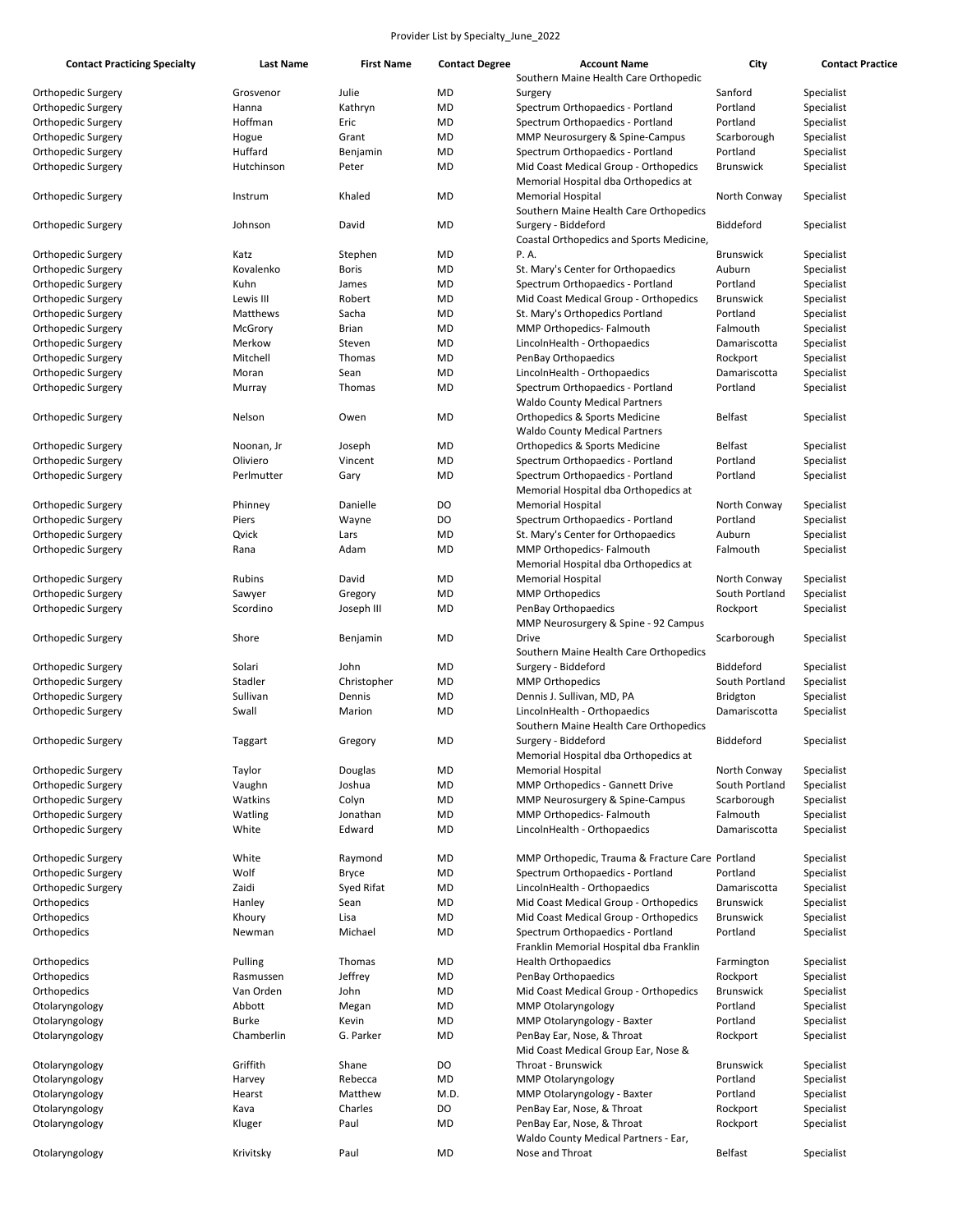Provider List by Specialty_June_2022

| Contact Practicing Specialty | Last Name | First Name | Contact Degree | Account Name | City | Contact Practice |
|---|---|---|---|---|---|---|
| Orthopedic Surgery | Grosvenor | Julie | MD | Southern Maine Health Care Orthopedic Surgery | Sanford | Specialist |
| Orthopedic Surgery | Hanna | Kathryn | MD | Spectrum Orthopaedics - Portland | Portland | Specialist |
| Orthopedic Surgery | Hoffman | Eric | MD | Spectrum Orthopaedics - Portland | Portland | Specialist |
| Orthopedic Surgery | Hogue | Grant | MD | MMP Neurosurgery & Spine-Campus | Scarborough | Specialist |
| Orthopedic Surgery | Huffard | Benjamin | MD | Spectrum Orthopaedics - Portland | Portland | Specialist |
| Orthopedic Surgery | Hutchinson | Peter | MD | Mid Coast Medical Group - Orthopedics | Brunswick | Specialist |
| Orthopedic Surgery | Instrum | Khaled | MD | Memorial Hospital dba Orthopedics at Memorial Hospital | North Conway | Specialist |
| Orthopedic Surgery | Johnson | David | MD | Southern Maine Health Care Orthopedics Surgery - Biddeford | Biddeford | Specialist |
| Orthopedic Surgery | Katz | Stephen | MD | Coastal Orthopedics and Sports Medicine, P. A. | Brunswick | Specialist |
| Orthopedic Surgery | Kovalenko | Boris | MD | St. Mary's Center for Orthopaedics | Auburn | Specialist |
| Orthopedic Surgery | Kuhn | James | MD | Spectrum Orthopaedics - Portland | Portland | Specialist |
| Orthopedic Surgery | Lewis III | Robert | MD | Mid Coast Medical Group - Orthopedics | Brunswick | Specialist |
| Orthopedic Surgery | Matthews | Sacha | MD | St. Mary's Orthopedics Portland | Portland | Specialist |
| Orthopedic Surgery | McGrory | Brian | MD | MMP Orthopedics- Falmouth | Falmouth | Specialist |
| Orthopedic Surgery | Merkow | Steven | MD | LincolnHealth - Orthopaedics | Damariscotta | Specialist |
| Orthopedic Surgery | Mitchell | Thomas | MD | PenBay Orthopaedics | Rockport | Specialist |
| Orthopedic Surgery | Moran | Sean | MD | LincolnHealth - Orthopaedics | Damariscotta | Specialist |
| Orthopedic Surgery | Murray | Thomas | MD | Spectrum Orthopaedics - Portland | Portland | Specialist |
| Orthopedic Surgery | Nelson | Owen | MD | Waldo County Medical Partners Orthopedics & Sports Medicine | Belfast | Specialist |
| Orthopedic Surgery | Noonan, Jr | Joseph | MD | Waldo County Medical Partners Orthopedics & Sports Medicine | Belfast | Specialist |
| Orthopedic Surgery | Oliviero | Vincent | MD | Spectrum Orthopaedics - Portland | Portland | Specialist |
| Orthopedic Surgery | Perlmutter | Gary | MD | Spectrum Orthopaedics - Portland | Portland | Specialist |
| Orthopedic Surgery | Phinney | Danielle | DO | Memorial Hospital dba Orthopedics at Memorial Hospital | North Conway | Specialist |
| Orthopedic Surgery | Piers | Wayne | DO | Spectrum Orthopaedics - Portland | Portland | Specialist |
| Orthopedic Surgery | Qvick | Lars | MD | St. Mary's Center for Orthopaedics | Auburn | Specialist |
| Orthopedic Surgery | Rana | Adam | MD | MMP Orthopedics- Falmouth | Falmouth | Specialist |
| Orthopedic Surgery | Rubins | David | MD | Memorial Hospital dba Orthopedics at Memorial Hospital | North Conway | Specialist |
| Orthopedic Surgery | Sawyer | Gregory | MD | MMP Orthopedics | South Portland | Specialist |
| Orthopedic Surgery | Scordino | Joseph III | MD | PenBay Orthopaedics | Rockport | Specialist |
| Orthopedic Surgery | Shore | Benjamin | MD | MMP Neurosurgery & Spine - 92 Campus Drive | Scarborough | Specialist |
| Orthopedic Surgery | Solari | John | MD | Southern Maine Health Care Orthopedics Surgery - Biddeford | Biddeford | Specialist |
| Orthopedic Surgery | Stadler | Christopher | MD | MMP Orthopedics | South Portland | Specialist |
| Orthopedic Surgery | Sullivan | Dennis | MD | Dennis J. Sullivan, MD, PA | Bridgton | Specialist |
| Orthopedic Surgery | Swall | Marion | MD | LincolnHealth - Orthopaedics | Damariscotta | Specialist |
| Orthopedic Surgery | Taggart | Gregory | MD | Southern Maine Health Care Orthopedics Surgery - Biddeford | Biddeford | Specialist |
| Orthopedic Surgery | Taylor | Douglas | MD | Memorial Hospital dba Orthopedics at Memorial Hospital | North Conway | Specialist |
| Orthopedic Surgery | Vaughn | Joshua | MD | MMP Orthopedics - Gannett Drive | South Portland | Specialist |
| Orthopedic Surgery | Watkins | Colyn | MD | MMP Neurosurgery & Spine-Campus | Scarborough | Specialist |
| Orthopedic Surgery | Watling | Jonathan | MD | MMP Orthopedics- Falmouth | Falmouth | Specialist |
| Orthopedic Surgery | White | Edward | MD | LincolnHealth - Orthopaedics | Damariscotta | Specialist |
| Orthopedic Surgery | White | Raymond | MD | MMP Orthopedic, Trauma & Fracture Care | Portland | Specialist |
| Orthopedic Surgery | Wolf | Bryce | MD | Spectrum Orthopaedics - Portland | Portland | Specialist |
| Orthopedic Surgery | Zaidi | Syed Rifat | MD | LincolnHealth - Orthopaedics | Damariscotta | Specialist |
| Orthopedics | Hanley | Sean | MD | Mid Coast Medical Group - Orthopedics | Brunswick | Specialist |
| Orthopedics | Khoury | Lisa | MD | Mid Coast Medical Group - Orthopedics | Brunswick | Specialist |
| Orthopedics | Newman | Michael | MD | Spectrum Orthopaedics - Portland | Portland | Specialist |
| Orthopedics | Pulling | Thomas | MD | Franklin Memorial Hospital dba Franklin Health Orthopaedics | Farmington | Specialist |
| Orthopedics | Rasmussen | Jeffrey | MD | PenBay Orthopaedics | Rockport | Specialist |
| Orthopedics | Van Orden | John | MD | Mid Coast Medical Group - Orthopedics | Brunswick | Specialist |
| Otolaryngology | Abbott | Megan | MD | MMP Otolaryngology | Portland | Specialist |
| Otolaryngology | Burke | Kevin | MD | MMP Otolaryngology - Baxter | Portland | Specialist |
| Otolaryngology | Chamberlin | G. Parker | MD | PenBay Ear, Nose, & Throat | Rockport | Specialist |
| Otolaryngology | Griffith | Shane | DO | Mid Coast Medical Group Ear, Nose & Throat - Brunswick | Brunswick | Specialist |
| Otolaryngology | Harvey | Rebecca | MD | MMP Otolaryngology | Portland | Specialist |
| Otolaryngology | Hearst | Matthew | M.D. | MMP Otolaryngology - Baxter | Portland | Specialist |
| Otolaryngology | Kava | Charles | DO | PenBay Ear, Nose, & Throat | Rockport | Specialist |
| Otolaryngology | Kluger | Paul | MD | PenBay Ear, Nose, & Throat | Rockport | Specialist |
| Otolaryngology | Krivitsky | Paul | MD | Waldo County Medical Partners - Ear, Nose and Throat | Belfast | Specialist |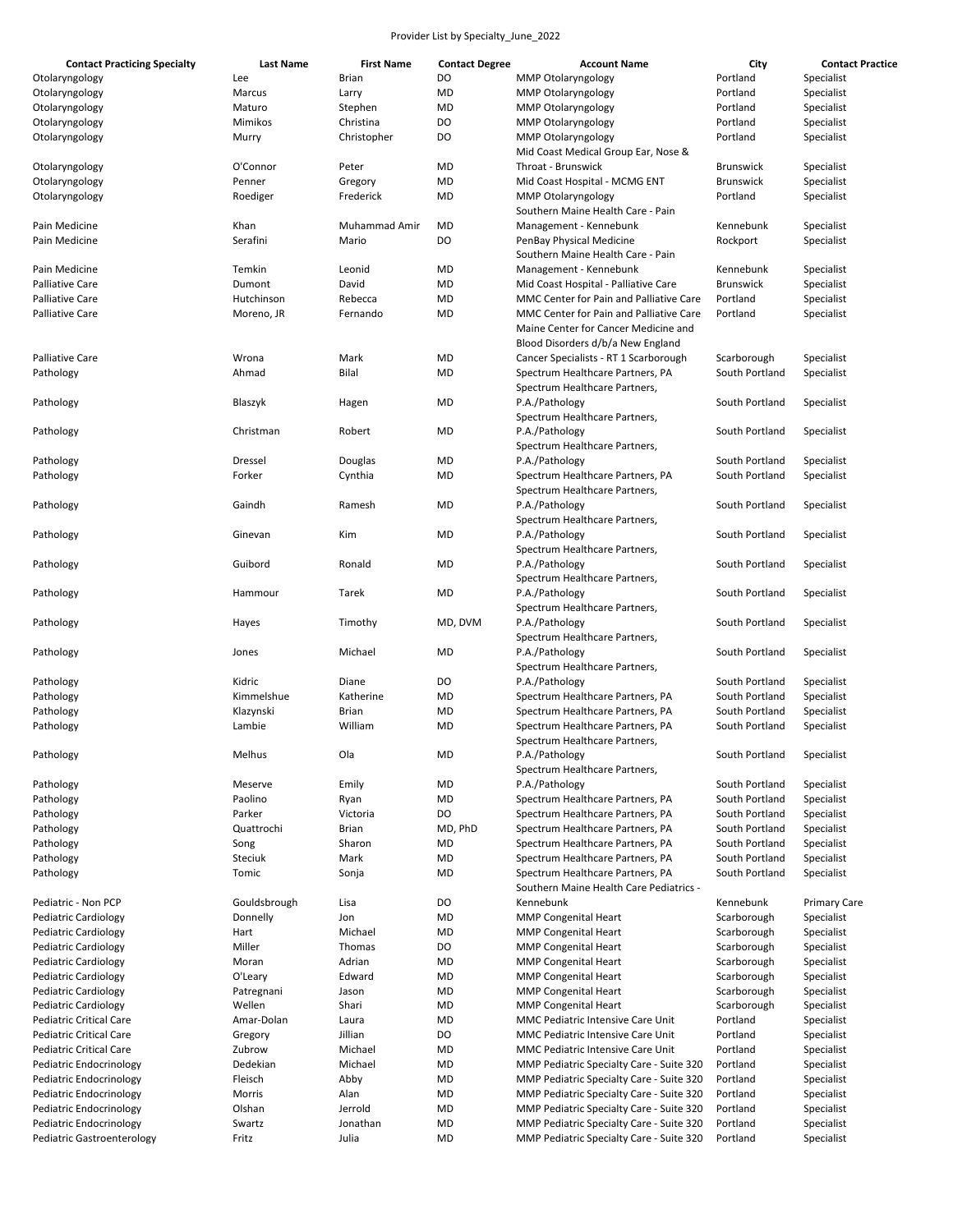Provider List by Specialty_June_2022

| Contact Practicing Specialty | Last Name | First Name | Contact Degree | Account Name | City | Contact Practice |
|---|---|---|---|---|---|---|
| Otolaryngology | Lee | Brian | DO | MMP Otolaryngology | Portland | Specialist |
| Otolaryngology | Marcus | Larry | MD | MMP Otolaryngology | Portland | Specialist |
| Otolaryngology | Maturo | Stephen | MD | MMP Otolaryngology | Portland | Specialist |
| Otolaryngology | Mimikos | Christina | DO | MMP Otolaryngology | Portland | Specialist |
| Otolaryngology | Murry | Christopher | DO | MMP Otolaryngology | Portland | Specialist |
| Otolaryngology | O'Connor | Peter | MD | Mid Coast Medical Group Ear, Nose & Throat - Brunswick | Brunswick | Specialist |
| Otolaryngology | Penner | Gregory | MD | Mid Coast Hospital - MCMG ENT | Brunswick | Specialist |
| Otolaryngology | Roediger | Frederick | MD | MMP Otolaryngology | Portland | Specialist |
| Pain Medicine | Khan | Muhammad Amir | MD | Southern Maine Health Care - Pain Management - Kennebunk | Kennebunk | Specialist |
| Pain Medicine | Serafini | Mario | DO | PenBay Physical Medicine | Rockport | Specialist |
| Pain Medicine | Temkin | Leonid | MD | Southern Maine Health Care - Pain Management - Kennebunk | Kennebunk | Specialist |
| Palliative Care | Dumont | David | MD | Mid Coast Hospital - Palliative Care | Brunswick | Specialist |
| Palliative Care | Hutchinson | Rebecca | MD | MMC Center for Pain and Palliative Care | Portland | Specialist |
| Palliative Care | Moreno, JR | Fernando | MD | MMC Center for Pain and Palliative Care | Portland | Specialist |
| Palliative Care | Wrona | Mark | MD | Maine Center for Cancer Medicine and Blood Disorders d/b/a New England Cancer Specialists - RT 1 Scarborough | Scarborough | Specialist |
| Pathology | Ahmad | Bilal | MD | Spectrum Healthcare Partners, PA | South Portland | Specialist |
| Pathology | Blaszyk | Hagen | MD | Spectrum Healthcare Partners, P.A./Pathology | South Portland | Specialist |
| Pathology | Christman | Robert | MD | Spectrum Healthcare Partners, P.A./Pathology | South Portland | Specialist |
| Pathology | Dressel | Douglas | MD | Spectrum Healthcare Partners, P.A./Pathology | South Portland | Specialist |
| Pathology | Forker | Cynthia | MD | Spectrum Healthcare Partners, PA | South Portland | Specialist |
| Pathology | Gaindh | Ramesh | MD | Spectrum Healthcare Partners, P.A./Pathology | South Portland | Specialist |
| Pathology | Ginevan | Kim | MD | Spectrum Healthcare Partners, P.A./Pathology | South Portland | Specialist |
| Pathology | Guibord | Ronald | MD | Spectrum Healthcare Partners, P.A./Pathology | South Portland | Specialist |
| Pathology | Hammour | Tarek | MD | Spectrum Healthcare Partners, P.A./Pathology | South Portland | Specialist |
| Pathology | Hayes | Timothy | MD, DVM | Spectrum Healthcare Partners, P.A./Pathology | South Portland | Specialist |
| Pathology | Jones | Michael | MD | Spectrum Healthcare Partners, P.A./Pathology | South Portland | Specialist |
| Pathology | Kidric | Diane | DO | Spectrum Healthcare Partners, P.A./Pathology | South Portland | Specialist |
| Pathology | Kimmelshue | Katherine | MD | Spectrum Healthcare Partners, PA | South Portland | Specialist |
| Pathology | Klazynski | Brian | MD | Spectrum Healthcare Partners, PA | South Portland | Specialist |
| Pathology | Lambie | William | MD | Spectrum Healthcare Partners, PA | South Portland | Specialist |
| Pathology | Melhus | Ola | MD | Spectrum Healthcare Partners, P.A./Pathology | South Portland | Specialist |
| Pathology | Meserve | Emily | MD | Spectrum Healthcare Partners, P.A./Pathology | South Portland | Specialist |
| Pathology | Paolino | Ryan | MD | Spectrum Healthcare Partners, PA | South Portland | Specialist |
| Pathology | Parker | Victoria | DO | Spectrum Healthcare Partners, PA | South Portland | Specialist |
| Pathology | Quattrochi | Brian | MD, PhD | Spectrum Healthcare Partners, PA | South Portland | Specialist |
| Pathology | Song | Sharon | MD | Spectrum Healthcare Partners, PA | South Portland | Specialist |
| Pathology | Steciuk | Mark | MD | Spectrum Healthcare Partners, PA | South Portland | Specialist |
| Pathology | Tomic | Sonja | MD | Spectrum Healthcare Partners, PA | South Portland | Specialist |
| Pediatric - Non PCP | Gouldsbrough | Lisa | DO | Southern Maine Health Care Pediatrics - Kennebunk | Kennebunk | Primary Care |
| Pediatric Cardiology | Donnelly | Jon | MD | MMP Congenital Heart | Scarborough | Specialist |
| Pediatric Cardiology | Hart | Michael | MD | MMP Congenital Heart | Scarborough | Specialist |
| Pediatric Cardiology | Miller | Thomas | DO | MMP Congenital Heart | Scarborough | Specialist |
| Pediatric Cardiology | Moran | Adrian | MD | MMP Congenital Heart | Scarborough | Specialist |
| Pediatric Cardiology | O'Leary | Edward | MD | MMP Congenital Heart | Scarborough | Specialist |
| Pediatric Cardiology | Patregnani | Jason | MD | MMP Congenital Heart | Scarborough | Specialist |
| Pediatric Cardiology | Wellen | Shari | MD | MMP Congenital Heart | Scarborough | Specialist |
| Pediatric Critical Care | Amar-Dolan | Laura | MD | MMC Pediatric Intensive Care Unit | Portland | Specialist |
| Pediatric Critical Care | Gregory | Jillian | DO | MMC Pediatric Intensive Care Unit | Portland | Specialist |
| Pediatric Critical Care | Zubrow | Michael | MD | MMC Pediatric Intensive Care Unit | Portland | Specialist |
| Pediatric Endocrinology | Dedekian | Michael | MD | MMP Pediatric Specialty Care - Suite 320 | Portland | Specialist |
| Pediatric Endocrinology | Fleisch | Abby | MD | MMP Pediatric Specialty Care - Suite 320 | Portland | Specialist |
| Pediatric Endocrinology | Morris | Alan | MD | MMP Pediatric Specialty Care - Suite 320 | Portland | Specialist |
| Pediatric Endocrinology | Olshan | Jerrold | MD | MMP Pediatric Specialty Care - Suite 320 | Portland | Specialist |
| Pediatric Endocrinology | Swartz | Jonathan | MD | MMP Pediatric Specialty Care - Suite 320 | Portland | Specialist |
| Pediatric Gastroenterology | Fritz | Julia | MD | MMP Pediatric Specialty Care - Suite 320 | Portland | Specialist |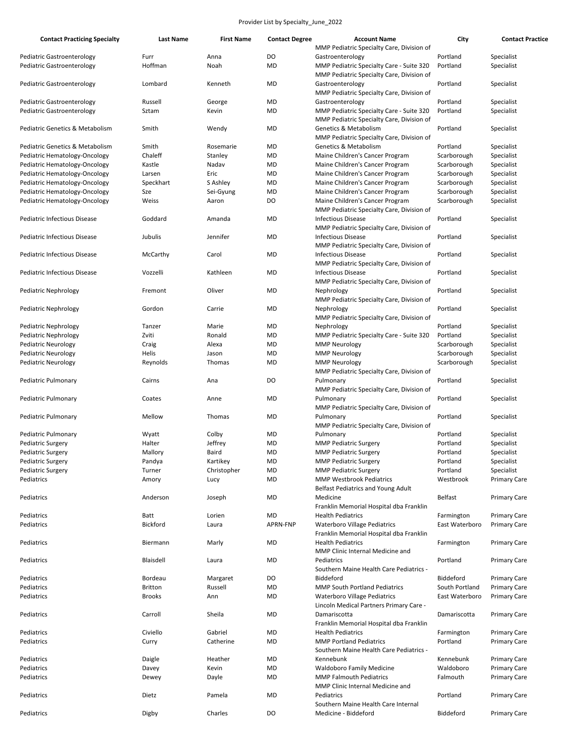Provider List by Specialty_June_2022

| Contact Practicing Specialty | Last Name | First Name | Contact Degree | Account Name | City | Contact Practice |
|---|---|---|---|---|---|---|
| Pediatric Gastroenterology | Furr | Anna | DO | MMP Pediatric Specialty Care, Division of Gastroenterology | Portland | Specialist |
| Pediatric Gastroenterology | Hoffman | Noah | MD | MMP Pediatric Specialty Care - Suite 320 | Portland | Specialist |
| Pediatric Gastroenterology | Lombard | Kenneth | MD | MMP Pediatric Specialty Care, Division of Gastroenterology | Portland | Specialist |
| Pediatric Gastroenterology | Russell | George | MD | MMP Pediatric Specialty Care, Division of Gastroenterology | Portland | Specialist |
| Pediatric Gastroenterology | Sztam | Kevin | MD | MMP Pediatric Specialty Care - Suite 320 | Portland | Specialist |
| Pediatric Genetics & Metabolism | Smith | Wendy | MD | MMP Pediatric Specialty Care, Division of Genetics & Metabolism | Portland | Specialist |
| Pediatric Genetics & Metabolism | Smith | Rosemarie | MD | MMP Pediatric Specialty Care, Division of Genetics & Metabolism | Portland | Specialist |
| Pediatric Hematology-Oncology | Chaleff | Stanley | MD | Maine Children's Cancer Program | Scarborough | Specialist |
| Pediatric Hematology-Oncology | Kastle | Nadav | MD | Maine Children's Cancer Program | Scarborough | Specialist |
| Pediatric Hematology-Oncology | Larsen | Eric | MD | Maine Children's Cancer Program | Scarborough | Specialist |
| Pediatric Hematology-Oncology | Speckhart | S Ashley | MD | Maine Children's Cancer Program | Scarborough | Specialist |
| Pediatric Hematology-Oncology | Sze | Sei-Gyung | MD | Maine Children's Cancer Program | Scarborough | Specialist |
| Pediatric Hematology-Oncology | Weiss | Aaron | DO | Maine Children's Cancer Program | Scarborough | Specialist |
| Pediatric Infectious Disease | Goddard | Amanda | MD | MMP Pediatric Specialty Care, Division of Infectious Disease | Portland | Specialist |
| Pediatric Infectious Disease | Jubulis | Jennifer | MD | MMP Pediatric Specialty Care, Division of Infectious Disease | Portland | Specialist |
| Pediatric Infectious Disease | McCarthy | Carol | MD | MMP Pediatric Specialty Care, Division of Infectious Disease | Portland | Specialist |
| Pediatric Infectious Disease | Vozzelli | Kathleen | MD | MMP Pediatric Specialty Care, Division of Infectious Disease | Portland | Specialist |
| Pediatric Nephrology | Fremont | Oliver | MD | MMP Pediatric Specialty Care, Division of Nephrology | Portland | Specialist |
| Pediatric Nephrology | Gordon | Carrie | MD | MMP Pediatric Specialty Care, Division of Nephrology | Portland | Specialist |
| Pediatric Nephrology | Tanzer | Marie | MD | MMP Pediatric Specialty Care, Division of Nephrology | Portland | Specialist |
| Pediatric Nephrology | Zviti | Ronald | MD | MMP Pediatric Specialty Care - Suite 320 | Portland | Specialist |
| Pediatric Neurology | Craig | Alexa | MD | MMP Neurology | Scarborough | Specialist |
| Pediatric Neurology | Helis | Jason | MD | MMP Neurology | Scarborough | Specialist |
| Pediatric Neurology | Reynolds | Thomas | MD | MMP Neurology | Scarborough | Specialist |
| Pediatric Pulmonary | Cairns | Ana | DO | MMP Pediatric Specialty Care, Division of Pulmonary | Portland | Specialist |
| Pediatric Pulmonary | Coates | Anne | MD | MMP Pediatric Specialty Care, Division of Pulmonary | Portland | Specialist |
| Pediatric Pulmonary | Mellow | Thomas | MD | MMP Pediatric Specialty Care, Division of Pulmonary | Portland | Specialist |
| Pediatric Pulmonary | Wyatt | Colby | MD | MMP Pediatric Specialty Care, Division of Pulmonary | Portland | Specialist |
| Pediatric Surgery | Halter | Jeffrey | MD | MMP Pediatric Surgery | Portland | Specialist |
| Pediatric Surgery | Mallory | Baird | MD | MMP Pediatric Surgery | Portland | Specialist |
| Pediatric Surgery | Pandya | Kartikey | MD | MMP Pediatric Surgery | Portland | Specialist |
| Pediatric Surgery | Turner | Christopher | MD | MMP Pediatric Surgery | Portland | Specialist |
| Pediatrics | Amory | Lucy | MD | MMP Westbrook Pediatrics | Westbrook | Primary Care |
| Pediatrics | Anderson | Joseph | MD | Belfast Pediatrics and Young Adult Medicine | Belfast | Primary Care |
| Pediatrics | Batt | Lorien | MD | Franklin Memorial Hospital dba Franklin Health Pediatrics | Farmington | Primary Care |
| Pediatrics | Bickford | Laura | APRN-FNP | Waterboro Village Pediatrics | East Waterboro | Primary Care |
| Pediatrics | Biermann | Marly | MD | Franklin Memorial Hospital dba Franklin Health Pediatrics | Farmington | Primary Care |
| Pediatrics | Blaisdell | Laura | MD | MMP Clinic Internal Medicine and Pediatrics | Portland | Primary Care |
| Pediatrics | Bordeau | Margaret | DO | Southern Maine Health Care Pediatrics - Biddeford | Biddeford | Primary Care |
| Pediatrics | Britton | Russell | MD | MMP South Portland Pediatrics | South Portland | Primary Care |
| Pediatrics | Brooks | Ann | MD | Waterboro Village Pediatrics | East Waterboro | Primary Care |
| Pediatrics | Carroll | Sheila | MD | Lincoln Medical Partners Primary Care - Damariscotta | Damariscotta | Primary Care |
| Pediatrics | Civiello | Gabriel | MD | Franklin Memorial Hospital dba Franklin Health Pediatrics | Farmington | Primary Care |
| Pediatrics | Curry | Catherine | MD | MMP Portland Pediatrics | Portland | Primary Care |
| Pediatrics | Daigle | Heather | MD | Southern Maine Health Care Pediatrics - Kennebunk | Kennebunk | Primary Care |
| Pediatrics | Davey | Kevin | MD | Waldoboro Family Medicine | Waldoboro | Primary Care |
| Pediatrics | Dewey | Dayle | MD | MMP Falmouth Pediatrics | Falmouth | Primary Care |
| Pediatrics | Dietz | Pamela | MD | MMP Clinic Internal Medicine and Pediatrics | Portland | Primary Care |
| Pediatrics | Digby | Charles | DO | Southern Maine Health Care Internal Medicine - Biddeford | Biddeford | Primary Care |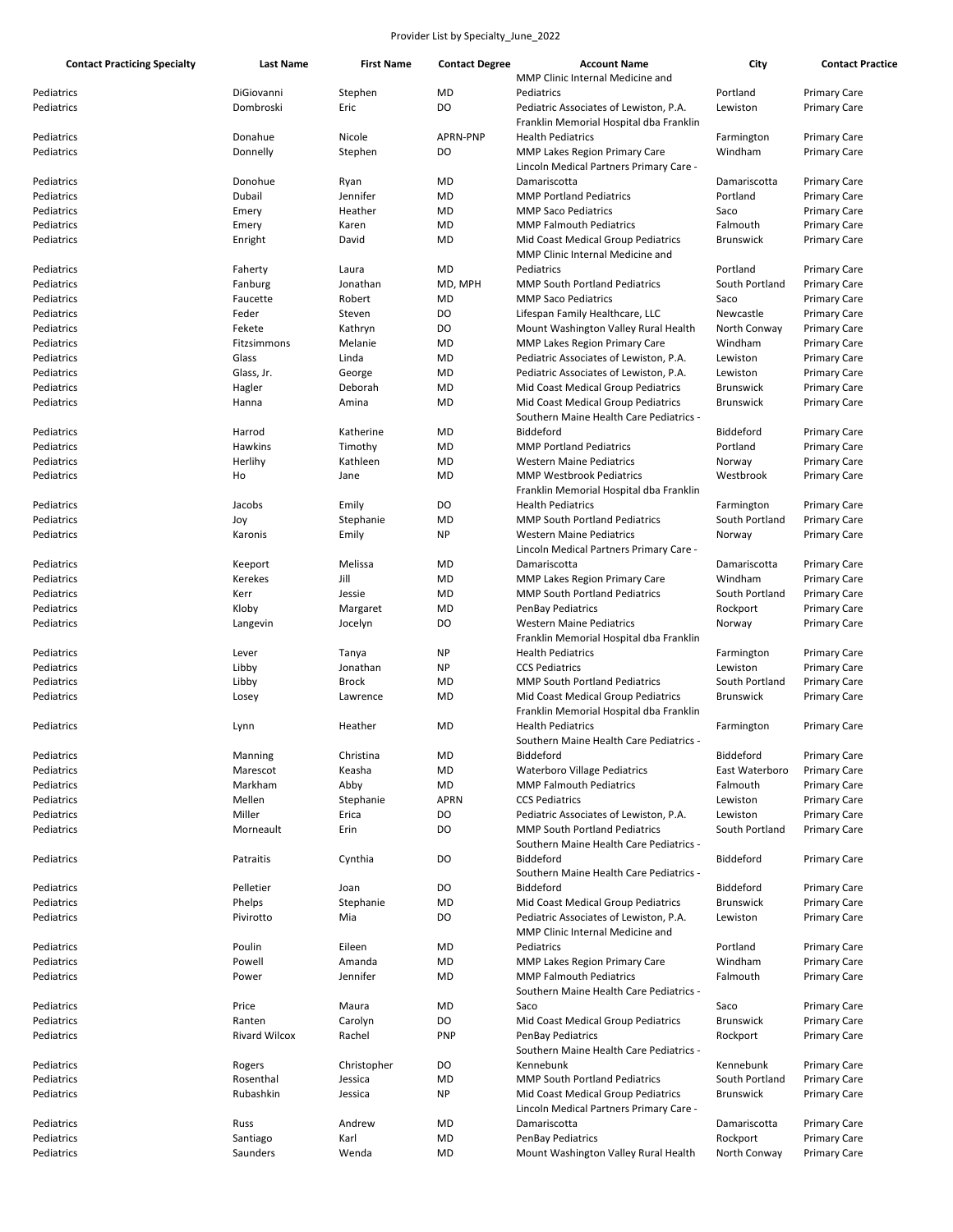Provider List by Specialty_June_2022

| Contact Practicing Specialty | Last Name | First Name | Contact Degree | Account Name | City | Contact Practice |
|---|---|---|---|---|---|---|
| Pediatrics | DiGiovanni | Stephen | MD | MMP Clinic Internal Medicine and Pediatrics | Portland | Primary Care |
| Pediatrics | Dombroski | Eric | DO | Pediatric Associates of Lewiston, P.A. | Lewiston | Primary Care |
| Pediatrics | Donahue | Nicole | APRN-PNP | Franklin Memorial Hospital dba Franklin Health Pediatrics | Farmington | Primary Care |
| Pediatrics | Donnelly | Stephen | DO | MMP Lakes Region Primary Care | Windham | Primary Care |
| Pediatrics | Donohue | Ryan | MD | Lincoln Medical Partners Primary Care - Damariscotta | Damariscotta | Primary Care |
| Pediatrics | Dubail | Jennifer | MD | MMP Portland Pediatrics | Portland | Primary Care |
| Pediatrics | Emery | Heather | MD | MMP Saco Pediatrics | Saco | Primary Care |
| Pediatrics | Emery | Karen | MD | MMP Falmouth Pediatrics | Falmouth | Primary Care |
| Pediatrics | Enright | David | MD | Mid Coast Medical Group Pediatrics | Brunswick | Primary Care |
| Pediatrics | Faherty | Laura | MD | MMP Clinic Internal Medicine and Pediatrics | Portland | Primary Care |
| Pediatrics | Fanburg | Jonathan | MD, MPH | MMP South Portland Pediatrics | South Portland | Primary Care |
| Pediatrics | Faucette | Robert | MD | MMP Saco Pediatrics | Saco | Primary Care |
| Pediatrics | Feder | Steven | DO | Lifespan Family Healthcare, LLC | Newcastle | Primary Care |
| Pediatrics | Fekete | Kathryn | DO | Mount Washington Valley Rural Health | North Conway | Primary Care |
| Pediatrics | Fitzsimmons | Melanie | MD | MMP Lakes Region Primary Care | Windham | Primary Care |
| Pediatrics | Glass | Linda | MD | Pediatric Associates of Lewiston, P.A. | Lewiston | Primary Care |
| Pediatrics | Glass, Jr. | George | MD | Pediatric Associates of Lewiston, P.A. | Lewiston | Primary Care |
| Pediatrics | Hagler | Deborah | MD | Mid Coast Medical Group Pediatrics | Brunswick | Primary Care |
| Pediatrics | Hanna | Amina | MD | Mid Coast Medical Group Pediatrics | Brunswick | Primary Care |
| Pediatrics | Harrod | Katherine | MD | Southern Maine Health Care Pediatrics - Biddeford | Biddeford | Primary Care |
| Pediatrics | Hawkins | Timothy | MD | MMP Portland Pediatrics | Portland | Primary Care |
| Pediatrics | Herlihy | Kathleen | MD | Western Maine Pediatrics | Norway | Primary Care |
| Pediatrics | Ho | Jane | MD | MMP Westbrook Pediatrics | Westbrook | Primary Care |
| Pediatrics | Jacobs | Emily | DO | Franklin Memorial Hospital dba Franklin Health Pediatrics | Farmington | Primary Care |
| Pediatrics | Joy | Stephanie | MD | MMP South Portland Pediatrics | South Portland | Primary Care |
| Pediatrics | Karonis | Emily | NP | Western Maine Pediatrics | Norway | Primary Care |
| Pediatrics | Keeport | Melissa | MD | Lincoln Medical Partners Primary Care - Damariscotta | Damariscotta | Primary Care |
| Pediatrics | Kerekes | Jill | MD | MMP Lakes Region Primary Care | Windham | Primary Care |
| Pediatrics | Kerr | Jessie | MD | MMP South Portland Pediatrics | South Portland | Primary Care |
| Pediatrics | Kloby | Margaret | MD | PenBay Pediatrics | Rockport | Primary Care |
| Pediatrics | Langevin | Jocelyn | DO | Western Maine Pediatrics | Norway | Primary Care |
| Pediatrics | Lever | Tanya | NP | Franklin Memorial Hospital dba Franklin Health Pediatrics | Farmington | Primary Care |
| Pediatrics | Libby | Jonathan | NP | CCS Pediatrics | Lewiston | Primary Care |
| Pediatrics | Libby | Brock | MD | MMP South Portland Pediatrics | South Portland | Primary Care |
| Pediatrics | Losey | Lawrence | MD | Mid Coast Medical Group Pediatrics | Brunswick | Primary Care |
| Pediatrics | Lynn | Heather | MD | Franklin Memorial Hospital dba Franklin Health Pediatrics | Farmington | Primary Care |
| Pediatrics | Manning | Christina | MD | Southern Maine Health Care Pediatrics - Biddeford | Biddeford | Primary Care |
| Pediatrics | Marescot | Keasha | MD | Waterboro Village Pediatrics | East Waterboro | Primary Care |
| Pediatrics | Markham | Abby | MD | MMP Falmouth Pediatrics | Falmouth | Primary Care |
| Pediatrics | Mellen | Stephanie | APRN | CCS Pediatrics | Lewiston | Primary Care |
| Pediatrics | Miller | Erica | DO | Pediatric Associates of Lewiston, P.A. | Lewiston | Primary Care |
| Pediatrics | Morneault | Erin | DO | MMP South Portland Pediatrics | South Portland | Primary Care |
| Pediatrics | Patraitis | Cynthia | DO | Southern Maine Health Care Pediatrics - Biddeford | Biddeford | Primary Care |
| Pediatrics | Pelletier | Joan | DO | Southern Maine Health Care Pediatrics - Biddeford | Biddeford | Primary Care |
| Pediatrics | Phelps | Stephanie | MD | Mid Coast Medical Group Pediatrics | Brunswick | Primary Care |
| Pediatrics | Pivirotto | Mia | DO | Pediatric Associates of Lewiston, P.A. | Lewiston | Primary Care |
| Pediatrics | Poulin | Eileen | MD | MMP Clinic Internal Medicine and Pediatrics | Portland | Primary Care |
| Pediatrics | Powell | Amanda | MD | MMP Lakes Region Primary Care | Windham | Primary Care |
| Pediatrics | Power | Jennifer | MD | MMP Falmouth Pediatrics | Falmouth | Primary Care |
| Pediatrics | Price | Maura | MD | Southern Maine Health Care Pediatrics - Saco | Saco | Primary Care |
| Pediatrics | Ranten | Carolyn | DO | Mid Coast Medical Group Pediatrics | Brunswick | Primary Care |
| Pediatrics | Rivard Wilcox | Rachel | PNP | PenBay Pediatrics | Rockport | Primary Care |
| Pediatrics | Rogers | Christopher | DO | Southern Maine Health Care Pediatrics - Kennebunk | Kennebunk | Primary Care |
| Pediatrics | Rosenthal | Jessica | MD | MMP South Portland Pediatrics | South Portland | Primary Care |
| Pediatrics | Rubashkin | Jessica | NP | Mid Coast Medical Group Pediatrics | Brunswick | Primary Care |
| Pediatrics | Russ | Andrew | MD | Lincoln Medical Partners Primary Care - Damariscotta | Damariscotta | Primary Care |
| Pediatrics | Santiago | Karl | MD | PenBay Pediatrics | Rockport | Primary Care |
| Pediatrics | Saunders | Wenda | MD | Mount Washington Valley Rural Health | North Conway | Primary Care |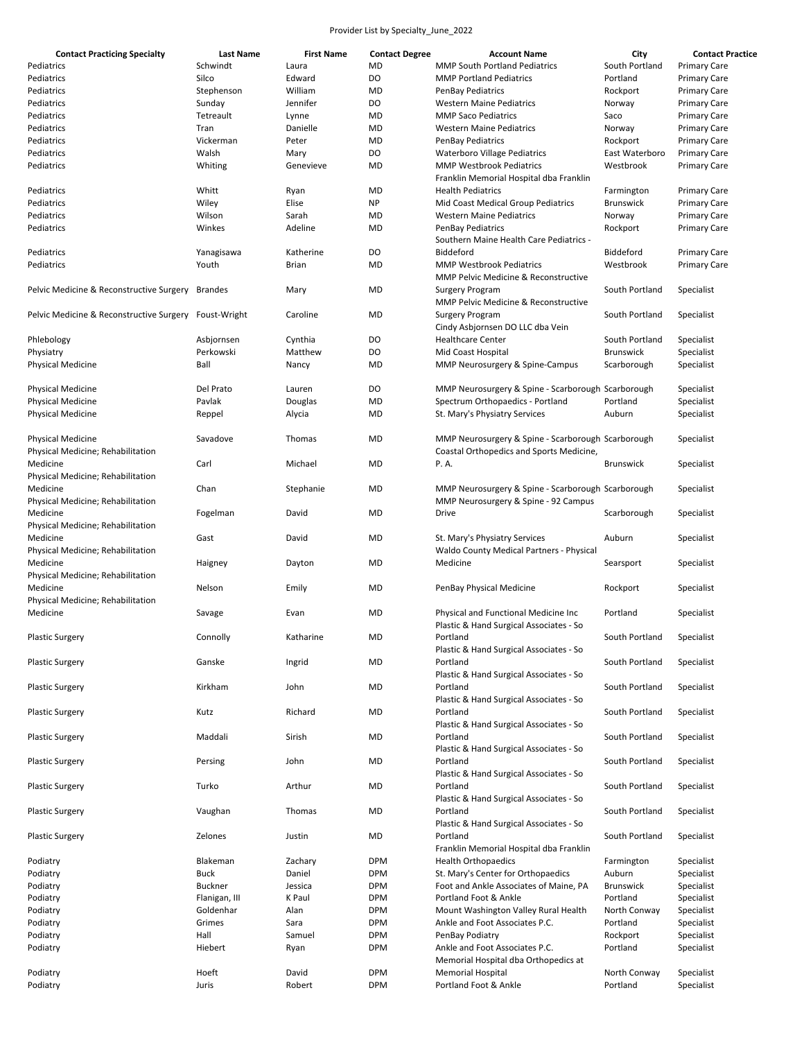Provider List by Specialty_June_2022

| Contact Practicing Specialty | Last Name | First Name | Contact Degree | Account Name | City | Contact Practice |
|---|---|---|---|---|---|---|
| Pediatrics | Schwindt | Laura | MD | MMP South Portland Pediatrics | South Portland | Primary Care |
| Pediatrics | Silco | Edward | DO | MMP Portland Pediatrics | Portland | Primary Care |
| Pediatrics | Stephenson | William | MD | PenBay Pediatrics | Rockport | Primary Care |
| Pediatrics | Sunday | Jennifer | DO | Western Maine Pediatrics | Norway | Primary Care |
| Pediatrics | Tetreault | Lynne | MD | MMP Saco Pediatrics | Saco | Primary Care |
| Pediatrics | Tran | Danielle | MD | Western Maine Pediatrics | Norway | Primary Care |
| Pediatrics | Vickerman | Peter | MD | PenBay Pediatrics | Rockport | Primary Care |
| Pediatrics | Walsh | Mary | DO | Waterboro Village Pediatrics | East Waterboro | Primary Care |
| Pediatrics | Whiting | Genevieve | MD | MMP Westbrook Pediatrics | Westbrook | Primary Care |
| Pediatrics | Whitt | Ryan | MD | Franklin Memorial Hospital dba Franklin Health Pediatrics | Farmington | Primary Care |
| Pediatrics | Wiley | Elise | NP | Mid Coast Medical Group Pediatrics | Brunswick | Primary Care |
| Pediatrics | Wilson | Sarah | MD | Western Maine Pediatrics | Norway | Primary Care |
| Pediatrics | Winkes | Adeline | MD | PenBay Pediatrics | Rockport | Primary Care |
| Pediatrics | Yanagisawa | Katherine | DO | Southern Maine Health Care Pediatrics - Biddeford | Biddeford | Primary Care |
| Pediatrics | Youth | Brian | MD | MMP Westbrook Pediatrics | Westbrook | Primary Care |
| Pelvic Medicine & Reconstructive Surgery | Brandes | Mary | MD | MMP Pelvic Medicine & Reconstructive Surgery Program | South Portland | Specialist |
| Pelvic Medicine & Reconstructive Surgery | Foust-Wright | Caroline | MD | MMP Pelvic Medicine & Reconstructive Surgery Program | South Portland | Specialist |
| Phlebology | Asbjornsen | Cynthia | DO | Cindy Asbjornsen DO LLC dba Vein Healthcare Center | South Portland | Specialist |
| Physiatry | Perkowski | Matthew | DO | Mid Coast Hospital | Brunswick | Specialist |
| Physical Medicine | Ball | Nancy | MD | MMP Neurosurgery & Spine-Campus | Scarborough | Specialist |
| Physical Medicine | Del Prato | Lauren | DO | MMP Neurosurgery & Spine - Scarborough | Scarborough | Specialist |
| Physical Medicine | Pavlak | Douglas | MD | Spectrum Orthopaedics - Portland | Portland | Specialist |
| Physical Medicine | Reppel | Alycia | MD | St. Mary's Physiatry Services | Auburn | Specialist |
| Physical Medicine | Savadove | Thomas | MD | MMP Neurosurgery & Spine - Scarborough | Scarborough | Specialist |
| Physical Medicine; Rehabilitation Medicine | Carl | Michael | MD | Coastal Orthopedics and Sports Medicine, P. A. | Brunswick | Specialist |
| Physical Medicine; Rehabilitation Medicine | Chan | Stephanie | MD | MMP Neurosurgery & Spine - Scarborough | Scarborough | Specialist |
| Physical Medicine; Rehabilitation Medicine | Fogelman | David | MD | MMP Neurosurgery & Spine - 92 Campus Drive | Scarborough | Specialist |
| Physical Medicine; Rehabilitation Medicine | Gast | David | MD | St. Mary's Physiatry Services | Auburn | Specialist |
| Physical Medicine; Rehabilitation Medicine | Haigney | Dayton | MD | Waldo County Medical Partners - Physical Medicine | Searsport | Specialist |
| Physical Medicine; Rehabilitation Medicine | Nelson | Emily | MD | PenBay Physical Medicine | Rockport | Specialist |
| Physical Medicine; Rehabilitation Medicine | Savage | Evan | MD | Physical and Functional Medicine Inc | Portland | Specialist |
| Plastic Surgery | Connolly | Katharine | MD | Plastic & Hand Surgical Associates - So Portland | South Portland | Specialist |
| Plastic Surgery | Ganske | Ingrid | MD | Plastic & Hand Surgical Associates - So Portland | South Portland | Specialist |
| Plastic Surgery | Kirkham | John | MD | Plastic & Hand Surgical Associates - So Portland | South Portland | Specialist |
| Plastic Surgery | Kutz | Richard | MD | Plastic & Hand Surgical Associates - So Portland | South Portland | Specialist |
| Plastic Surgery | Maddali | Sirish | MD | Plastic & Hand Surgical Associates - So Portland | South Portland | Specialist |
| Plastic Surgery | Persing | John | MD | Plastic & Hand Surgical Associates - So Portland | South Portland | Specialist |
| Plastic Surgery | Turko | Arthur | MD | Plastic & Hand Surgical Associates - So Portland | South Portland | Specialist |
| Plastic Surgery | Vaughan | Thomas | MD | Plastic & Hand Surgical Associates - So Portland | South Portland | Specialist |
| Plastic Surgery | Zelones | Justin | MD | Plastic & Hand Surgical Associates - So Portland | South Portland | Specialist |
| Podiatry | Blakeman | Zachary | DPM | Franklin Memorial Hospital dba Franklin Health Orthopaedics | Farmington | Specialist |
| Podiatry | Buck | Daniel | DPM | St. Mary's Center for Orthopaedics | Auburn | Specialist |
| Podiatry | Buckner | Jessica | DPM | Foot and Ankle Associates of Maine, PA | Brunswick | Specialist |
| Podiatry | Flanigan, III | K Paul | DPM | Portland Foot & Ankle | Portland | Specialist |
| Podiatry | Goldenhar | Alan | DPM | Mount Washington Valley Rural Health | North Conway | Specialist |
| Podiatry | Grimes | Sara | DPM | Ankle and Foot Associates P.C. | Portland | Specialist |
| Podiatry | Hall | Samuel | DPM | PenBay Podiatry | Rockport | Specialist |
| Podiatry | Hiebert | Ryan | DPM | Ankle and Foot Associates P.C. | Portland | Specialist |
| Podiatry | Hoeft | David | DPM | Memorial Hospital dba Orthopedics at Memorial Hospital | North Conway | Specialist |
| Podiatry | Juris | Robert | DPM | Portland Foot & Ankle | Portland | Specialist |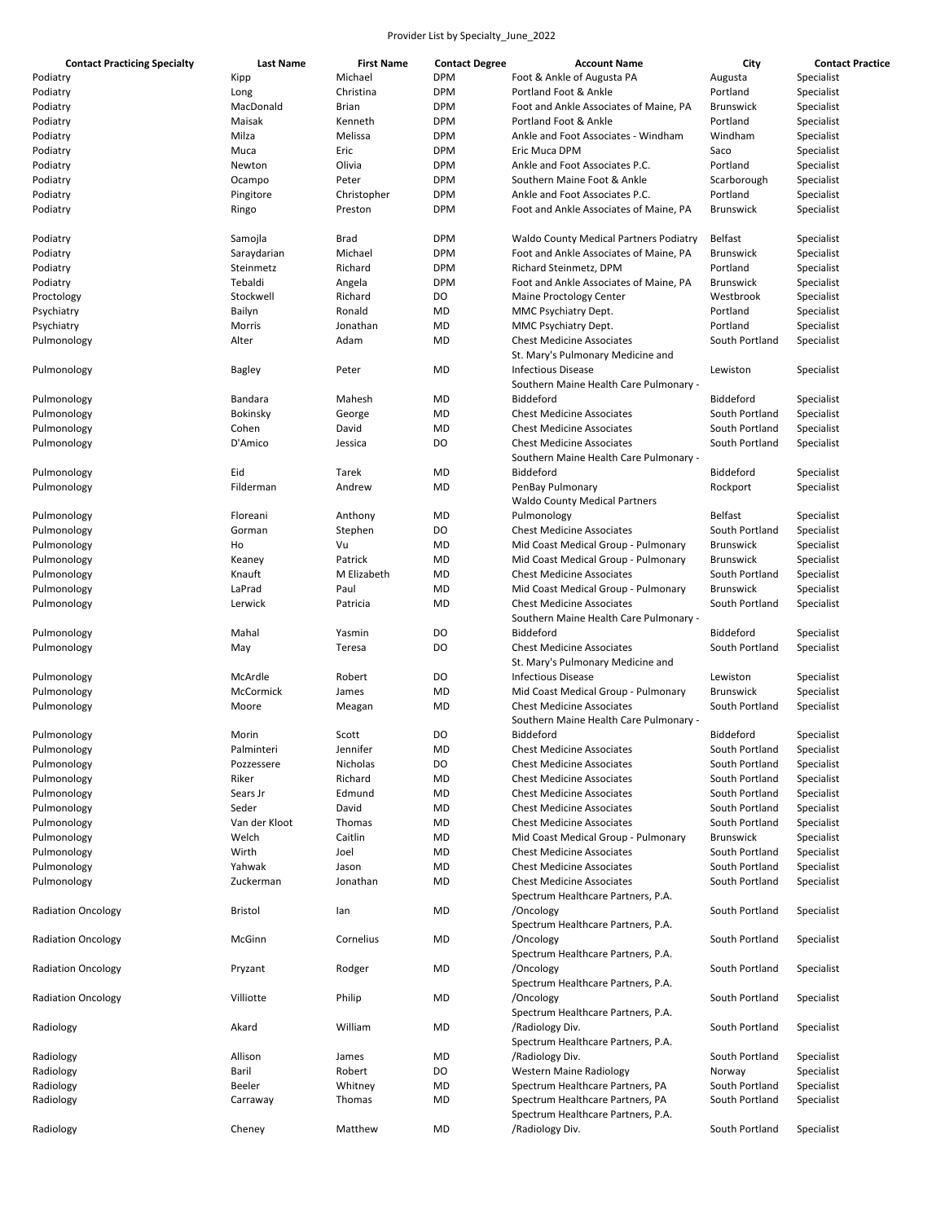Provider List by Specialty_June_2022

| Contact Practicing Specialty | Last Name | First Name | Contact Degree | Account Name | City | Contact Practice |
|---|---|---|---|---|---|---|
| Podiatry | Kipp | Michael | DPM | Foot & Ankle of Augusta PA | Augusta | Specialist |
| Podiatry | Long | Christina | DPM | Portland Foot & Ankle | Portland | Specialist |
| Podiatry | MacDonald | Brian | DPM | Foot and Ankle Associates of Maine, PA | Brunswick | Specialist |
| Podiatry | Maisak | Kenneth | DPM | Portland Foot & Ankle | Portland | Specialist |
| Podiatry | Milza | Melissa | DPM | Ankle and Foot Associates - Windham | Windham | Specialist |
| Podiatry | Muca | Eric | DPM | Eric Muca DPM | Saco | Specialist |
| Podiatry | Newton | Olivia | DPM | Ankle and Foot Associates P.C. | Portland | Specialist |
| Podiatry | Ocampo | Peter | DPM | Southern Maine Foot & Ankle | Scarborough | Specialist |
| Podiatry | Pingitore | Christopher | DPM | Ankle and Foot Associates P.C. | Portland | Specialist |
| Podiatry | Ringo | Preston | DPM | Foot and Ankle Associates of Maine, PA | Brunswick | Specialist |
| Podiatry | Samojla | Brad | DPM | Waldo County Medical Partners Podiatry | Belfast | Specialist |
| Podiatry | Saraydarian | Michael | DPM | Foot and Ankle Associates of Maine, PA | Brunswick | Specialist |
| Podiatry | Steinmetz | Richard | DPM | Richard Steinmetz, DPM | Portland | Specialist |
| Podiatry | Tebaldi | Angela | DPM | Foot and Ankle Associates of Maine, PA | Brunswick | Specialist |
| Proctology | Stockwell | Richard | DO | Maine Proctology Center | Westbrook | Specialist |
| Psychiatry | Bailyn | Ronald | MD | MMC Psychiatry Dept. | Portland | Specialist |
| Psychiatry | Morris | Jonathan | MD | MMC Psychiatry Dept. | Portland | Specialist |
| Pulmonology | Alter | Adam | MD | Chest Medicine Associates | South Portland | Specialist |
| Pulmonology | Bagley | Peter | MD | St. Mary's Pulmonary Medicine and Infectious Disease | Lewiston | Specialist |
| Pulmonology | Bandara | Mahesh | MD | Southern Maine Health Care Pulmonary - Biddeford | Biddeford | Specialist |
| Pulmonology | Bokinsky | George | MD | Chest Medicine Associates | South Portland | Specialist |
| Pulmonology | Cohen | David | MD | Chest Medicine Associates | South Portland | Specialist |
| Pulmonology | D'Amico | Jessica | DO | Chest Medicine Associates | South Portland | Specialist |
| Pulmonology | Eid | Tarek | MD | Southern Maine Health Care Pulmonary - Biddeford | Biddeford | Specialist |
| Pulmonology | Filderman | Andrew | MD | PenBay Pulmonary | Rockport | Specialist |
| Pulmonology | Floreani | Anthony | MD | Waldo County Medical Partners Pulmonology | Belfast | Specialist |
| Pulmonology | Gorman | Stephen | DO | Chest Medicine Associates | South Portland | Specialist |
| Pulmonology | Ho | Vu | MD | Mid Coast Medical Group - Pulmonary | Brunswick | Specialist |
| Pulmonology | Keaney | Patrick | MD | Mid Coast Medical Group - Pulmonary | Brunswick | Specialist |
| Pulmonology | Knauft | M Elizabeth | MD | Chest Medicine Associates | South Portland | Specialist |
| Pulmonology | LaPrad | Paul | MD | Mid Coast Medical Group - Pulmonary | Brunswick | Specialist |
| Pulmonology | Lerwick | Patricia | MD | Chest Medicine Associates | South Portland | Specialist |
| Pulmonology | Mahal | Yasmin | DO | Southern Maine Health Care Pulmonary - Biddeford | Biddeford | Specialist |
| Pulmonology | May | Teresa | DO | Chest Medicine Associates | South Portland | Specialist |
| Pulmonology | McArdle | Robert | DO | St. Mary's Pulmonary Medicine and Infectious Disease | Lewiston | Specialist |
| Pulmonology | McCormick | James | MD | Mid Coast Medical Group - Pulmonary | Brunswick | Specialist |
| Pulmonology | Moore | Meagan | MD | Chest Medicine Associates | South Portland | Specialist |
| Pulmonology | Morin | Scott | DO | Southern Maine Health Care Pulmonary - Biddeford | Biddeford | Specialist |
| Pulmonology | Palminteri | Jennifer | MD | Chest Medicine Associates | South Portland | Specialist |
| Pulmonology | Pozzessere | Nicholas | DO | Chest Medicine Associates | South Portland | Specialist |
| Pulmonology | Riker | Richard | MD | Chest Medicine Associates | South Portland | Specialist |
| Pulmonology | Sears Jr | Edmund | MD | Chest Medicine Associates | South Portland | Specialist |
| Pulmonology | Seder | David | MD | Chest Medicine Associates | South Portland | Specialist |
| Pulmonology | Van der Kloot | Thomas | MD | Chest Medicine Associates | South Portland | Specialist |
| Pulmonology | Welch | Caitlin | MD | Mid Coast Medical Group - Pulmonary | Brunswick | Specialist |
| Pulmonology | Wirth | Joel | MD | Chest Medicine Associates | South Portland | Specialist |
| Pulmonology | Yahwak | Jason | MD | Chest Medicine Associates | South Portland | Specialist |
| Pulmonology | Zuckerman | Jonathan | MD | Chest Medicine Associates | South Portland | Specialist |
| Radiation Oncology | Bristol | Ian | MD | Spectrum Healthcare Partners, P.A. /Oncology | South Portland | Specialist |
| Radiation Oncology | McGinn | Cornelius | MD | Spectrum Healthcare Partners, P.A. /Oncology | South Portland | Specialist |
| Radiation Oncology | Pryzant | Rodger | MD | Spectrum Healthcare Partners, P.A. /Oncology | South Portland | Specialist |
| Radiation Oncology | Villiotte | Philip | MD | Spectrum Healthcare Partners, P.A. /Oncology | South Portland | Specialist |
| Radiology | Akard | William | MD | Spectrum Healthcare Partners, P.A. /Radiology Div. | South Portland | Specialist |
| Radiology | Allison | James | MD | Spectrum Healthcare Partners, P.A. /Radiology Div. | South Portland | Specialist |
| Radiology | Baril | Robert | DO | Western Maine Radiology | Norway | Specialist |
| Radiology | Beeler | Whitney | MD | Spectrum Healthcare Partners, PA | South Portland | Specialist |
| Radiology | Carraway | Thomas | MD | Spectrum Healthcare Partners, PA | South Portland | Specialist |
| Radiology | Cheney | Matthew | MD | Spectrum Healthcare Partners, P.A. /Radiology Div. | South Portland | Specialist |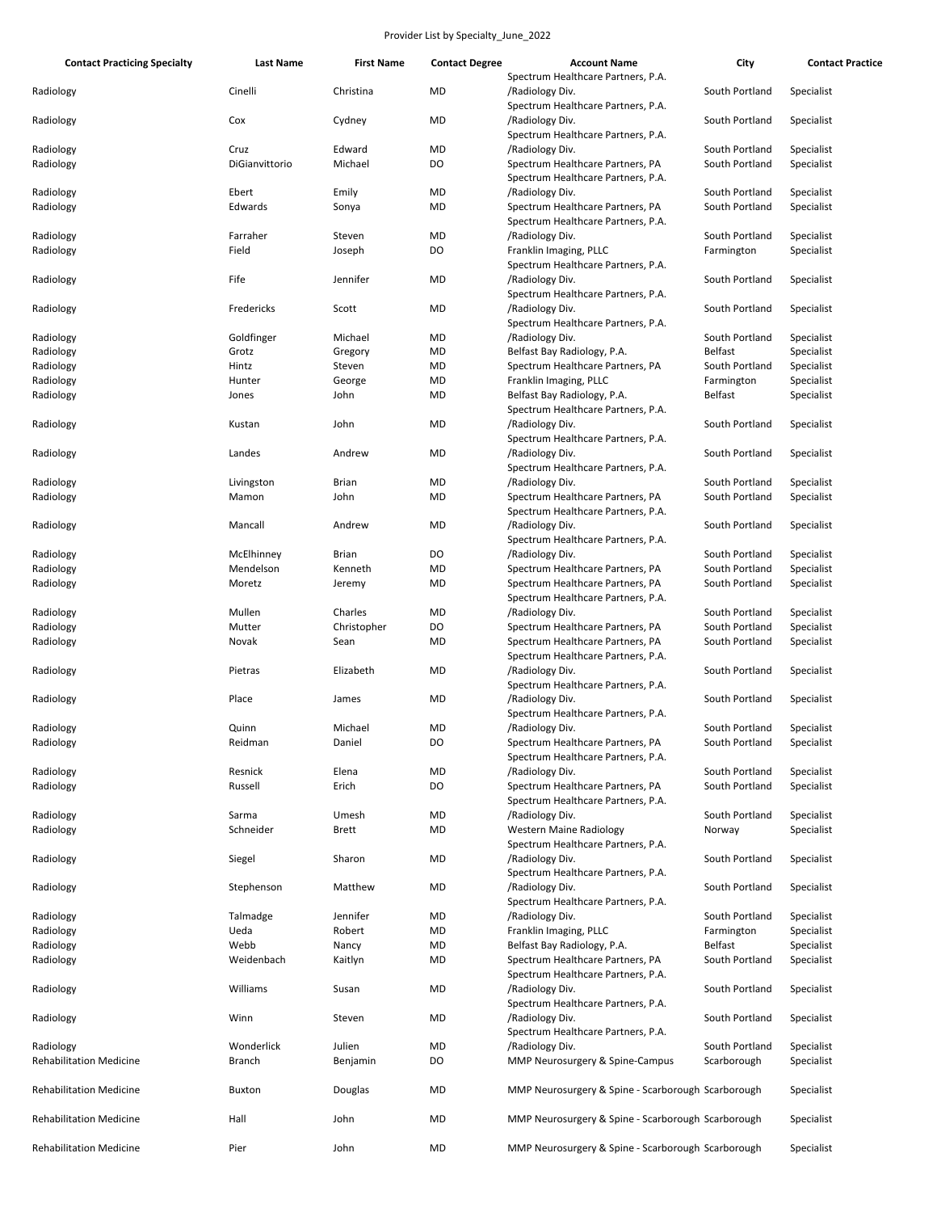Provider List by Specialty_June_2022

| Contact Practicing Specialty | Last Name | First Name | Contact Degree | Account Name | City | Contact Practice |
|---|---|---|---|---|---|---|
| Radiology | Cinelli | Christina | MD | Spectrum Healthcare Partners, P.A. /Radiology Div. | South Portland | Specialist |
| Radiology | Cox | Cydney | MD | Spectrum Healthcare Partners, P.A. /Radiology Div. | South Portland | Specialist |
| Radiology | Cruz | Edward | MD | Spectrum Healthcare Partners, P.A. /Radiology Div. | South Portland | Specialist |
| Radiology | DiGianvittorio | Michael | DO | Spectrum Healthcare Partners, PA | South Portland | Specialist |
| Radiology | Ebert | Emily | MD | Spectrum Healthcare Partners, P.A. /Radiology Div. | South Portland | Specialist |
| Radiology | Edwards | Sonya | MD | Spectrum Healthcare Partners, PA | South Portland | Specialist |
| Radiology | Farraher | Steven | MD | Spectrum Healthcare Partners, P.A. /Radiology Div. | South Portland | Specialist |
| Radiology | Field | Joseph | DO | Franklin Imaging, PLLC | Farmington | Specialist |
| Radiology | Fife | Jennifer | MD | Spectrum Healthcare Partners, P.A. /Radiology Div. | South Portland | Specialist |
| Radiology | Fredericks | Scott | MD | Spectrum Healthcare Partners, P.A. /Radiology Div. | South Portland | Specialist |
| Radiology | Goldfinger | Michael | MD | Spectrum Healthcare Partners, P.A. /Radiology Div. | South Portland | Specialist |
| Radiology | Grotz | Gregory | MD | Belfast Bay Radiology, P.A. | Belfast | Specialist |
| Radiology | Hintz | Steven | MD | Spectrum Healthcare Partners, PA | South Portland | Specialist |
| Radiology | Hunter | George | MD | Franklin Imaging, PLLC | Farmington | Specialist |
| Radiology | Jones | John | MD | Belfast Bay Radiology, P.A. | Belfast | Specialist |
| Radiology | Kustan | John | MD | Spectrum Healthcare Partners, P.A. /Radiology Div. | South Portland | Specialist |
| Radiology | Landes | Andrew | MD | Spectrum Healthcare Partners, P.A. /Radiology Div. | South Portland | Specialist |
| Radiology | Livingston | Brian | MD | Spectrum Healthcare Partners, P.A. /Radiology Div. | South Portland | Specialist |
| Radiology | Mamon | John | MD | Spectrum Healthcare Partners, PA | South Portland | Specialist |
| Radiology | Mancall | Andrew | MD | Spectrum Healthcare Partners, P.A. /Radiology Div. | South Portland | Specialist |
| Radiology | McElhinney | Brian | DO | Spectrum Healthcare Partners, P.A. /Radiology Div. | South Portland | Specialist |
| Radiology | Mendelson | Kenneth | MD | Spectrum Healthcare Partners, PA | South Portland | Specialist |
| Radiology | Moretz | Jeremy | MD | Spectrum Healthcare Partners, PA | South Portland | Specialist |
| Radiology | Mullen | Charles | MD | Spectrum Healthcare Partners, P.A. /Radiology Div. | South Portland | Specialist |
| Radiology | Mutter | Christopher | DO | Spectrum Healthcare Partners, PA | South Portland | Specialist |
| Radiology | Novak | Sean | MD | Spectrum Healthcare Partners, PA | South Portland | Specialist |
| Radiology | Pietras | Elizabeth | MD | Spectrum Healthcare Partners, P.A. /Radiology Div. | South Portland | Specialist |
| Radiology | Place | James | MD | Spectrum Healthcare Partners, P.A. /Radiology Div. | South Portland | Specialist |
| Radiology | Quinn | Michael | MD | Spectrum Healthcare Partners, P.A. /Radiology Div. | South Portland | Specialist |
| Radiology | Reidman | Daniel | DO | Spectrum Healthcare Partners, PA | South Portland | Specialist |
| Radiology | Resnick | Elena | MD | Spectrum Healthcare Partners, P.A. /Radiology Div. | South Portland | Specialist |
| Radiology | Russell | Erich | DO | Spectrum Healthcare Partners, PA | South Portland | Specialist |
| Radiology | Sarma | Umesh | MD | Spectrum Healthcare Partners, P.A. /Radiology Div. | South Portland | Specialist |
| Radiology | Schneider | Brett | MD | Western Maine Radiology | Norway | Specialist |
| Radiology | Siegel | Sharon | MD | Spectrum Healthcare Partners, P.A. /Radiology Div. | South Portland | Specialist |
| Radiology | Stephenson | Matthew | MD | Spectrum Healthcare Partners, P.A. /Radiology Div. | South Portland | Specialist |
| Radiology | Talmadge | Jennifer | MD | Spectrum Healthcare Partners, P.A. /Radiology Div. | South Portland | Specialist |
| Radiology | Ueda | Robert | MD | Franklin Imaging, PLLC | Farmington | Specialist |
| Radiology | Webb | Nancy | MD | Belfast Bay Radiology, P.A. | Belfast | Specialist |
| Radiology | Weidenbach | Kaitlyn | MD | Spectrum Healthcare Partners, PA | South Portland | Specialist |
| Radiology | Williams | Susan | MD | Spectrum Healthcare Partners, P.A. /Radiology Div. | South Portland | Specialist |
| Radiology | Winn | Steven | MD | Spectrum Healthcare Partners, P.A. /Radiology Div. | South Portland | Specialist |
| Radiology | Wonderlick | Julien | MD | Spectrum Healthcare Partners, P.A. /Radiology Div. | South Portland | Specialist |
| Rehabilitation Medicine | Branch | Benjamin | DO | MMP Neurosurgery & Spine-Campus | Scarborough | Specialist |
| Rehabilitation Medicine | Buxton | Douglas | MD | MMP Neurosurgery & Spine - Scarborough | Scarborough | Specialist |
| Rehabilitation Medicine | Hall | John | MD | MMP Neurosurgery & Spine - Scarborough | Scarborough | Specialist |
| Rehabilitation Medicine | Pier | John | MD | MMP Neurosurgery & Spine - Scarborough | Scarborough | Specialist |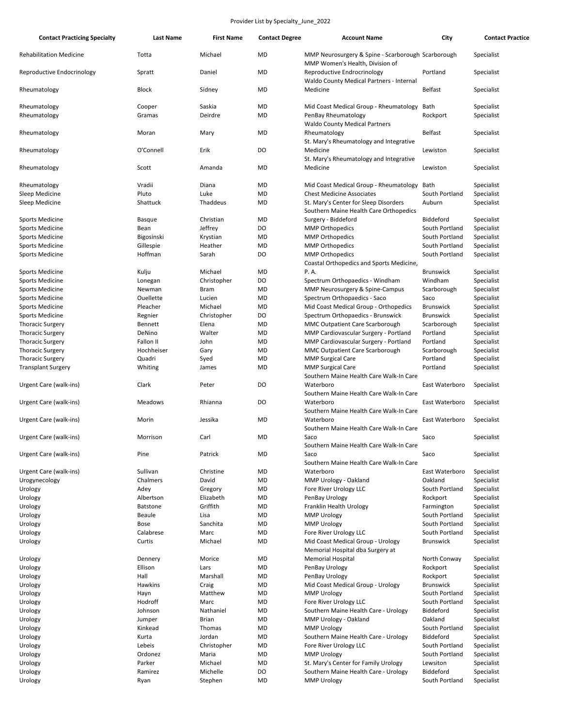Provider List by Specialty_June_2022

| Contact Practicing Specialty | Last Name | First Name | Contact Degree | Account Name | City | Contact Practice |
|---|---|---|---|---|---|---|
| Rehabilitation Medicine | Totta | Michael | MD | MMP Neurosurgery & Spine - Scarborough | Scarborough | Specialist |
| Reproductive Endocrinology | Spratt | Daniel | MD | MMP Women's Health, Division of Reproductive Endocrinology | Portland | Specialist |
| Rheumatology | Block | Sidney | MD | Waldo County Medical Partners - Internal Medicine | Belfast | Specialist |
| Rheumatology | Cooper | Saskia | MD | Mid Coast Medical Group - Rheumatology | Bath | Specialist |
| Rheumatology | Gramas | Deirdre | MD | PenBay Rheumatology | Rockport | Specialist |
| Rheumatology | Moran | Mary | MD | Waldo County Medical Partners Rheumatology | Belfast | Specialist |
| Rheumatology | O'Connell | Erik | DO | St. Mary's Rheumatology and Integrative Medicine | Lewiston | Specialist |
| Rheumatology | Scott | Amanda | MD | St. Mary's Rheumatology and Integrative Medicine | Lewiston | Specialist |
| Rheumatology | Vradii | Diana | MD | Mid Coast Medical Group - Rheumatology | Bath | Specialist |
| Sleep Medicine | Pluto | Luke | MD | Chest Medicine Associates | South Portland | Specialist |
| Sleep Medicine | Shattuck | Thaddeus | MD | St. Mary's Center for Sleep Disorders | Auburn | Specialist |
| Sports Medicine | Basque | Christian | MD | Southern Maine Health Care Orthopedics Surgery - Biddeford | Biddeford | Specialist |
| Sports Medicine | Bean | Jeffrey | DO | MMP Orthopedics | South Portland | Specialist |
| Sports Medicine | Bigosinski | Krystian | MD | MMP Orthopedics | South Portland | Specialist |
| Sports Medicine | Gillespie | Heather | MD | MMP Orthopedics | South Portland | Specialist |
| Sports Medicine | Hoffman | Sarah | DO | MMP Orthopedics | South Portland | Specialist |
| Sports Medicine | Kulju | Michael | MD | Coastal Orthopedics and Sports Medicine, P. A. | Brunswick | Specialist |
| Sports Medicine | Lonegan | Christopher | DO | Spectrum Orthopaedics - Windham | Windham | Specialist |
| Sports Medicine | Newman | Bram | MD | MMP Neurosurgery & Spine-Campus | Scarborough | Specialist |
| Sports Medicine | Ouellette | Lucien | MD | Spectrum Orthopaedics - Saco | Saco | Specialist |
| Sports Medicine | Pleacher | Michael | MD | Mid Coast Medical Group - Orthopedics | Brunswick | Specialist |
| Sports Medicine | Regnier | Christopher | DO | Spectrum Orthopaedics - Brunswick | Brunswick | Specialist |
| Thoracic Surgery | Bennett | Elena | MD | MMC Outpatient Care Scarborough | Scarborough | Specialist |
| Thoracic Surgery | DeNino | Walter | MD | MMP Cardiovascular Surgery - Portland | Portland | Specialist |
| Thoracic Surgery | Fallon II | John | MD | MMP Cardiovascular Surgery - Portland | Portland | Specialist |
| Thoracic Surgery | Hochheiser | Gary | MD | MMC Outpatient Care Scarborough | Scarborough | Specialist |
| Thoracic Surgery | Quadri | Syed | MD | MMP Surgical Care | Portland | Specialist |
| Transplant Surgery | Whiting | James | MD | MMP Surgical Care | Portland | Specialist |
| Urgent Care (walk-ins) | Clark | Peter | DO | Southern Maine Health Care Walk-In Care Waterboro | East Waterboro | Specialist |
| Urgent Care (walk-ins) | Meadows | Rhianna | DO | Southern Maine Health Care Walk-In Care Waterboro | East Waterboro | Specialist |
| Urgent Care (walk-ins) | Morin | Jessika | MD | Southern Maine Health Care Walk-In Care Waterboro | East Waterboro | Specialist |
| Urgent Care (walk-ins) | Morrison | Carl | MD | Southern Maine Health Care Walk-In Care Saco | Saco | Specialist |
| Urgent Care (walk-ins) | Pine | Patrick | MD | Southern Maine Health Care Walk-In Care Saco | Saco | Specialist |
| Urgent Care (walk-ins) | Sullivan | Christine | MD | Southern Maine Health Care Walk-In Care Waterboro | East Waterboro | Specialist |
| Urogynecology | Chalmers | David | MD | MMP Urology - Oakland | Oakland | Specialist |
| Urology | Adey | Gregory | MD | Fore River Urology LLC | South Portland | Specialist |
| Urology | Albertson | Elizabeth | MD | PenBay Urology | Rockport | Specialist |
| Urology | Batstone | Griffith | MD | Franklin Health Urology | Farmington | Specialist |
| Urology | Beaule | Lisa | MD | MMP Urology | South Portland | Specialist |
| Urology | Bose | Sanchita | MD | MMP Urology | South Portland | Specialist |
| Urology | Calabrese | Marc | MD | Fore River Urology LLC | South Portland | Specialist |
| Urology | Curtis | Michael | MD | Mid Coast Medical Group - Urology | Brunswick | Specialist |
| Urology | Dennery | Morice | MD | Memorial Hospital dba Surgery at Memorial Hospital | North Conway | Specialist |
| Urology | Ellison | Lars | MD | PenBay Urology | Rockport | Specialist |
| Urology | Hall | Marshall | MD | PenBay Urology | Rockport | Specialist |
| Urology | Hawkins | Craig | MD | Mid Coast Medical Group - Urology | Brunswick | Specialist |
| Urology | Hayn | Matthew | MD | MMP Urology | South Portland | Specialist |
| Urology | Hodroff | Marc | MD | Fore River Urology LLC | South Portland | Specialist |
| Urology | Johnson | Nathaniel | MD | Southern Maine Health Care - Urology | Biddeford | Specialist |
| Urology | Jumper | Brian | MD | MMP Urology - Oakland | Oakland | Specialist |
| Urology | Kinkead | Thomas | MD | MMP Urology | South Portland | Specialist |
| Urology | Kurta | Jordan | MD | Southern Maine Health Care - Urology | Biddeford | Specialist |
| Urology | Lebeis | Christopher | MD | Fore River Urology LLC | South Portland | Specialist |
| Urology | Ordonez | Maria | MD | MMP Urology | South Portland | Specialist |
| Urology | Parker | Michael | MD | St. Mary's Center for Family Urology | Lewiston | Specialist |
| Urology | Ramirez | Michelle | DO | Southern Maine Health Care - Urology | Biddeford | Specialist |
| Urology | Ryan | Stephen | MD | MMP Urology | South Portland | Specialist |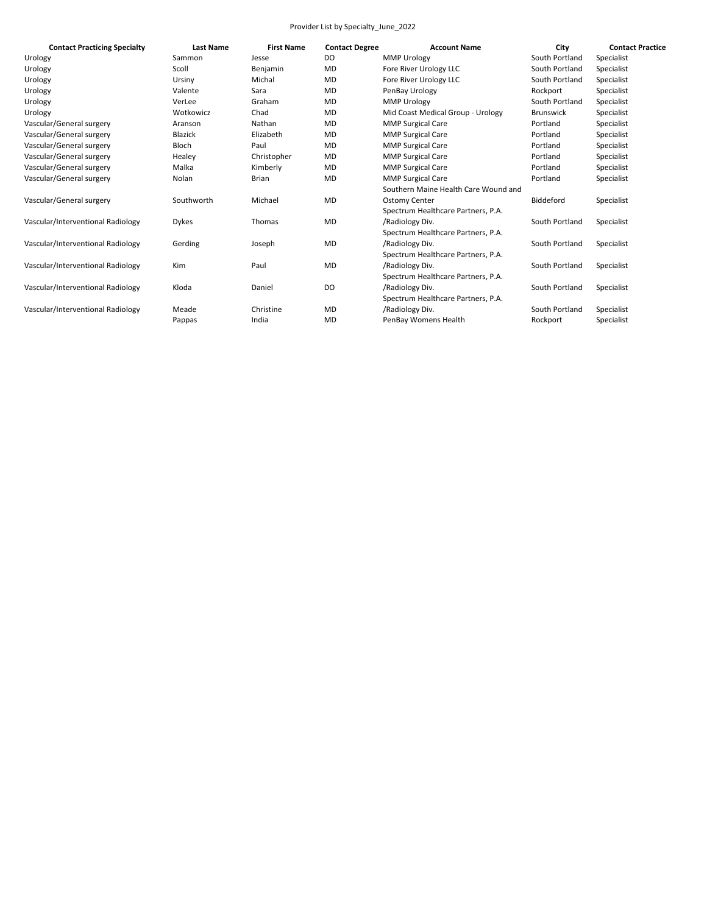Provider List by Specialty_June_2022

| Contact Practicing Specialty | Last Name | First Name | Contact Degree | Account Name | City | Contact Practice |
|---|---|---|---|---|---|---|
| Urology | Sammon | Jesse | DO | MMP Urology | South Portland | Specialist |
| Urology | Scoll | Benjamin | MD | Fore River Urology LLC | South Portland | Specialist |
| Urology | Ursiny | Michal | MD | Fore River Urology LLC | South Portland | Specialist |
| Urology | Valente | Sara | MD | PenBay Urology | Rockport | Specialist |
| Urology | VerLee | Graham | MD | MMP Urology | South Portland | Specialist |
| Urology | Wotkowicz | Chad | MD | Mid Coast Medical Group - Urology | Brunswick | Specialist |
| Vascular/General surgery | Aranson | Nathan | MD | MMP Surgical Care | Portland | Specialist |
| Vascular/General surgery | Blazick | Elizabeth | MD | MMP Surgical Care | Portland | Specialist |
| Vascular/General surgery | Bloch | Paul | MD | MMP Surgical Care | Portland | Specialist |
| Vascular/General surgery | Healey | Christopher | MD | MMP Surgical Care | Portland | Specialist |
| Vascular/General surgery | Malka | Kimberly | MD | MMP Surgical Care | Portland | Specialist |
| Vascular/General surgery | Nolan | Brian | MD | MMP Surgical Care | Portland | Specialist |
| Vascular/General surgery | Southworth | Michael | MD | Southern Maine Health Care Wound and Ostomy Center | Biddeford | Specialist |
| Vascular/Interventional Radiology | Dykes | Thomas | MD | Spectrum Healthcare Partners, P.A. /Radiology Div. | South Portland | Specialist |
| Vascular/Interventional Radiology | Gerding | Joseph | MD | Spectrum Healthcare Partners, P.A. /Radiology Div. | South Portland | Specialist |
| Vascular/Interventional Radiology | Kim | Paul | MD | Spectrum Healthcare Partners, P.A. /Radiology Div. | South Portland | Specialist |
| Vascular/Interventional Radiology | Kloda | Daniel | DO | Spectrum Healthcare Partners, P.A. /Radiology Div. | South Portland | Specialist |
| Vascular/Interventional Radiology | Meade | Christine | MD | Spectrum Healthcare Partners, P.A. /Radiology Div. | South Portland | Specialist |
| | Pappas | India | MD | PenBay Womens Health | Rockport | Specialist |